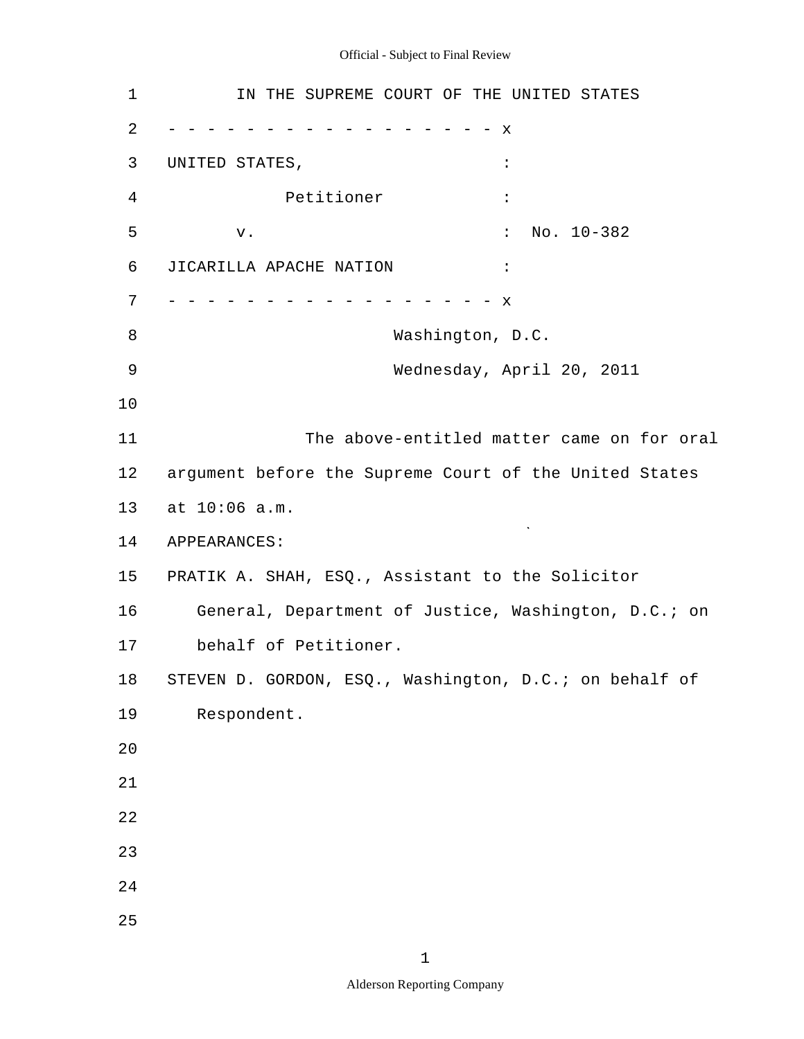IN THE SUPREME COURT OF THE UNITED STATES

- - - - - - - - - - - - - - - - - - x

UNITED STATES, :

Petitioner :

v. : No. 10-382

JICARILLA APACHE NATION :

- - - - - - - - - - - - - - - - - - x

Washington, D.C.

Wednesday, April 20, 2011

The above-entitled matter came on for oral argument before the Supreme Court of the United States at 10:06 a.m.

APPEARANCES:

PRATIK A. SHAH, ESQ., Assistant to the Solicitor General, Department of Justice, Washington, D.C.; on behalf of Petitioner.

STEVEN D. GORDON, ESQ., Washington, D.C.; on behalf of Respondent.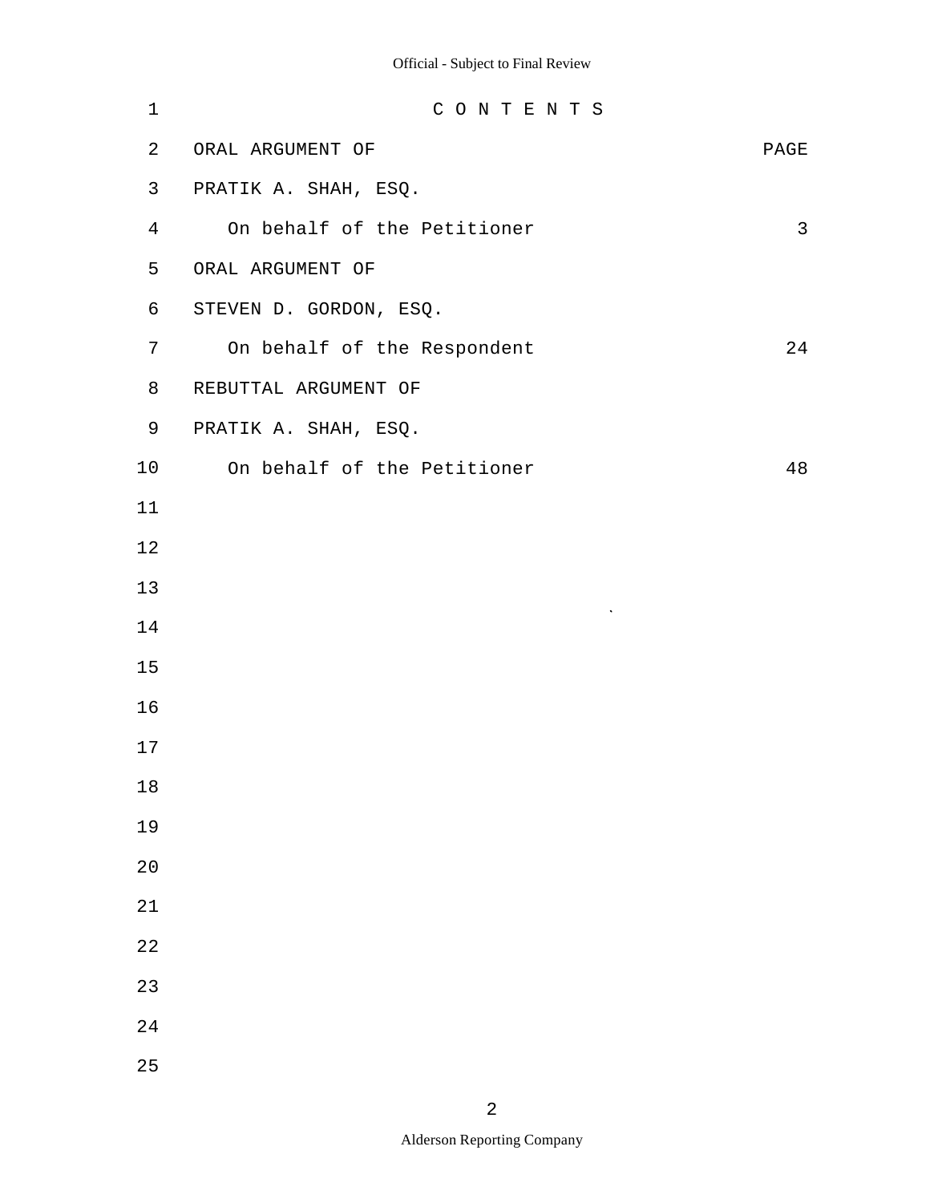# C O N T E N T S

| ORAL ARGUMENT OF | PAGE |
|---|---|
| PRATIK A. SHAH, ESQ. | |
| On behalf of the Petitioner | 3 |
| ORAL ARGUMENT OF | |
| STEVEN D. GORDON, ESQ. | |
| On behalf of the Respondent | 24 |
| REBUTTAL ARGUMENT OF | |
| PRATIK A. SHAH, ESQ. | |
| On behalf of the Petitioner | 48 |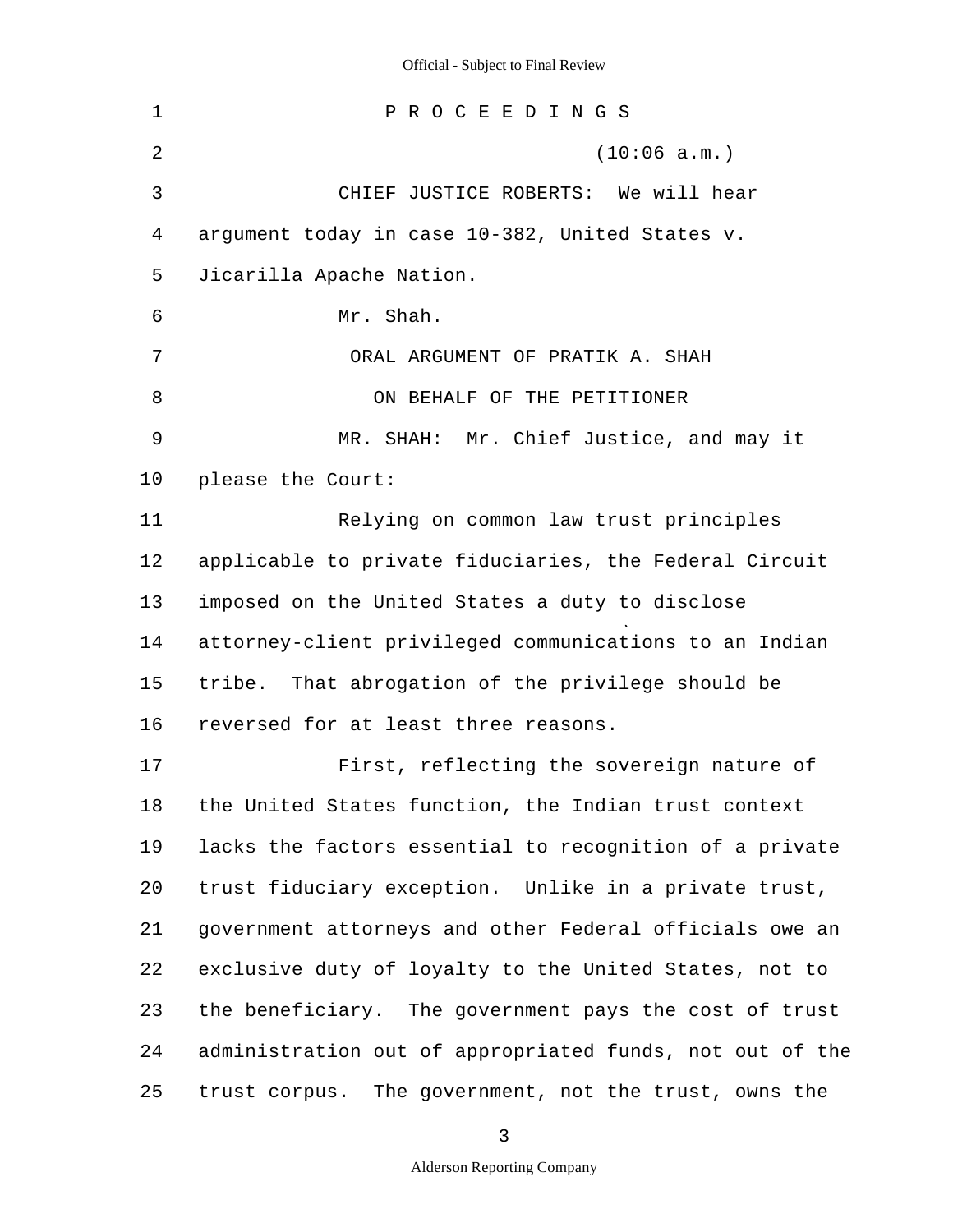P R O C E E D I N G S

(10:06 a.m.)

CHIEF JUSTICE ROBERTS: We will hear argument today in case 10-382, United States v. Jicarilla Apache Nation.

Mr. Shah.

ORAL ARGUMENT OF PRATIK A. SHAH

ON BEHALF OF THE PETITIONER

MR. SHAH: Mr. Chief Justice, and may it please the Court:

Relying on common law trust principles applicable to private fiduciaries, the Federal Circuit imposed on the United States a duty to disclose attorney-client privileged communications to an Indian tribe. That abrogation of the privilege should be reversed for at least three reasons.

First, reflecting the sovereign nature of the United States function, the Indian trust context lacks the factors essential to recognition of a private trust fiduciary exception. Unlike in a private trust, government attorneys and other Federal officials owe an exclusive duty of loyalty to the United States, not to the beneficiary. The government pays the cost of trust administration out of appropriated funds, not out of the trust corpus. The government, not the trust, owns the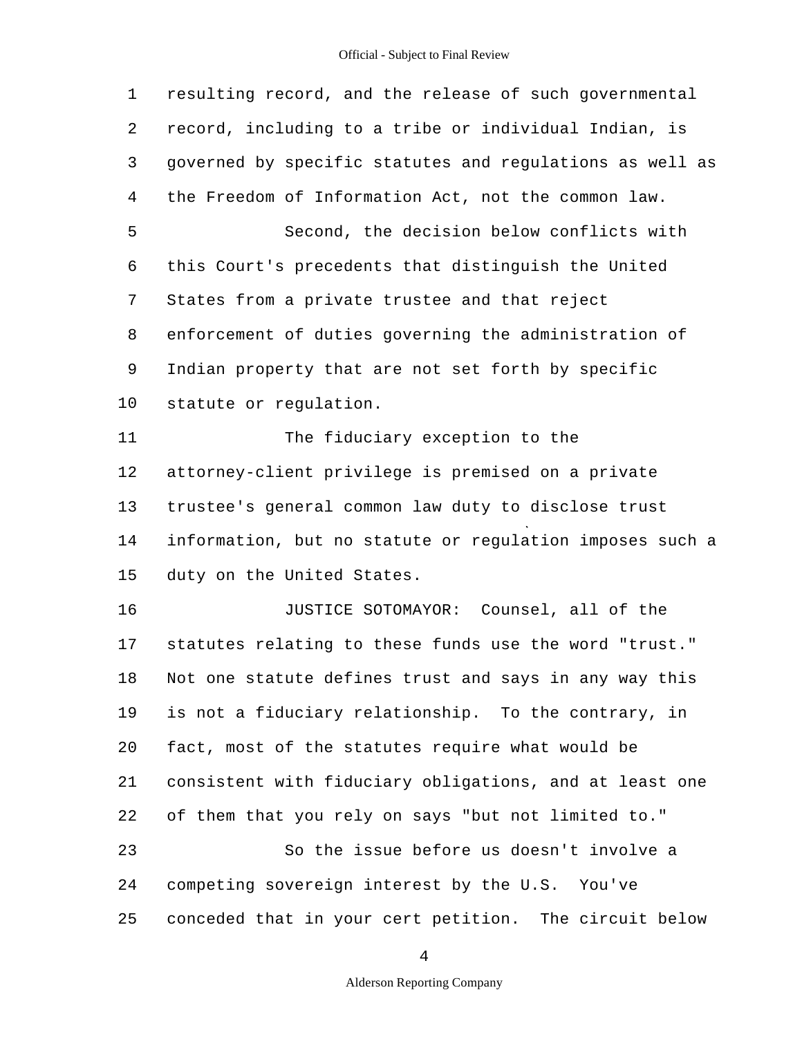resulting record, and the release of such governmental record, including to a tribe or individual Indian, is governed by specific statutes and regulations as well as the Freedom of Information Act, not the common law.

Second, the decision below conflicts with this Court's precedents that distinguish the United States from a private trustee and that reject enforcement of duties governing the administration of Indian property that are not set forth by specific statute or regulation.

The fiduciary exception to the attorney-client privilege is premised on a private trustee's general common law duty to disclose trust information, but no statute or regulation imposes such a duty on the United States.

JUSTICE SOTOMAYOR: Counsel, all of the statutes relating to these funds use the word "trust." Not one statute defines trust and says in any way this is not a fiduciary relationship. To the contrary, in fact, most of the statutes require what would be consistent with fiduciary obligations, and at least one of them that you rely on says "but not limited to."

So the issue before us doesn't involve a competing sovereign interest by the U.S. You've conceded that in your cert petition. The circuit below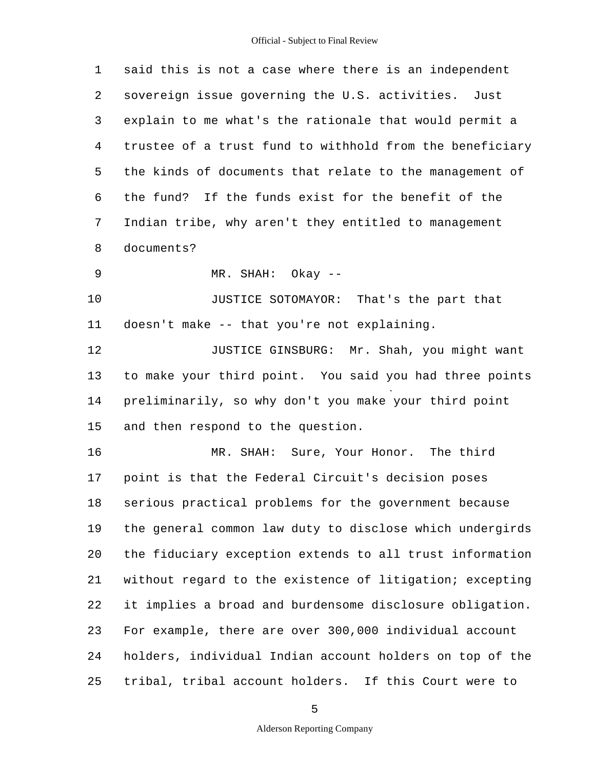said this is not a case where there is an independent sovereign issue governing the U.S. activities. Just explain to me what's the rationale that would permit a trustee of a trust fund to withhold from the beneficiary the kinds of documents that relate to the management of the fund? If the funds exist for the benefit of the Indian tribe, why aren't they entitled to management documents?

MR. SHAH: Okay --

JUSTICE SOTOMAYOR: That's the part that doesn't make -- that you're not explaining.

JUSTICE GINSBURG: Mr. Shah, you might want to make your third point. You said you had three points preliminarily, so why don't you make your third point and then respond to the question.

MR. SHAH: Sure, Your Honor. The third point is that the Federal Circuit's decision poses serious practical problems for the government because the general common law duty to disclose which undergirds the fiduciary exception extends to all trust information without regard to the existence of litigation; excepting it implies a broad and burdensome disclosure obligation. For example, there are over 300,000 individual account holders, individual Indian account holders on top of the tribal, tribal account holders. If this Court were to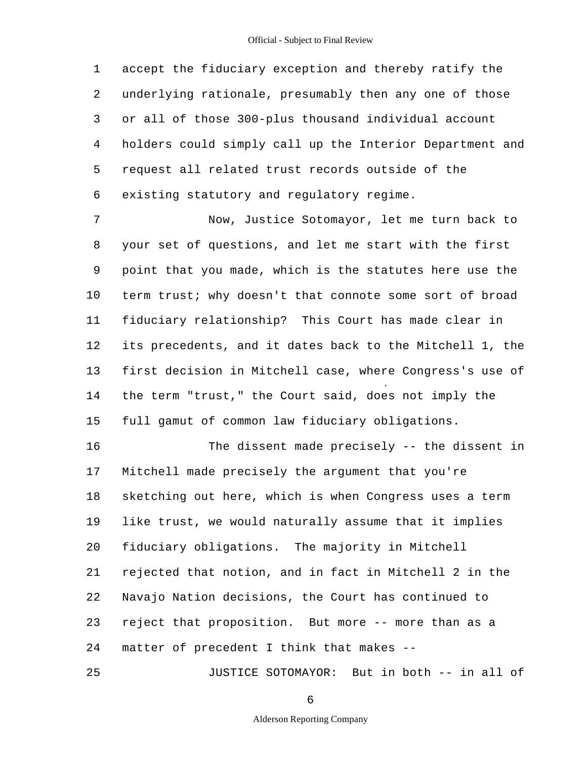1 accept the fiduciary exception and thereby ratify the
2 underlying rationale, presumably then any one of those
3 or all of those 300-plus thousand individual account
4 holders could simply call up the Interior Department and
5 request all related trust records outside of the
6 existing statutory and regulatory regime.

7 Now, Justice Sotomayor, let me turn back to
8 your set of questions, and let me start with the first
9 point that you made, which is the statutes here use the
10 term trust; why doesn't that connote some sort of broad
11 fiduciary relationship? This Court has made clear in
12 its precedents, and it dates back to the Mitchell 1, the
13 first decision in Mitchell case, where Congress's use of
14 the term "trust," the Court said, does not imply the
15 full gamut of common law fiduciary obligations.

16 The dissent made precisely -- the dissent in
17 Mitchell made precisely the argument that you're
18 sketching out here, which is when Congress uses a term
19 like trust, we would naturally assume that it implies
20 fiduciary obligations. The majority in Mitchell
21 rejected that notion, and in fact in Mitchell 2 in the
22 Navajo Nation decisions, the Court has continued to
23 reject that proposition. But more -- more than as a
24 matter of precedent I think that makes --

25 JUSTICE SOTOMAYOR: But in both -- in all of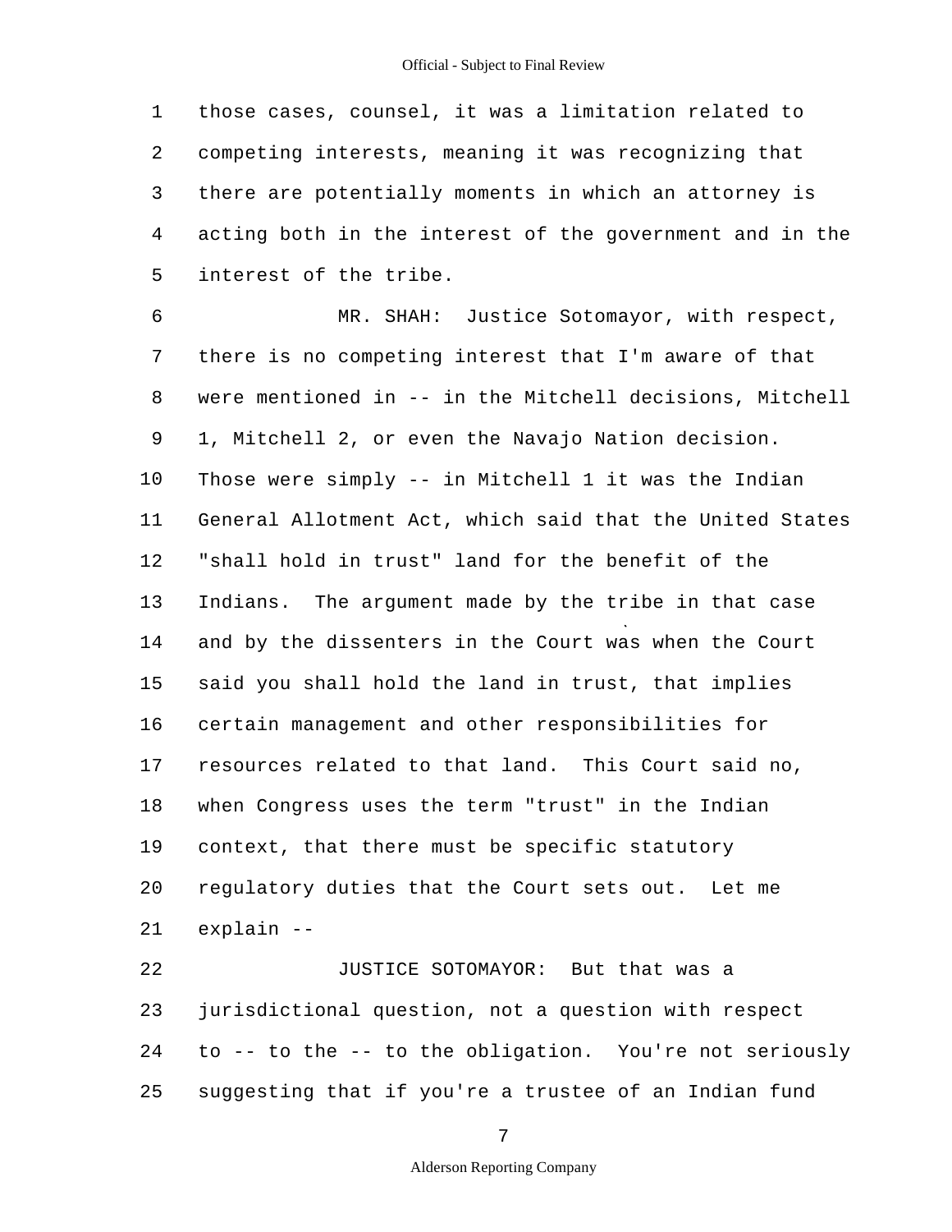those cases, counsel, it was a limitation related to competing interests, meaning it was recognizing that there are potentially moments in which an attorney is acting both in the interest of the government and in the interest of the tribe.

MR. SHAH: Justice Sotomayor, with respect, there is no competing interest that I'm aware of that were mentioned in -- in the Mitchell decisions, Mitchell 1, Mitchell 2, or even the Navajo Nation decision. Those were simply -- in Mitchell 1 it was the Indian General Allotment Act, which said that the United States "shall hold in trust" land for the benefit of the Indians. The argument made by the tribe in that case and by the dissenters in the Court was when the Court said you shall hold the land in trust, that implies certain management and other responsibilities for resources related to that land. This Court said no, when Congress uses the term "trust" in the Indian context, that there must be specific statutory regulatory duties that the Court sets out. Let me explain --

JUSTICE SOTOMAYOR: But that was a jurisdictional question, not a question with respect to -- to the -- to the obligation. You're not seriously suggesting that if you're a trustee of an Indian fund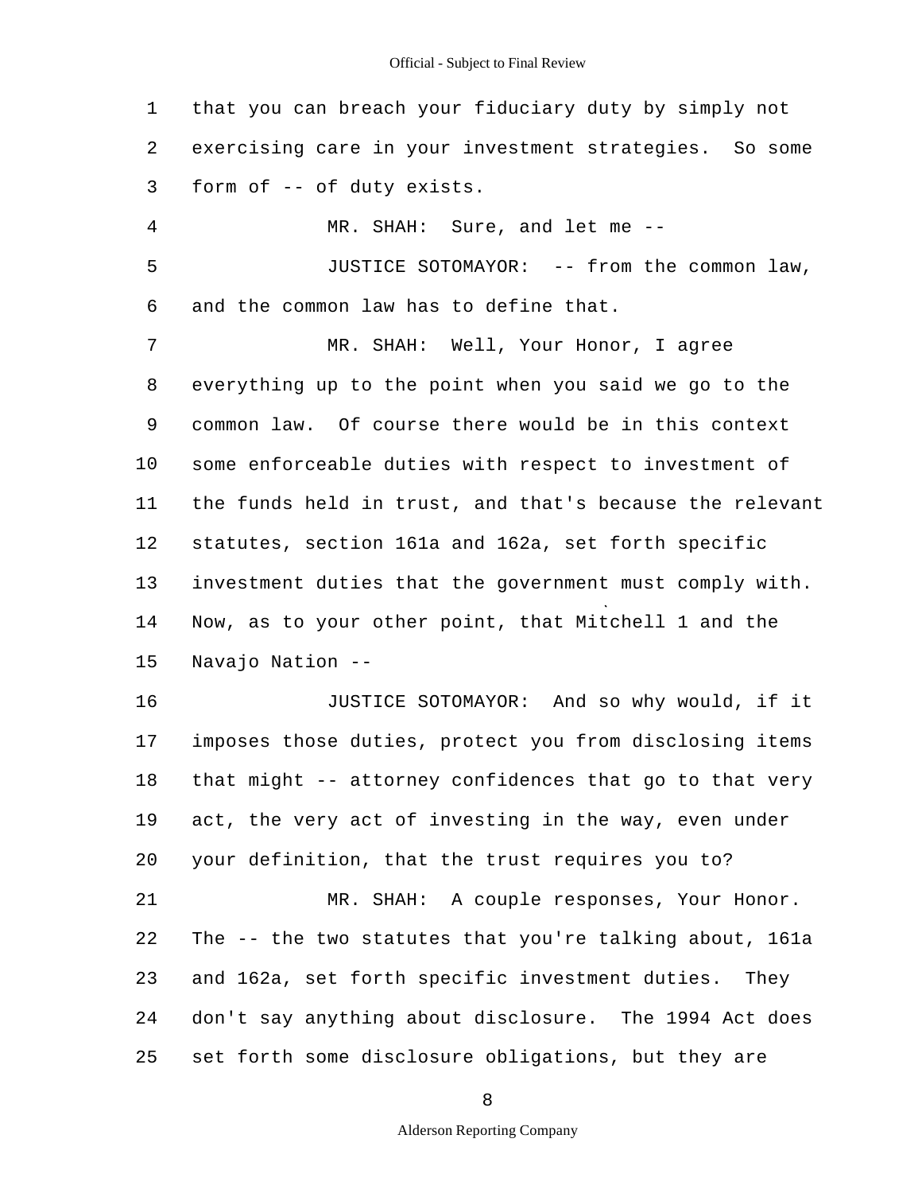that you can breach your fiduciary duty by simply not exercising care in your investment strategies. So some form of -- of duty exists.

MR. SHAH: Sure, and let me --

JUSTICE SOTOMAYOR: -- from the common law, and the common law has to define that.

MR. SHAH: Well, Your Honor, I agree everything up to the point when you said we go to the common law. Of course there would be in this context some enforceable duties with respect to investment of the funds held in trust, and that's because the relevant statutes, section 161a and 162a, set forth specific investment duties that the government must comply with. Now, as to your other point, that Mitchell 1 and the Navajo Nation --

JUSTICE SOTOMAYOR: And so why would, if it imposes those duties, protect you from disclosing items that might -- attorney confidences that go to that very act, the very act of investing in the way, even under your definition, that the trust requires you to?

MR. SHAH: A couple responses, Your Honor. The -- the two statutes that you're talking about, 161a and 162a, set forth specific investment duties. They don't say anything about disclosure. The 1994 Act does set forth some disclosure obligations, but they are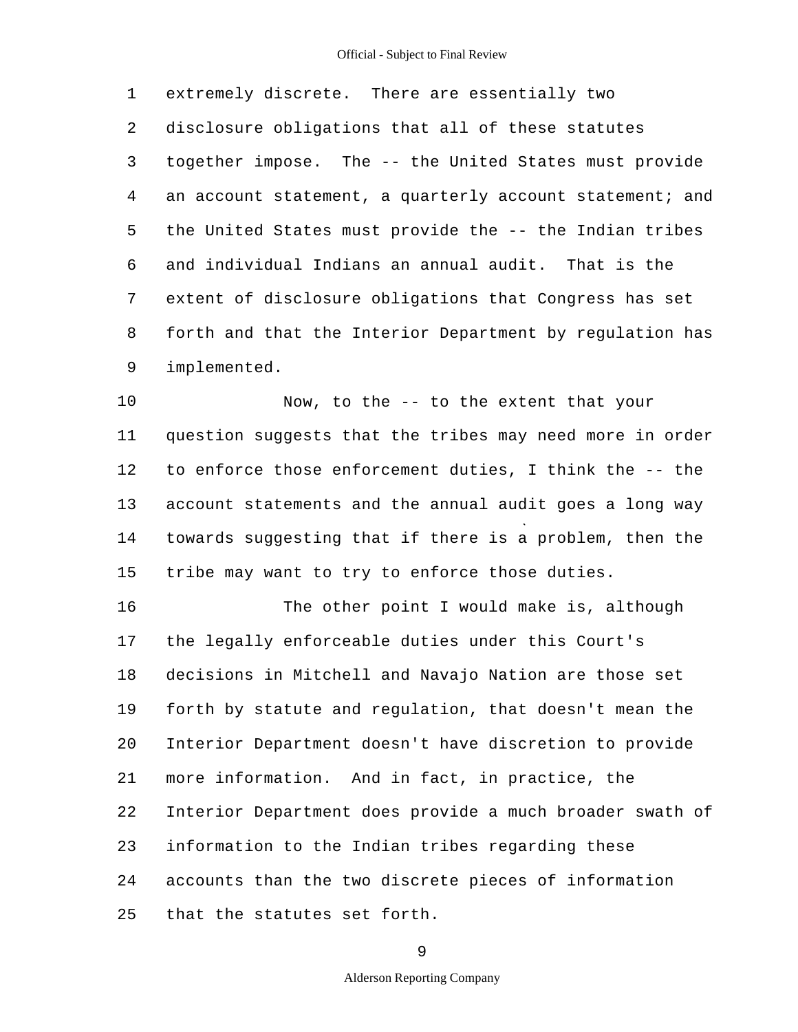extremely discrete. There are essentially two disclosure obligations that all of these statutes together impose. The -- the United States must provide an account statement, a quarterly account statement; and the United States must provide the -- the Indian tribes and individual Indians an annual audit. That is the extent of disclosure obligations that Congress has set forth and that the Interior Department by regulation has implemented.

Now, to the -- to the extent that your question suggests that the tribes may need more in order to enforce those enforcement duties, I think the -- the account statements and the annual audit goes a long way towards suggesting that if there is a problem, then the tribe may want to try to enforce those duties.

The other point I would make is, although the legally enforceable duties under this Court's decisions in Mitchell and Navajo Nation are those set forth by statute and regulation, that doesn't mean the Interior Department doesn't have discretion to provide more information. And in fact, in practice, the Interior Department does provide a much broader swath of information to the Indian tribes regarding these accounts than the two discrete pieces of information that the statutes set forth.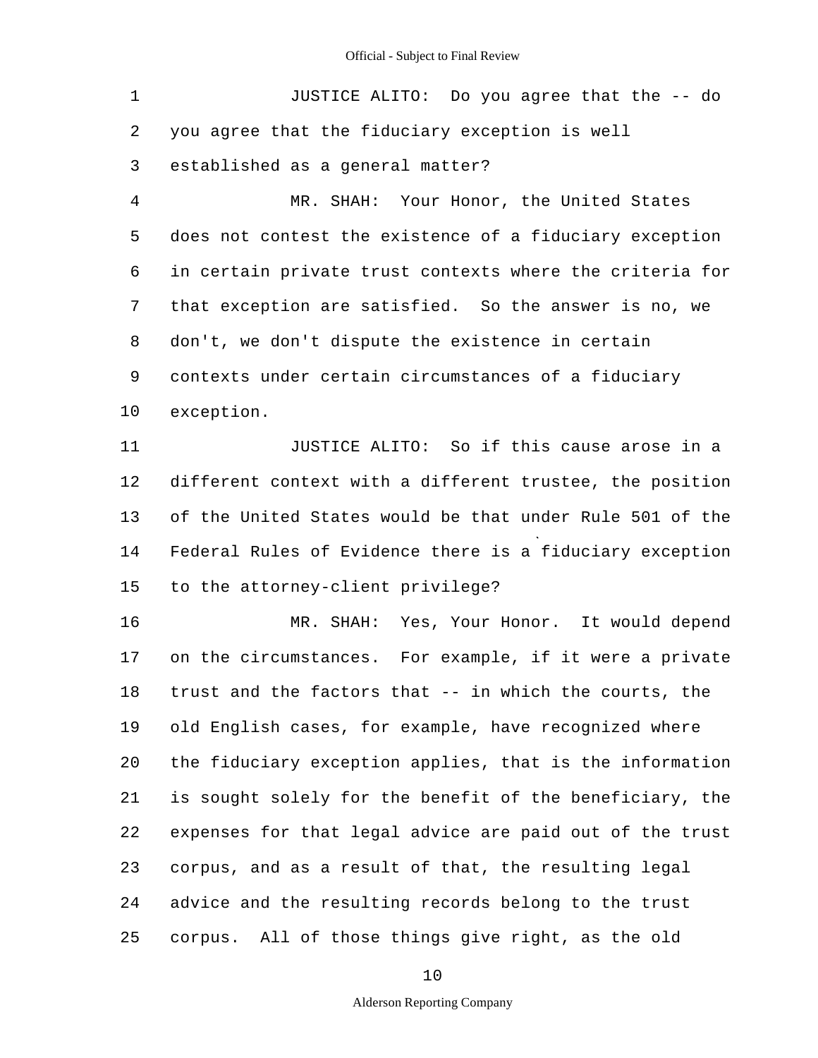JUSTICE ALITO: Do you agree that the -- do you agree that the fiduciary exception is well established as a general matter?

MR. SHAH: Your Honor, the United States does not contest the existence of a fiduciary exception in certain private trust contexts where the criteria for that exception are satisfied. So the answer is no, we don't, we don't dispute the existence in certain contexts under certain circumstances of a fiduciary exception.

JUSTICE ALITO: So if this cause arose in a different context with a different trustee, the position of the United States would be that under Rule 501 of the Federal Rules of Evidence there is a fiduciary exception to the attorney-client privilege?

MR. SHAH: Yes, Your Honor. It would depend on the circumstances. For example, if it were a private trust and the factors that -- in which the courts, the old English cases, for example, have recognized where the fiduciary exception applies, that is the information is sought solely for the benefit of the beneficiary, the expenses for that legal advice are paid out of the trust corpus, and as a result of that, the resulting legal advice and the resulting records belong to the trust corpus. All of those things give right, as the old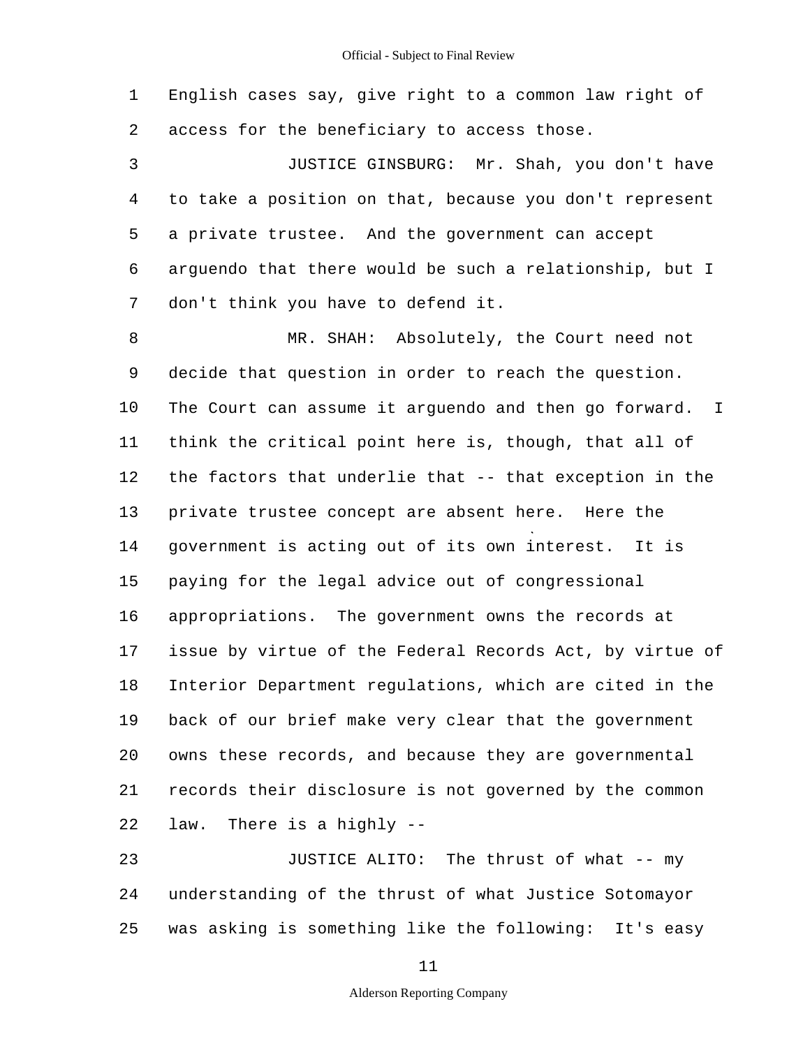English cases say, give right to a common law right of access for the beneficiary to access those.

JUSTICE GINSBURG: Mr. Shah, you don't have to take a position on that, because you don't represent a private trustee. And the government can accept arguendo that there would be such a relationship, but I don't think you have to defend it.

MR. SHAH: Absolutely, the Court need not decide that question in order to reach the question. The Court can assume it arguendo and then go forward. I think the critical point here is, though, that all of the factors that underlie that -- that exception in the private trustee concept are absent here. Here the government is acting out of its own interest. It is paying for the legal advice out of congressional appropriations. The government owns the records at issue by virtue of the Federal Records Act, by virtue of Interior Department regulations, which are cited in the back of our brief make very clear that the government owns these records, and because they are governmental records their disclosure is not governed by the common law. There is a highly --

JUSTICE ALITO: The thrust of what -- my understanding of the thrust of what Justice Sotomayor was asking is something like the following: It's easy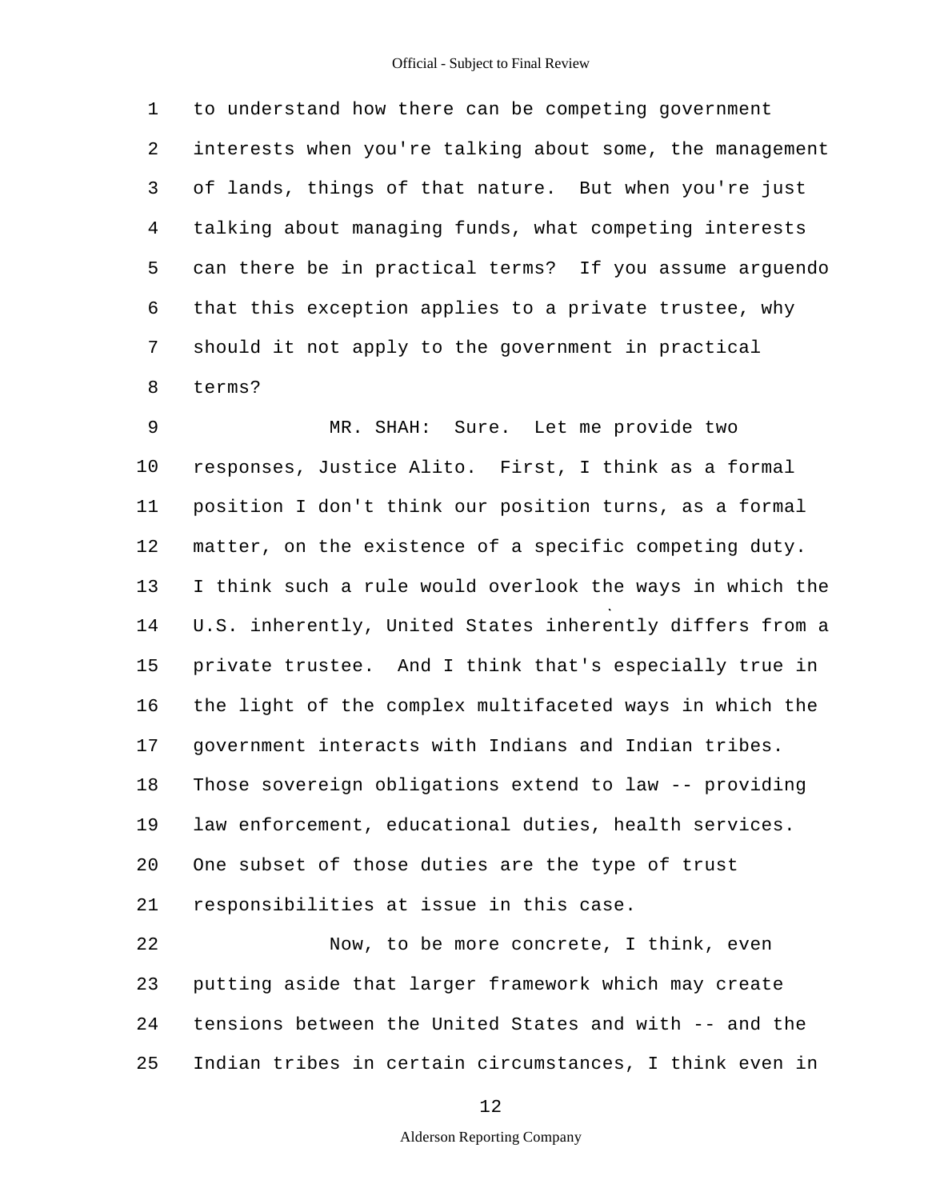to understand how there can be competing government interests when you're talking about some, the management of lands, things of that nature. But when you're just talking about managing funds, what competing interests can there be in practical terms? If you assume arguendo that this exception applies to a private trustee, why should it not apply to the government in practical terms?

MR. SHAH: Sure. Let me provide two responses, Justice Alito. First, I think as a formal position I don't think our position turns, as a formal matter, on the existence of a specific competing duty. I think such a rule would overlook the ways in which the U.S. inherently, United States inherently differs from a private trustee. And I think that's especially true in the light of the complex multifaceted ways in which the government interacts with Indians and Indian tribes. Those sovereign obligations extend to law -- providing law enforcement, educational duties, health services. One subset of those duties are the type of trust responsibilities at issue in this case.

Now, to be more concrete, I think, even putting aside that larger framework which may create tensions between the United States and with -- and the Indian tribes in certain circumstances, I think even in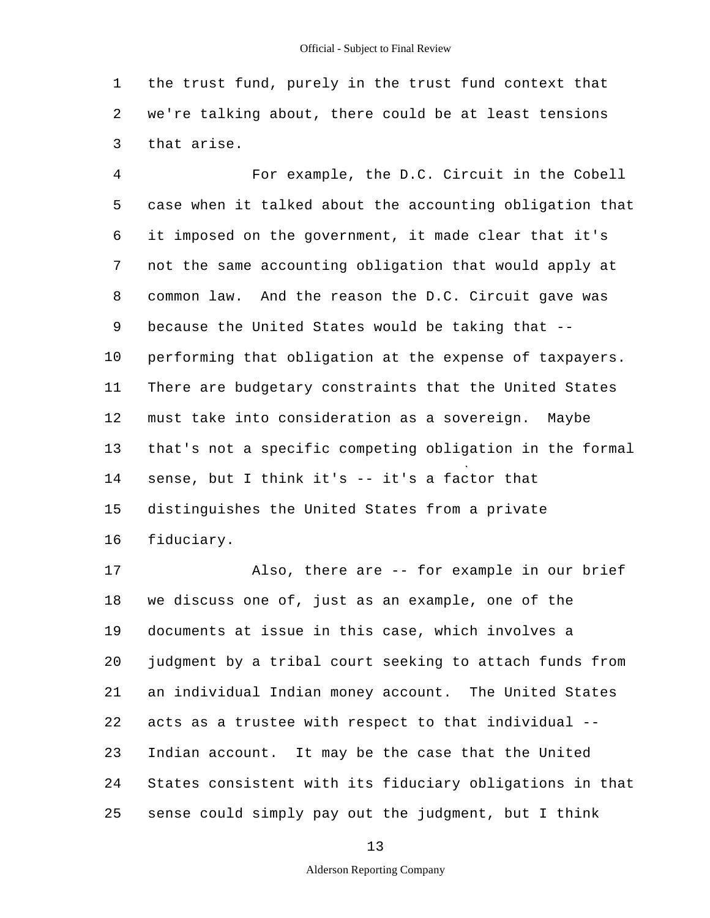the trust fund, purely in the trust fund context that we're talking about, there could be at least tensions that arise.

For example, the D.C. Circuit in the Cobell case when it talked about the accounting obligation that it imposed on the government, it made clear that it's not the same accounting obligation that would apply at common law. And the reason the D.C. Circuit gave was because the United States would be taking that -- performing that obligation at the expense of taxpayers. There are budgetary constraints that the United States must take into consideration as a sovereign. Maybe that's not a specific competing obligation in the formal sense, but I think it's -- it's a factor that distinguishes the United States from a private fiduciary.

Also, there are -- for example in our brief we discuss one of, just as an example, one of the documents at issue in this case, which involves a judgment by a tribal court seeking to attach funds from an individual Indian money account. The United States acts as a trustee with respect to that individual -- Indian account. It may be the case that the United States consistent with its fiduciary obligations in that sense could simply pay out the judgment, but I think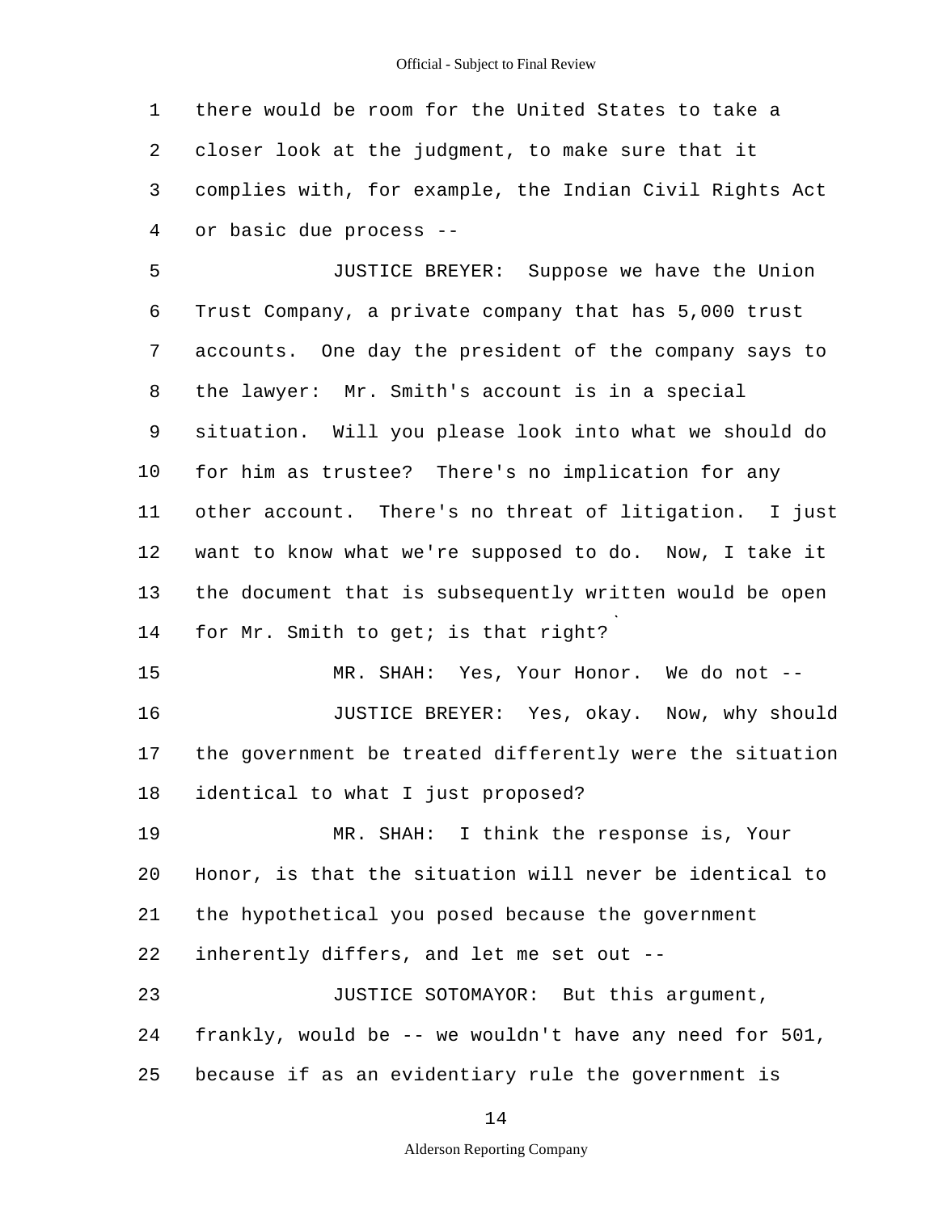there would be room for the United States to take a closer look at the judgment, to make sure that it complies with, for example, the Indian Civil Rights Act or basic due process --

JUSTICE BREYER: Suppose we have the Union Trust Company, a private company that has 5,000 trust accounts. One day the president of the company says to the lawyer: Mr. Smith's account is in a special situation. Will you please look into what we should do for him as trustee? There's no implication for any other account. There's no threat of litigation. I just want to know what we're supposed to do. Now, I take it the document that is subsequently written would be open for Mr. Smith to get; is that right?

MR. SHAH: Yes, Your Honor. We do not --

JUSTICE BREYER: Yes, okay. Now, why should the government be treated differently were the situation identical to what I just proposed?

MR. SHAH: I think the response is, Your Honor, is that the situation will never be identical to the hypothetical you posed because the government inherently differs, and let me set out --

JUSTICE SOTOMAYOR: But this argument, frankly, would be -- we wouldn't have any need for 501, because if as an evidentiary rule the government is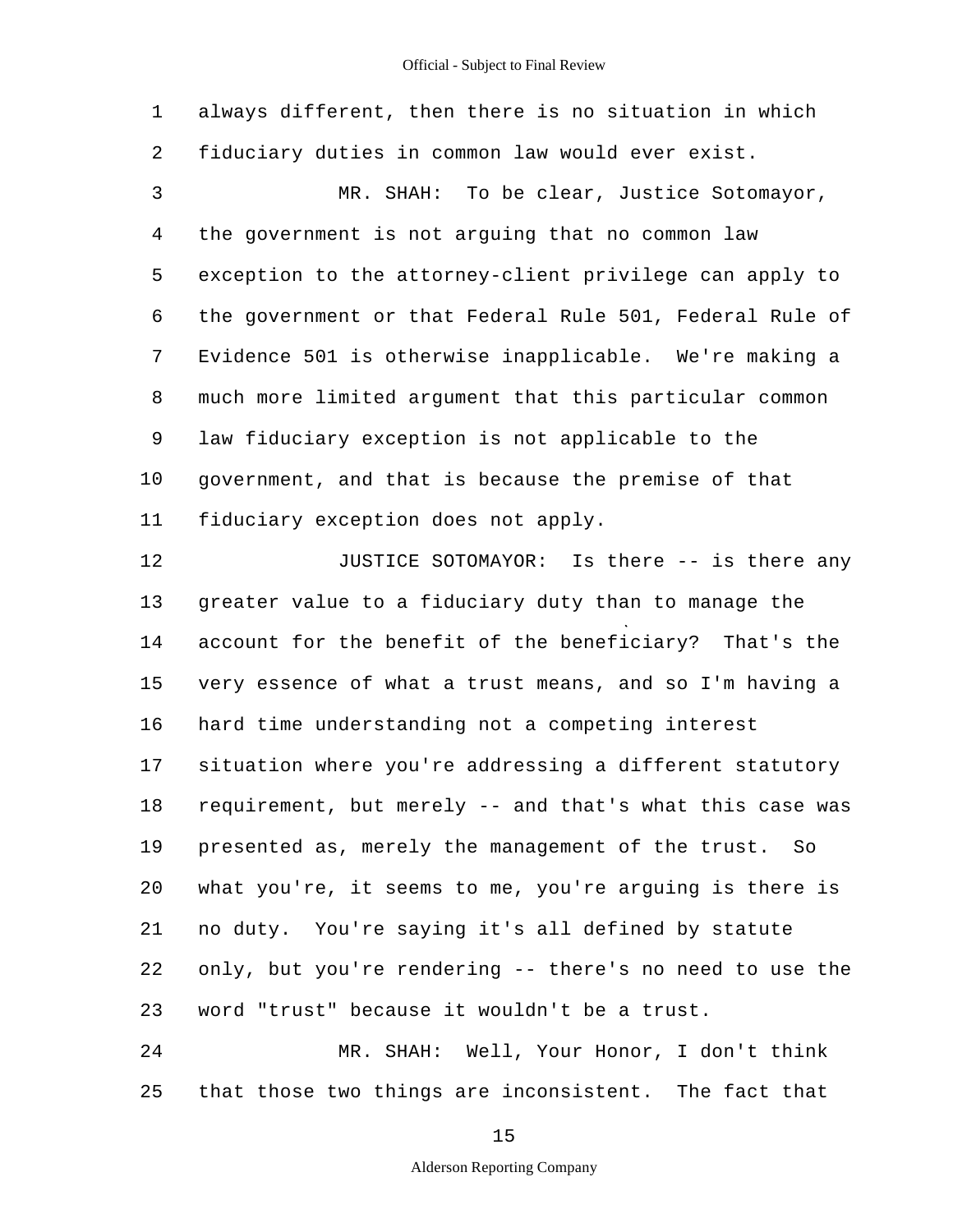always different, then there is no situation in which fiduciary duties in common law would ever exist.

MR. SHAH: To be clear, Justice Sotomayor, the government is not arguing that no common law exception to the attorney-client privilege can apply to the government or that Federal Rule 501, Federal Rule of Evidence 501 is otherwise inapplicable. We're making a much more limited argument that this particular common law fiduciary exception is not applicable to the government, and that is because the premise of that fiduciary exception does not apply.

JUSTICE SOTOMAYOR: Is there -- is there any greater value to a fiduciary duty than to manage the account for the benefit of the beneficiary? That's the very essence of what a trust means, and so I'm having a hard time understanding not a competing interest situation where you're addressing a different statutory requirement, but merely -- and that's what this case was presented as, merely the management of the trust. So what you're, it seems to me, you're arguing is there is no duty. You're saying it's all defined by statute only, but you're rendering -- there's no need to use the word "trust" because it wouldn't be a trust.

MR. SHAH: Well, Your Honor, I don't think that those two things are inconsistent. The fact that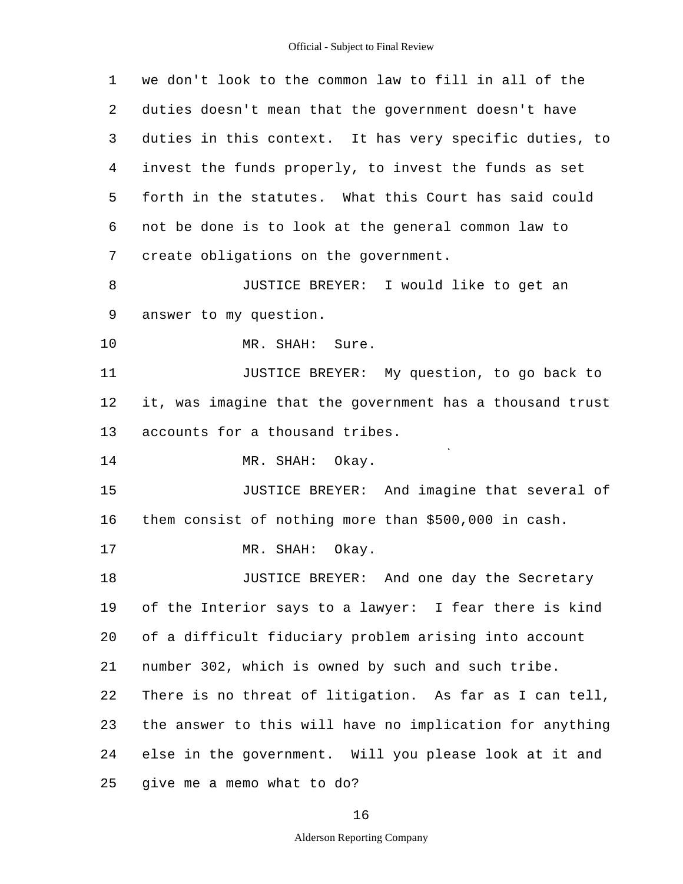we don't look to the common law to fill in all of the duties doesn't mean that the government doesn't have duties in this context. It has very specific duties, to invest the funds properly, to invest the funds as set forth in the statutes. What this Court has said could not be done is to look at the general common law to create obligations on the government.

JUSTICE BREYER: I would like to get an answer to my question.

MR. SHAH: Sure.

JUSTICE BREYER: My question, to go back to it, was imagine that the government has a thousand trust accounts for a thousand tribes.

MR. SHAH: Okay.

JUSTICE BREYER: And imagine that several of them consist of nothing more than $500,000 in cash.

MR. SHAH: Okay.

JUSTICE BREYER: And one day the Secretary of the Interior says to a lawyer: I fear there is kind of a difficult fiduciary problem arising into account number 302, which is owned by such and such tribe. There is no threat of litigation. As far as I can tell, the answer to this will have no implication for anything else in the government. Will you please look at it and give me a memo what to do?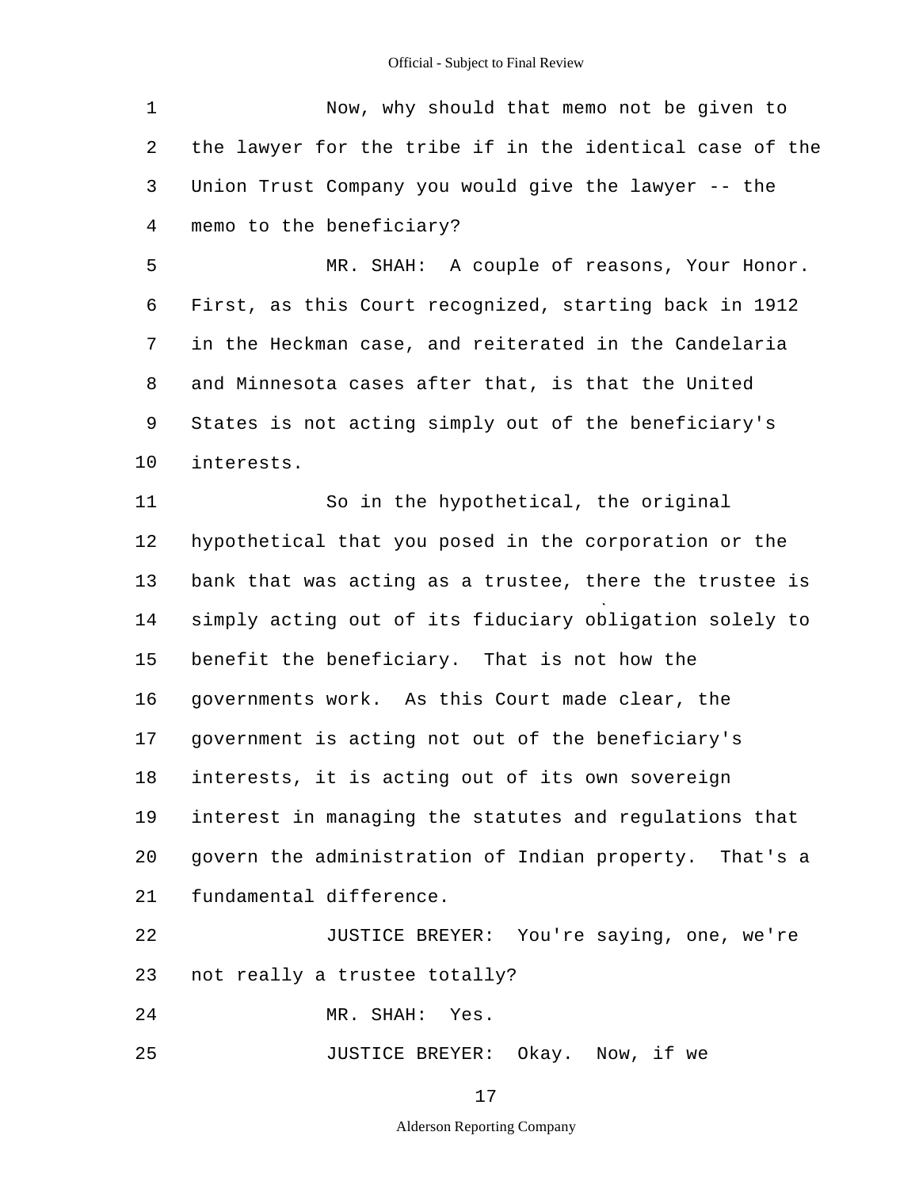Now, why should that memo not be given to the lawyer for the tribe if in the identical case of the Union Trust Company you would give the lawyer -- the memo to the beneficiary?

MR. SHAH: A couple of reasons, Your Honor. First, as this Court recognized, starting back in 1912 in the Heckman case, and reiterated in the Candelaria and Minnesota cases after that, is that the United States is not acting simply out of the beneficiary's interests.

So in the hypothetical, the original hypothetical that you posed in the corporation or the bank that was acting as a trustee, there the trustee is simply acting out of its fiduciary obligation solely to benefit the beneficiary. That is not how the governments work. As this Court made clear, the government is acting not out of the beneficiary's interests, it is acting out of its own sovereign interest in managing the statutes and regulations that govern the administration of Indian property. That's a fundamental difference.

JUSTICE BREYER: You're saying, one, we're not really a trustee totally?

MR. SHAH: Yes.

JUSTICE BREYER: Okay. Now, if we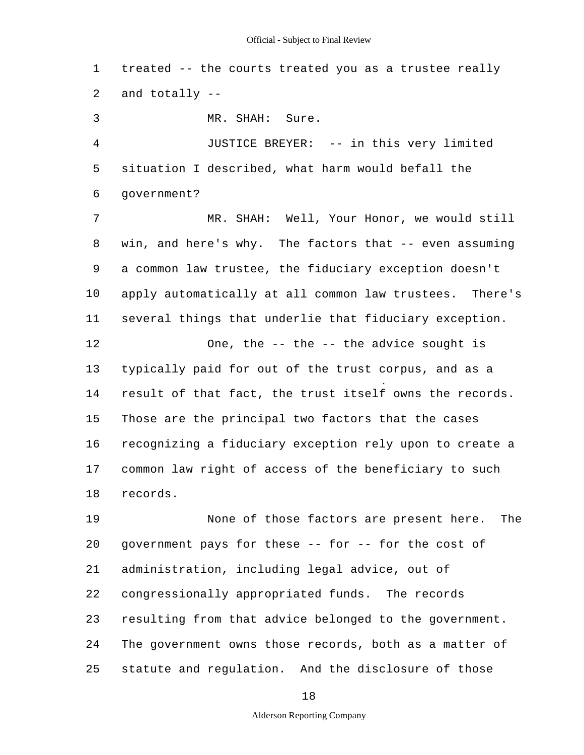treated -- the courts treated you as a trustee really and totally --

MR. SHAH: Sure.

JUSTICE BREYER: -- in this very limited situation I described, what harm would befall the government?

MR. SHAH: Well, Your Honor, we would still win, and here's why. The factors that -- even assuming a common law trustee, the fiduciary exception doesn't apply automatically at all common law trustees. There's several things that underlie that fiduciary exception.

One, the -- the -- the advice sought is typically paid for out of the trust corpus, and as a result of that fact, the trust itself owns the records. Those are the principal two factors that the cases recognizing a fiduciary exception rely upon to create a common law right of access of the beneficiary to such records.

None of those factors are present here. The government pays for these -- for -- for the cost of administration, including legal advice, out of congressionally appropriated funds. The records resulting from that advice belonged to the government. The government owns those records, both as a matter of statute and regulation. And the disclosure of those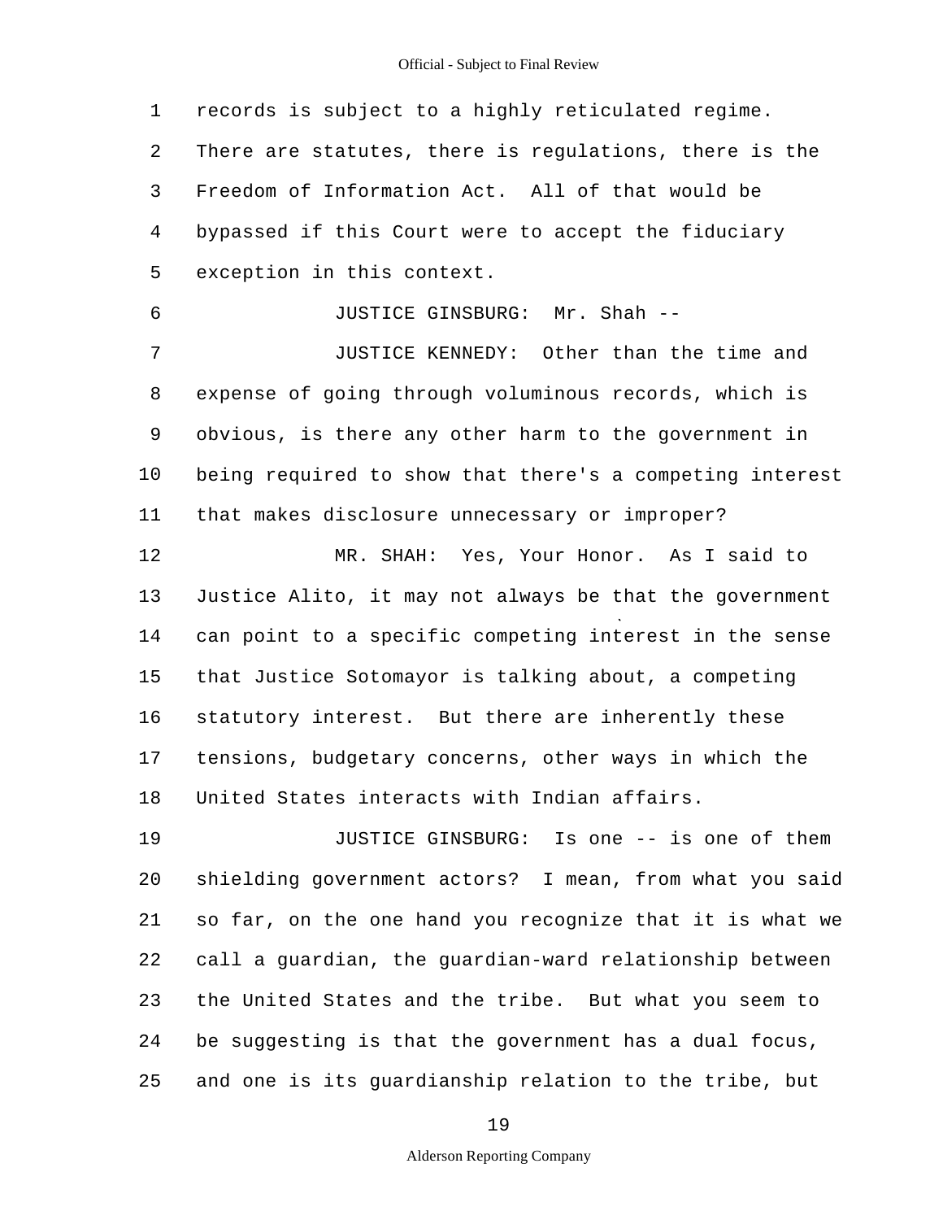records is subject to a highly reticulated regime. There are statutes, there is regulations, there is the Freedom of Information Act. All of that would be bypassed if this Court were to accept the fiduciary exception in this context.

JUSTICE GINSBURG: Mr. Shah --

JUSTICE KENNEDY: Other than the time and expense of going through voluminous records, which is obvious, is there any other harm to the government in being required to show that there's a competing interest that makes disclosure unnecessary or improper?

MR. SHAH: Yes, Your Honor. As I said to Justice Alito, it may not always be that the government can point to a specific competing interest in the sense that Justice Sotomayor is talking about, a competing statutory interest. But there are inherently these tensions, budgetary concerns, other ways in which the United States interacts with Indian affairs.

JUSTICE GINSBURG: Is one -- is one of them shielding government actors? I mean, from what you said so far, on the one hand you recognize that it is what we call a guardian, the guardian-ward relationship between the United States and the tribe. But what you seem to be suggesting is that the government has a dual focus, and one is its guardianship relation to the tribe, but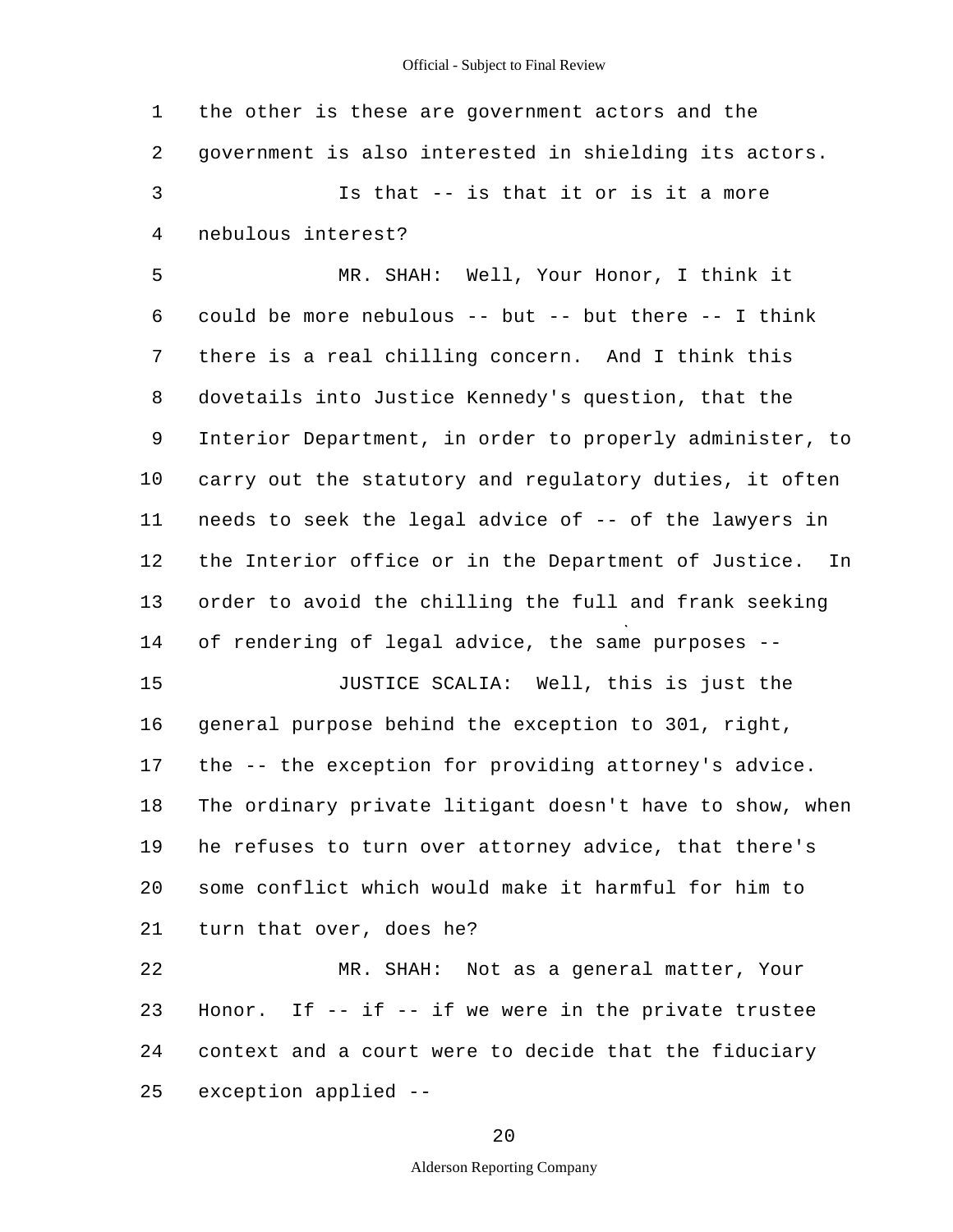the other is these are government actors and the government is also interested in shielding its actors.

Is that -- is that it or is it a more nebulous interest?

MR. SHAH: Well, Your Honor, I think it could be more nebulous -- but -- but there -- I think there is a real chilling concern. And I think this dovetails into Justice Kennedy's question, that the Interior Department, in order to properly administer, to carry out the statutory and regulatory duties, it often needs to seek the legal advice of -- of the lawyers in the Interior office or in the Department of Justice. In order to avoid the chilling the full and frank seeking of rendering of legal advice, the same purposes --

JUSTICE SCALIA: Well, this is just the general purpose behind the exception to 301, right, the -- the exception for providing attorney's advice. The ordinary private litigant doesn't have to show, when he refuses to turn over attorney advice, that there's some conflict which would make it harmful for him to turn that over, does he?

MR. SHAH: Not as a general matter, Your Honor. If -- if -- if we were in the private trustee context and a court were to decide that the fiduciary exception applied --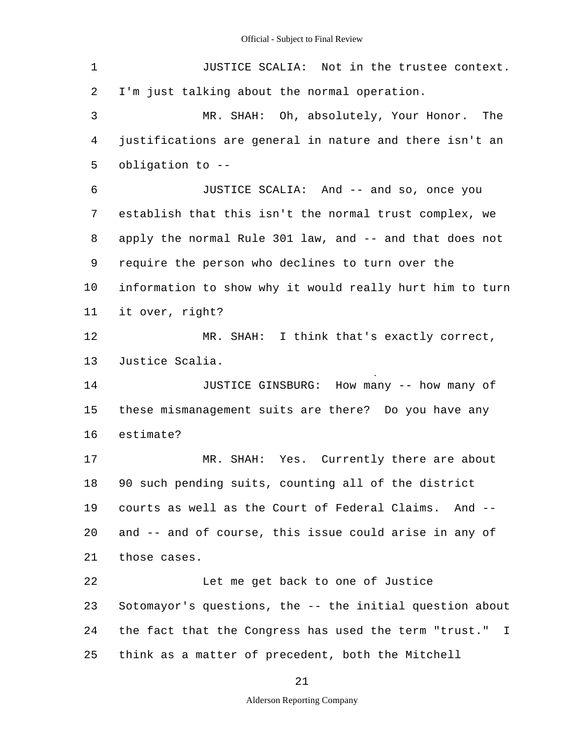JUSTICE SCALIA: Not in the trustee context. I'm just talking about the normal operation.

MR. SHAH: Oh, absolutely, Your Honor. The justifications are general in nature and there isn't an obligation to --

JUSTICE SCALIA: And -- and so, once you establish that this isn't the normal trust complex, we apply the normal Rule 301 law, and -- and that does not require the person who declines to turn over the information to show why it would really hurt him to turn it over, right?

MR. SHAH: I think that's exactly correct, Justice Scalia.

JUSTICE GINSBURG: How many -- how many of these mismanagement suits are there? Do you have any estimate?

MR. SHAH: Yes. Currently there are about 90 such pending suits, counting all of the district courts as well as the Court of Federal Claims. And -- and -- and of course, this issue could arise in any of those cases.

Let me get back to one of Justice Sotomayor's questions, the -- the initial question about the fact that the Congress has used the term "trust." I think as a matter of precedent, both the Mitchell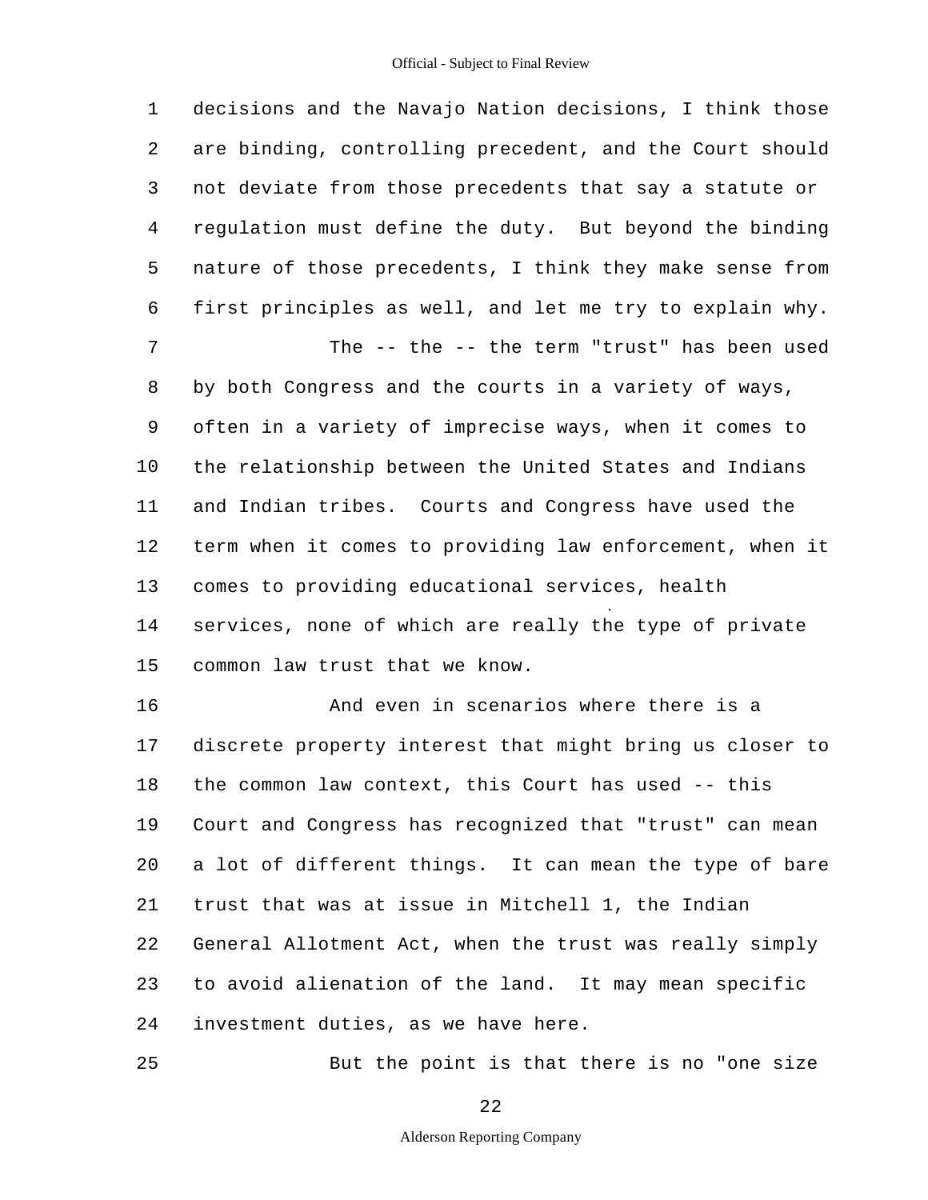decisions and the Navajo Nation decisions, I think those are binding, controlling precedent, and the Court should not deviate from those precedents that say a statute or regulation must define the duty. But beyond the binding nature of those precedents, I think they make sense from first principles as well, and let me try to explain why.

The -- the -- the term "trust" has been used by both Congress and the courts in a variety of ways, often in a variety of imprecise ways, when it comes to the relationship between the United States and Indians and Indian tribes. Courts and Congress have used the term when it comes to providing law enforcement, when it comes to providing educational services, health services, none of which are really the type of private common law trust that we know.

And even in scenarios where there is a discrete property interest that might bring us closer to the common law context, this Court has used -- this Court and Congress has recognized that "trust" can mean a lot of different things. It can mean the type of bare trust that was at issue in Mitchell 1, the Indian General Allotment Act, when the trust was really simply to avoid alienation of the land. It may mean specific investment duties, as we have here.

But the point is that there is no "one size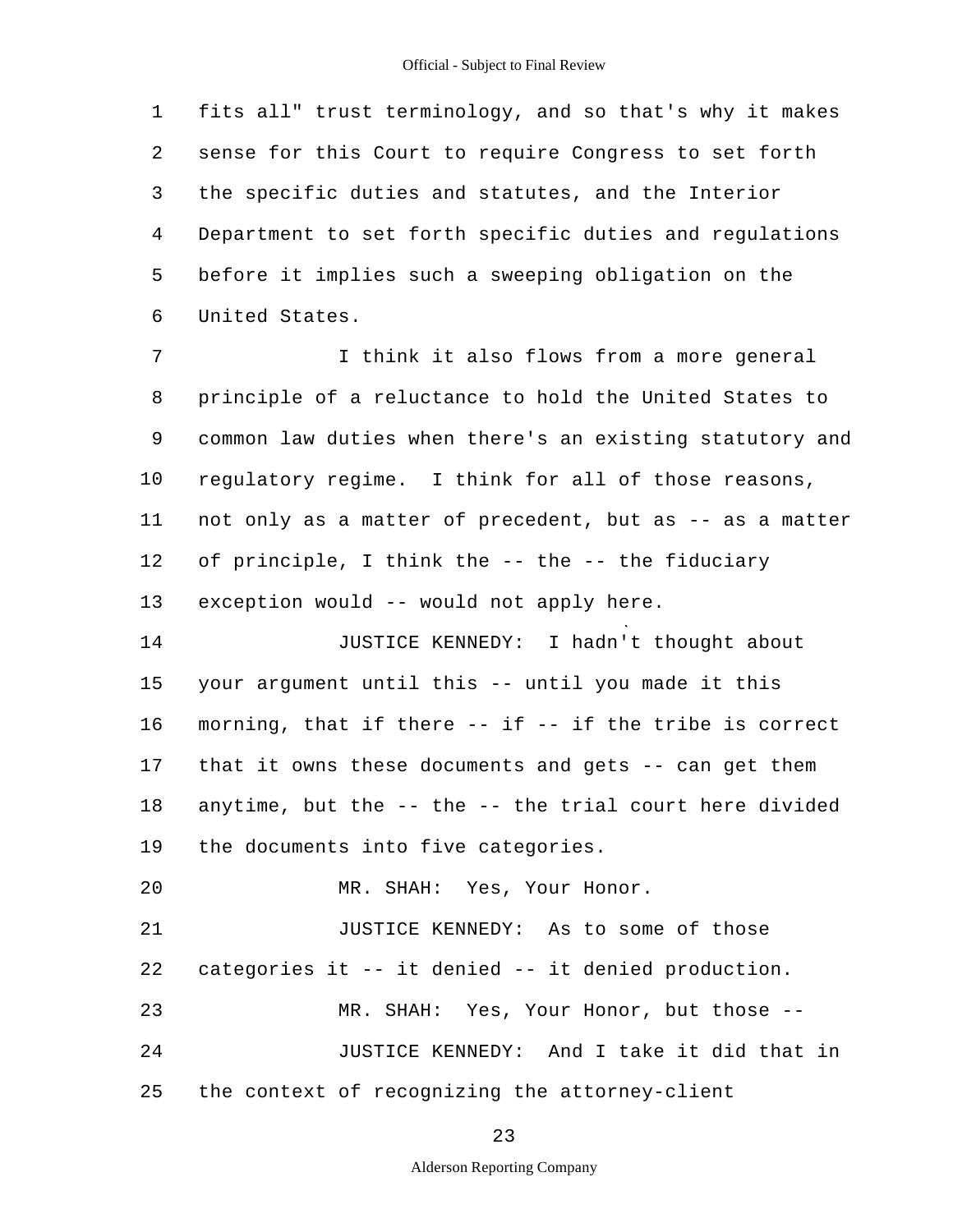fits all" trust terminology, and so that's why it makes sense for this Court to require Congress to set forth the specific duties and statutes, and the Interior Department to set forth specific duties and regulations before it implies such a sweeping obligation on the United States.

I think it also flows from a more general principle of a reluctance to hold the United States to common law duties when there's an existing statutory and regulatory regime. I think for all of those reasons, not only as a matter of precedent, but as -- as a matter of principle, I think the -- the -- the fiduciary exception would -- would not apply here.

JUSTICE KENNEDY: I hadn't thought about your argument until this -- until you made it this morning, that if there -- if -- if the tribe is correct that it owns these documents and gets -- can get them anytime, but the -- the -- the trial court here divided the documents into five categories.

MR. SHAH: Yes, Your Honor.

JUSTICE KENNEDY: As to some of those categories it -- it denied -- it denied production.

MR. SHAH: Yes, Your Honor, but those --

JUSTICE KENNEDY: And I take it did that in the context of recognizing the attorney-client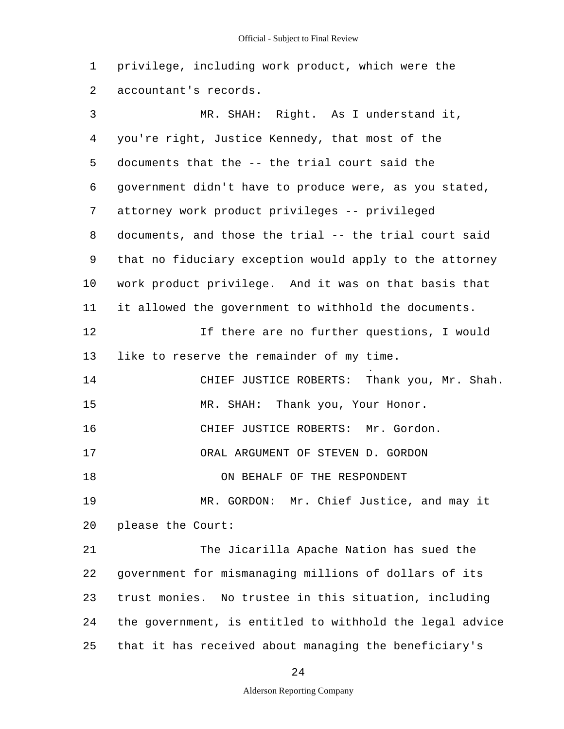privilege, including work product, which were the accountant's records.

MR. SHAH: Right. As I understand it, you're right, Justice Kennedy, that most of the documents that the -- the trial court said the government didn't have to produce were, as you stated, attorney work product privileges -- privileged documents, and those the trial -- the trial court said that no fiduciary exception would apply to the attorney work product privilege. And it was on that basis that it allowed the government to withhold the documents.

If there are no further questions, I would like to reserve the remainder of my time.

CHIEF JUSTICE ROBERTS: Thank you, Mr. Shah.

MR. SHAH: Thank you, Your Honor.

CHIEF JUSTICE ROBERTS: Mr. Gordon.

ORAL ARGUMENT OF STEVEN D. GORDON

ON BEHALF OF THE RESPONDENT

MR. GORDON: Mr. Chief Justice, and may it please the Court:

The Jicarilla Apache Nation has sued the government for mismanaging millions of dollars of its trust monies. No trustee in this situation, including the government, is entitled to withhold the legal advice that it has received about managing the beneficiary's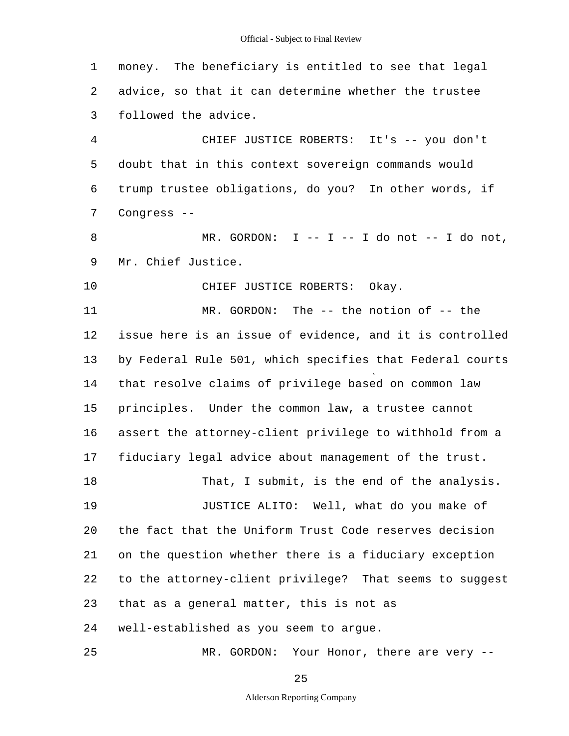money. The beneficiary is entitled to see that legal advice, so that it can determine whether the trustee followed the advice.

CHIEF JUSTICE ROBERTS: It's -- you don't doubt that in this context sovereign commands would trump trustee obligations, do you? In other words, if Congress --

MR. GORDON: I -- I -- I do not -- I do not, Mr. Chief Justice.

CHIEF JUSTICE ROBERTS: Okay.

MR. GORDON: The -- the notion of -- the issue here is an issue of evidence, and it is controlled by Federal Rule 501, which specifies that Federal courts that resolve claims of privilege based on common law principles. Under the common law, a trustee cannot assert the attorney-client privilege to withhold from a fiduciary legal advice about management of the trust.

That, I submit, is the end of the analysis.

JUSTICE ALITO: Well, what do you make of the fact that the Uniform Trust Code reserves decision on the question whether there is a fiduciary exception to the attorney-client privilege? That seems to suggest that as a general matter, this is not as well-established as you seem to argue.

MR. GORDON: Your Honor, there are very --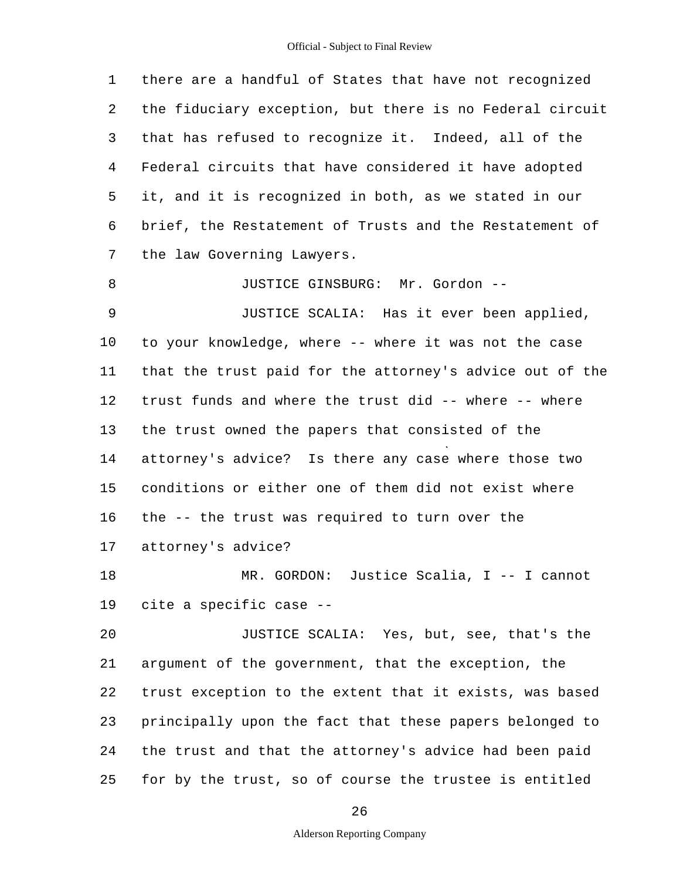there are a handful of States that have not recognized the fiduciary exception, but there is no Federal circuit that has refused to recognize it. Indeed, all of the Federal circuits that have considered it have adopted it, and it is recognized in both, as we stated in our brief, the Restatement of Trusts and the Restatement of the law Governing Lawyers.

JUSTICE GINSBURG: Mr. Gordon --

JUSTICE SCALIA: Has it ever been applied, to your knowledge, where -- where it was not the case that the trust paid for the attorney's advice out of the trust funds and where the trust did -- where -- where the trust owned the papers that consisted of the attorney's advice? Is there any case where those two conditions or either one of them did not exist where the -- the trust was required to turn over the attorney's advice?

MR. GORDON: Justice Scalia, I -- I cannot cite a specific case --

JUSTICE SCALIA: Yes, but, see, that's the argument of the government, that the exception, the trust exception to the extent that it exists, was based principally upon the fact that these papers belonged to the trust and that the attorney's advice had been paid for by the trust, so of course the trustee is entitled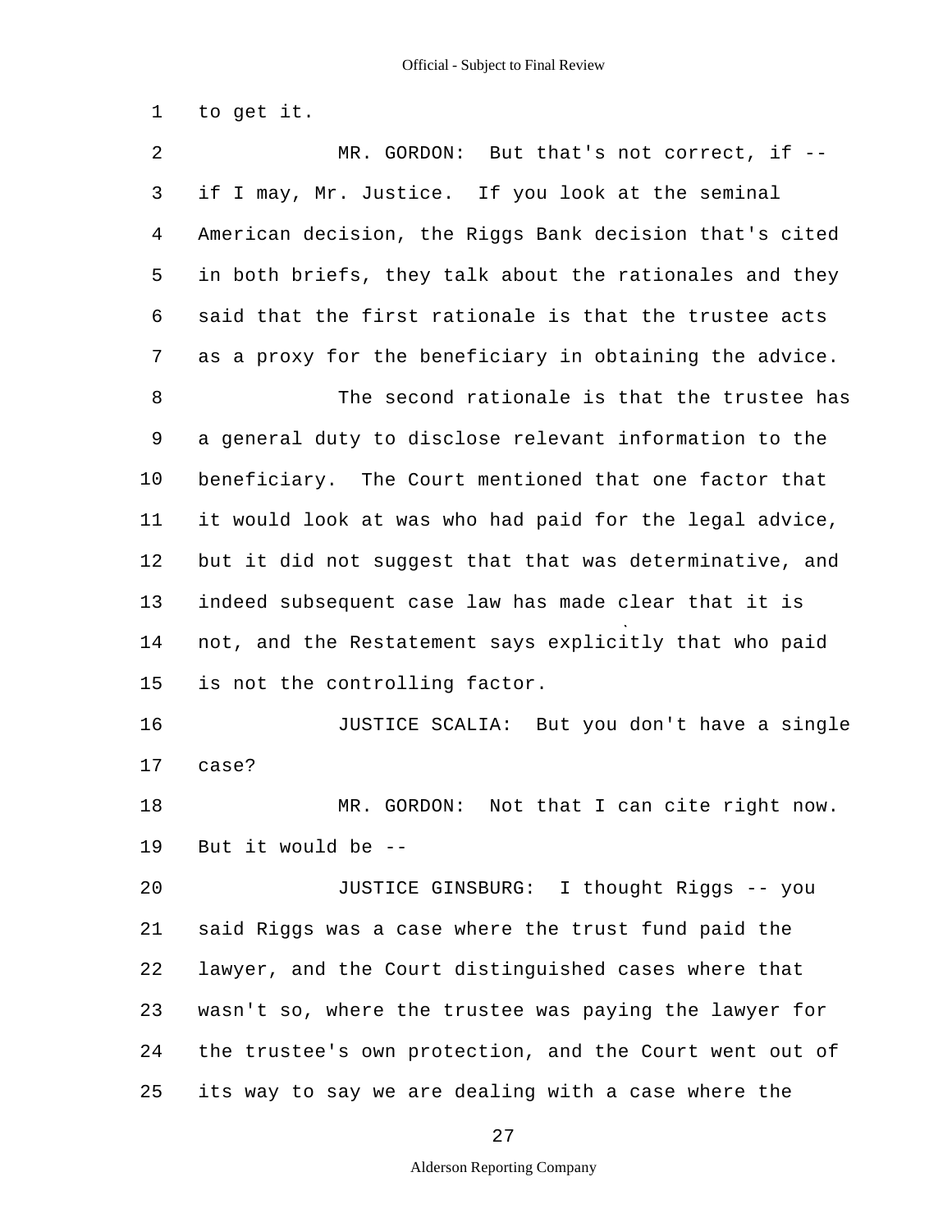to get it.

MR. GORDON: But that's not correct, if -- if I may, Mr. Justice. If you look at the seminal American decision, the Riggs Bank decision that's cited in both briefs, they talk about the rationales and they said that the first rationale is that the trustee acts as a proxy for the beneficiary in obtaining the advice.

The second rationale is that the trustee has a general duty to disclose relevant information to the beneficiary. The Court mentioned that one factor that it would look at was who had paid for the legal advice, but it did not suggest that that was determinative, and indeed subsequent case law has made clear that it is not, and the Restatement says explicitly that who paid is not the controlling factor.

JUSTICE SCALIA: But you don't have a single case?

MR. GORDON: Not that I can cite right now. But it would be --

JUSTICE GINSBURG: I thought Riggs -- you said Riggs was a case where the trust fund paid the lawyer, and the Court distinguished cases where that wasn't so, where the trustee was paying the lawyer for the trustee's own protection, and the Court went out of its way to say we are dealing with a case where the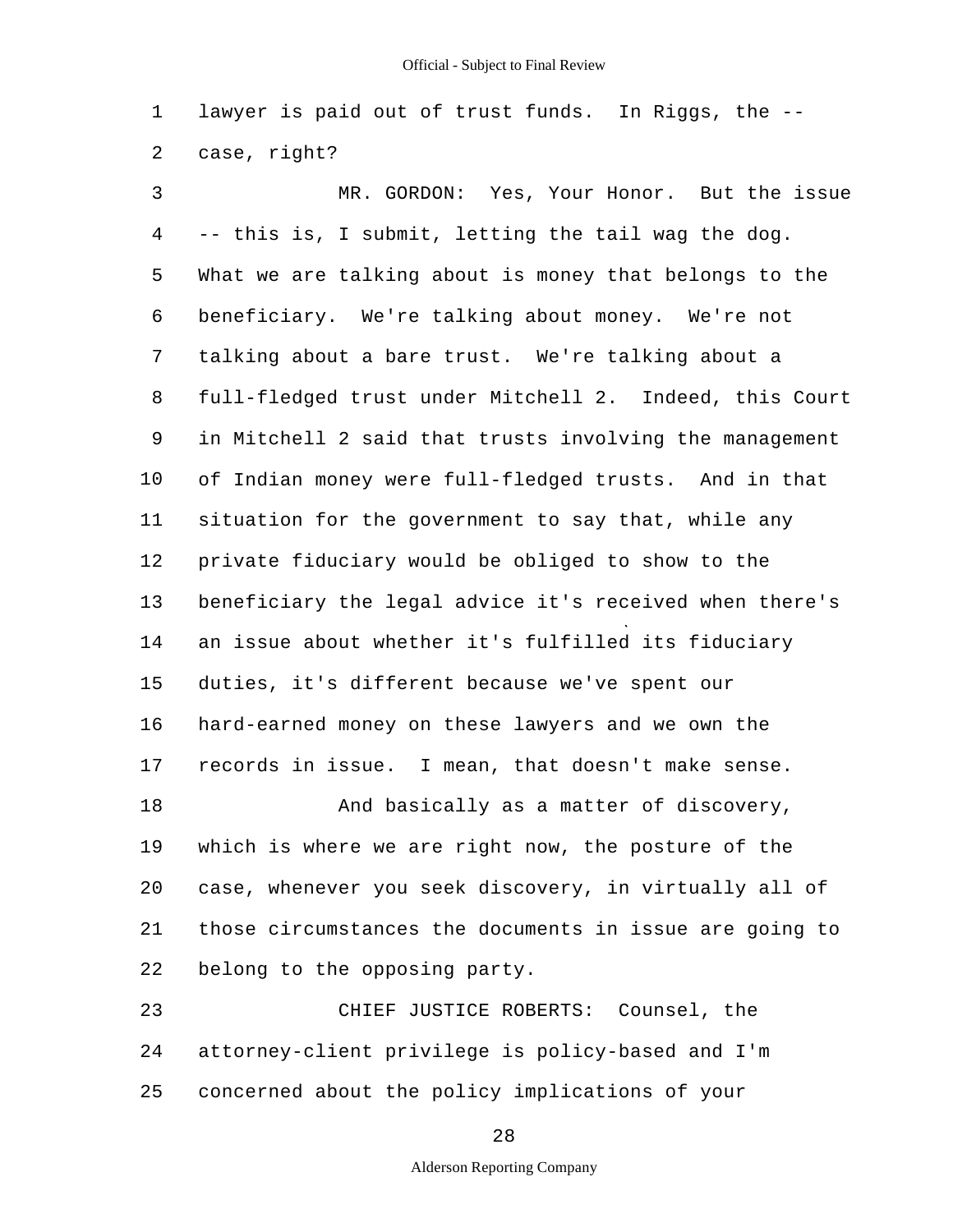lawyer is paid out of trust funds. In Riggs, the -- case, right?

MR. GORDON: Yes, Your Honor. But the issue -- this is, I submit, letting the tail wag the dog. What we are talking about is money that belongs to the beneficiary. We're talking about money. We're not talking about a bare trust. We're talking about a full-fledged trust under Mitchell 2. Indeed, this Court in Mitchell 2 said that trusts involving the management of Indian money were full-fledged trusts. And in that situation for the government to say that, while any private fiduciary would be obliged to show to the beneficiary the legal advice it's received when there's an issue about whether it's fulfilled its fiduciary duties, it's different because we've spent our hard-earned money on these lawyers and we own the records in issue. I mean, that doesn't make sense.

And basically as a matter of discovery, which is where we are right now, the posture of the case, whenever you seek discovery, in virtually all of those circumstances the documents in issue are going to belong to the opposing party.

CHIEF JUSTICE ROBERTS: Counsel, the attorney-client privilege is policy-based and I'm concerned about the policy implications of your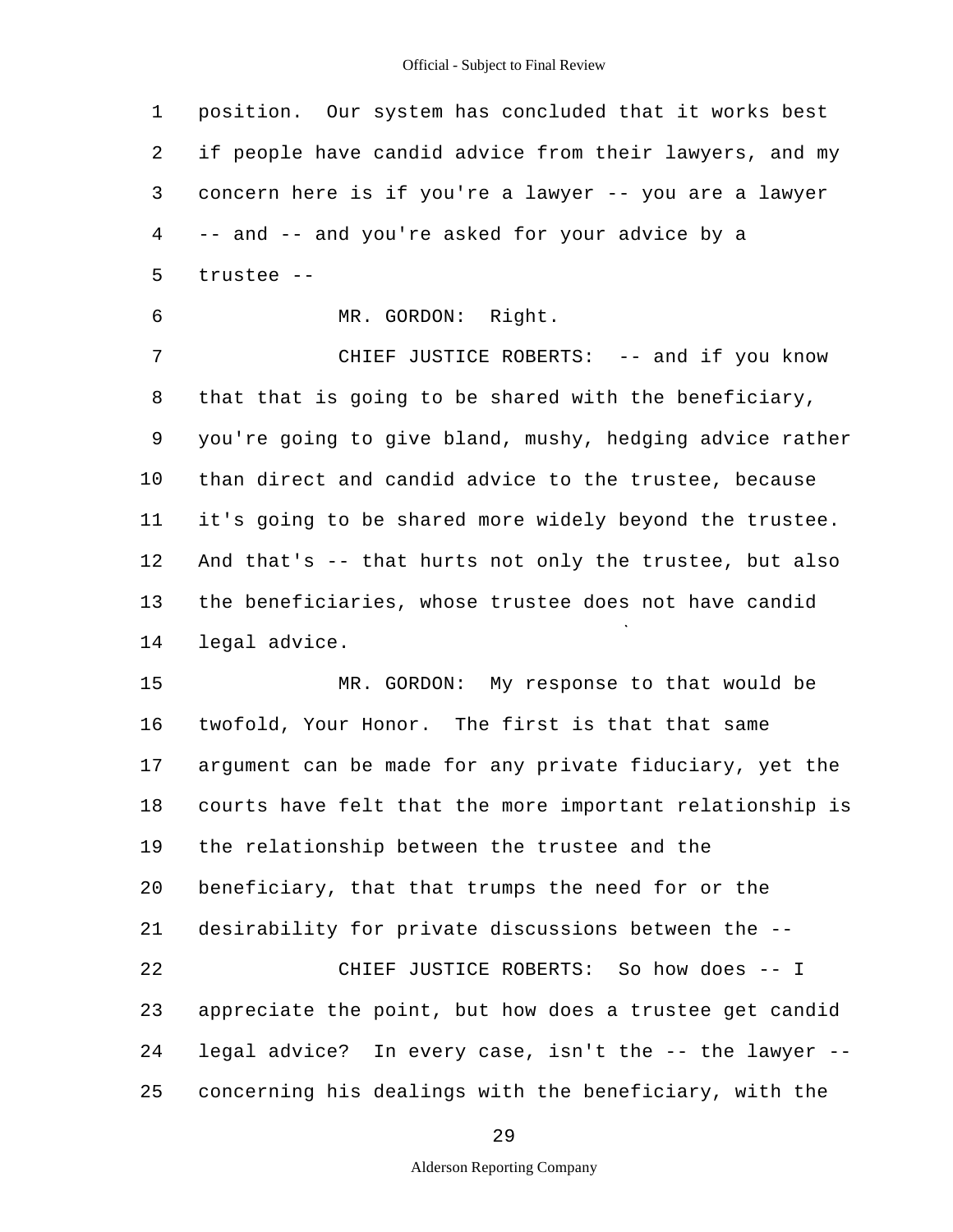position. Our system has concluded that it works best if people have candid advice from their lawyers, and my concern here is if you're a lawyer -- you are a lawyer -- and -- and you're asked for your advice by a trustee --

MR. GORDON: Right.

CHIEF JUSTICE ROBERTS: -- and if you know that that is going to be shared with the beneficiary, you're going to give bland, mushy, hedging advice rather than direct and candid advice to the trustee, because it's going to be shared more widely beyond the trustee. And that's -- that hurts not only the trustee, but also the beneficiaries, whose trustee does not have candid legal advice.

MR. GORDON: My response to that would be twofold, Your Honor. The first is that that same argument can be made for any private fiduciary, yet the courts have felt that the more important relationship is the relationship between the trustee and the beneficiary, that that trumps the need for or the desirability for private discussions between the --

CHIEF JUSTICE ROBERTS: So how does -- I appreciate the point, but how does a trustee get candid legal advice? In every case, isn't the -- the lawyer -- concerning his dealings with the beneficiary, with the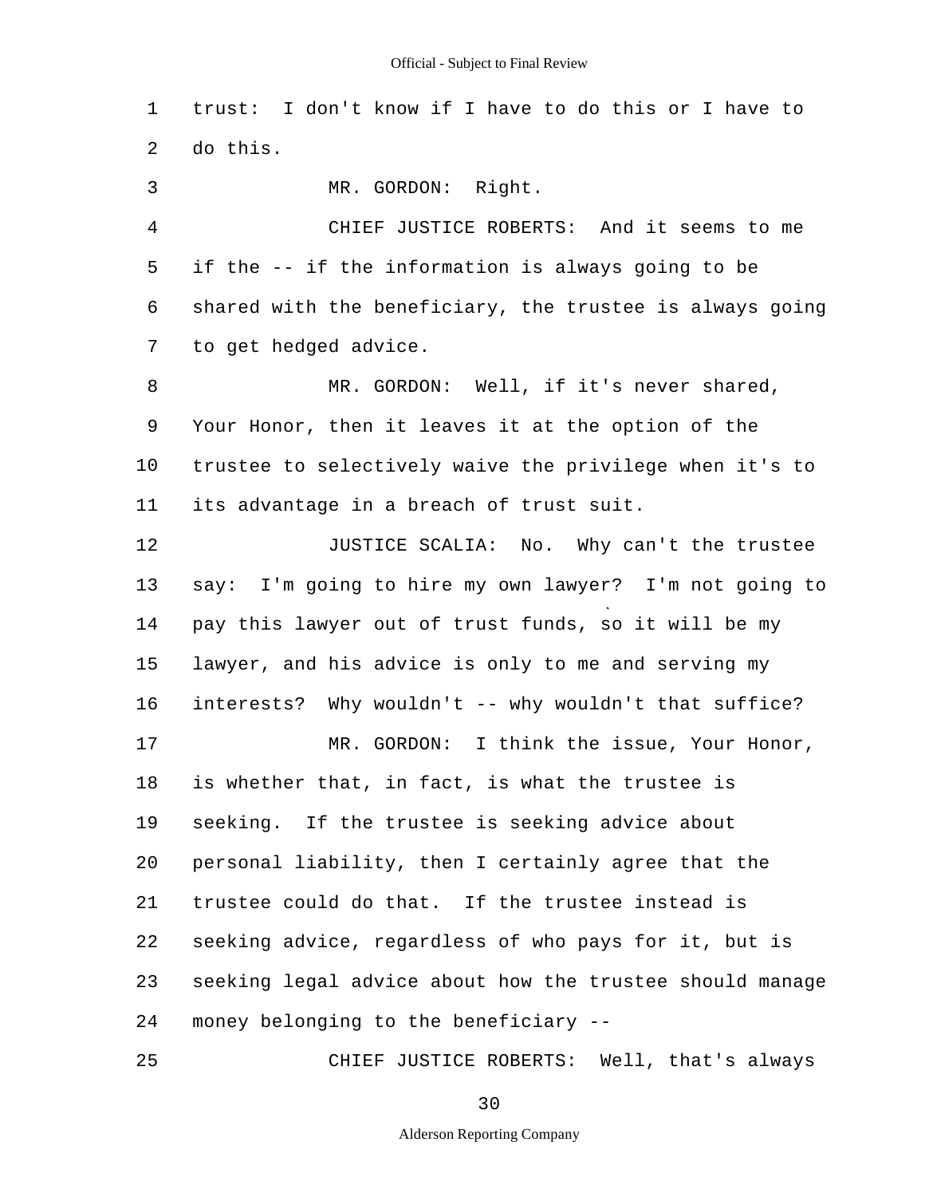trust: I don't know if I have to do this or I have to do this.

MR. GORDON: Right.

CHIEF JUSTICE ROBERTS: And it seems to me if the -- if the information is always going to be shared with the beneficiary, the trustee is always going to get hedged advice.

MR. GORDON: Well, if it's never shared, Your Honor, then it leaves it at the option of the trustee to selectively waive the privilege when it's to its advantage in a breach of trust suit.

JUSTICE SCALIA: No. Why can't the trustee say: I'm going to hire my own lawyer? I'm not going to pay this lawyer out of trust funds, so it will be my lawyer, and his advice is only to me and serving my interests? Why wouldn't -- why wouldn't that suffice?

MR. GORDON: I think the issue, Your Honor, is whether that, in fact, is what the trustee is seeking. If the trustee is seeking advice about personal liability, then I certainly agree that the trustee could do that. If the trustee instead is seeking advice, regardless of who pays for it, but is seeking legal advice about how the trustee should manage money belonging to the beneficiary --

CHIEF JUSTICE ROBERTS: Well, that's always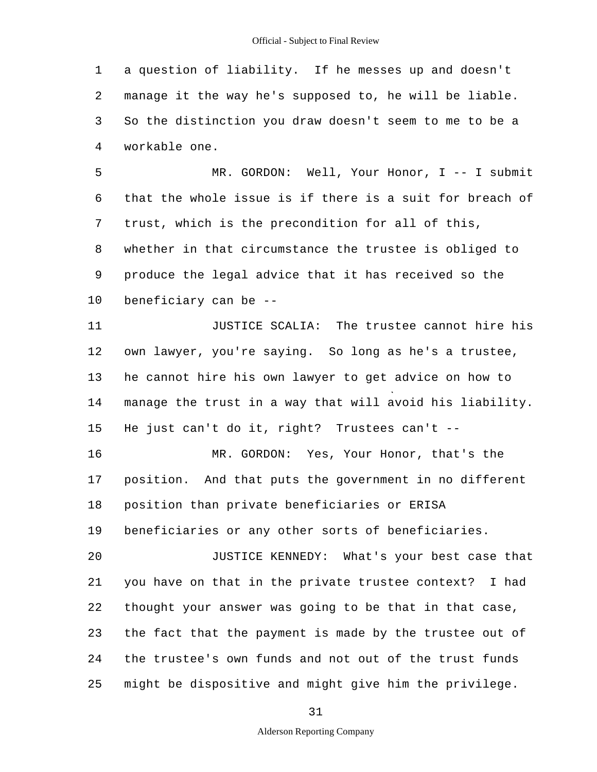a question of liability. If he messes up and doesn't manage it the way he's supposed to, he will be liable. So the distinction you draw doesn't seem to me to be a workable one.

MR. GORDON: Well, Your Honor, I -- I submit that the whole issue is if there is a suit for breach of trust, which is the precondition for all of this, whether in that circumstance the trustee is obliged to produce the legal advice that it has received so the beneficiary can be --

JUSTICE SCALIA: The trustee cannot hire his own lawyer, you're saying. So long as he's a trustee, he cannot hire his own lawyer to get advice on how to manage the trust in a way that will avoid his liability. He just can't do it, right? Trustees can't --

MR. GORDON: Yes, Your Honor, that's the position. And that puts the government in no different position than private beneficiaries or ERISA beneficiaries or any other sorts of beneficiaries.

JUSTICE KENNEDY: What's your best case that you have on that in the private trustee context? I had thought your answer was going to be that in that case, the fact that the payment is made by the trustee out of the trustee's own funds and not out of the trust funds might be dispositive and might give him the privilege.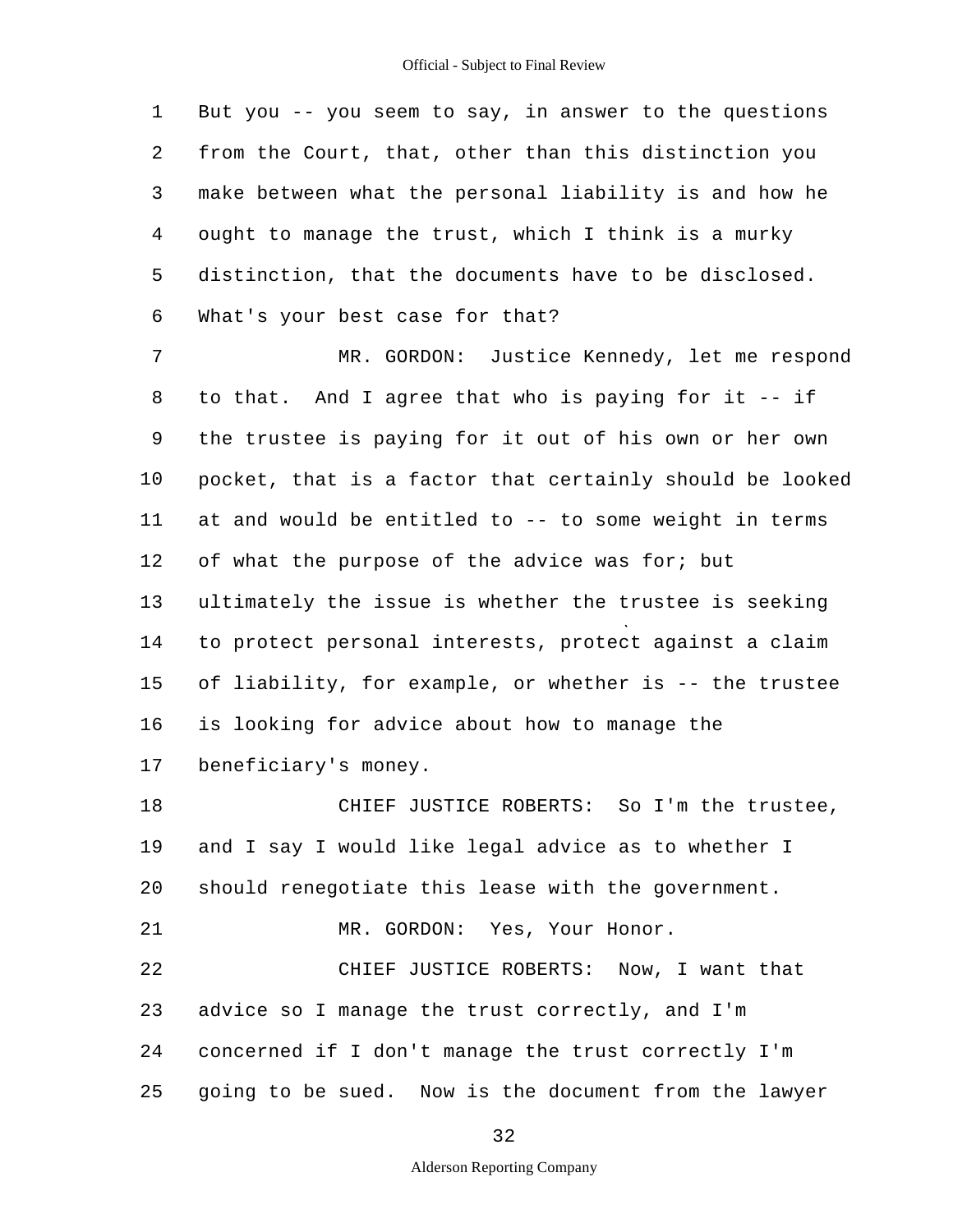But you -- you seem to say, in answer to the questions from the Court, that, other than this distinction you make between what the personal liability is and how he ought to manage the trust, which I think is a murky distinction, that the documents have to be disclosed. What's your best case for that?

MR. GORDON: Justice Kennedy, let me respond to that. And I agree that who is paying for it -- if the trustee is paying for it out of his own or her own pocket, that is a factor that certainly should be looked at and would be entitled to -- to some weight in terms of what the purpose of the advice was for; but ultimately the issue is whether the trustee is seeking to protect personal interests, protect against a claim of liability, for example, or whether is -- the trustee is looking for advice about how to manage the beneficiary's money.

CHIEF JUSTICE ROBERTS: So I'm the trustee, and I say I would like legal advice as to whether I should renegotiate this lease with the government.

MR. GORDON: Yes, Your Honor.

CHIEF JUSTICE ROBERTS: Now, I want that advice so I manage the trust correctly, and I'm concerned if I don't manage the trust correctly I'm going to be sued. Now is the document from the lawyer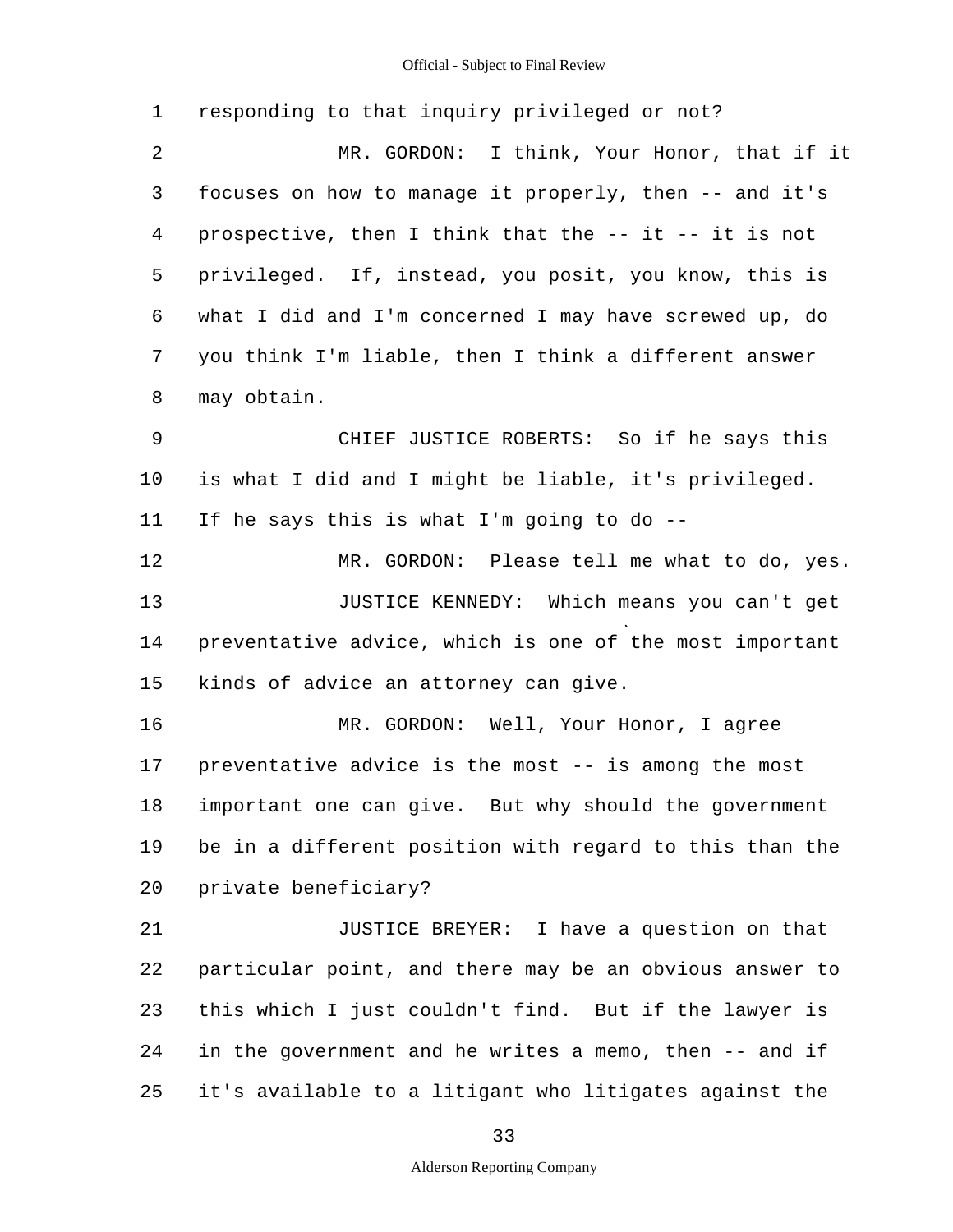responding to that inquiry privileged or not?

MR. GORDON: I think, Your Honor, that if it focuses on how to manage it properly, then -- and it's prospective, then I think that the -- it -- it is not privileged. If, instead, you posit, you know, this is what I did and I'm concerned I may have screwed up, do you think I'm liable, then I think a different answer may obtain.

CHIEF JUSTICE ROBERTS: So if he says this is what I did and I might be liable, it's privileged. If he says this is what I'm going to do --

MR. GORDON: Please tell me what to do, yes.

JUSTICE KENNEDY: Which means you can't get preventative advice, which is one of the most important kinds of advice an attorney can give.

MR. GORDON: Well, Your Honor, I agree preventative advice is the most -- is among the most important one can give. But why should the government be in a different position with regard to this than the private beneficiary?

JUSTICE BREYER: I have a question on that particular point, and there may be an obvious answer to this which I just couldn't find. But if the lawyer is in the government and he writes a memo, then -- and if it's available to a litigant who litigates against the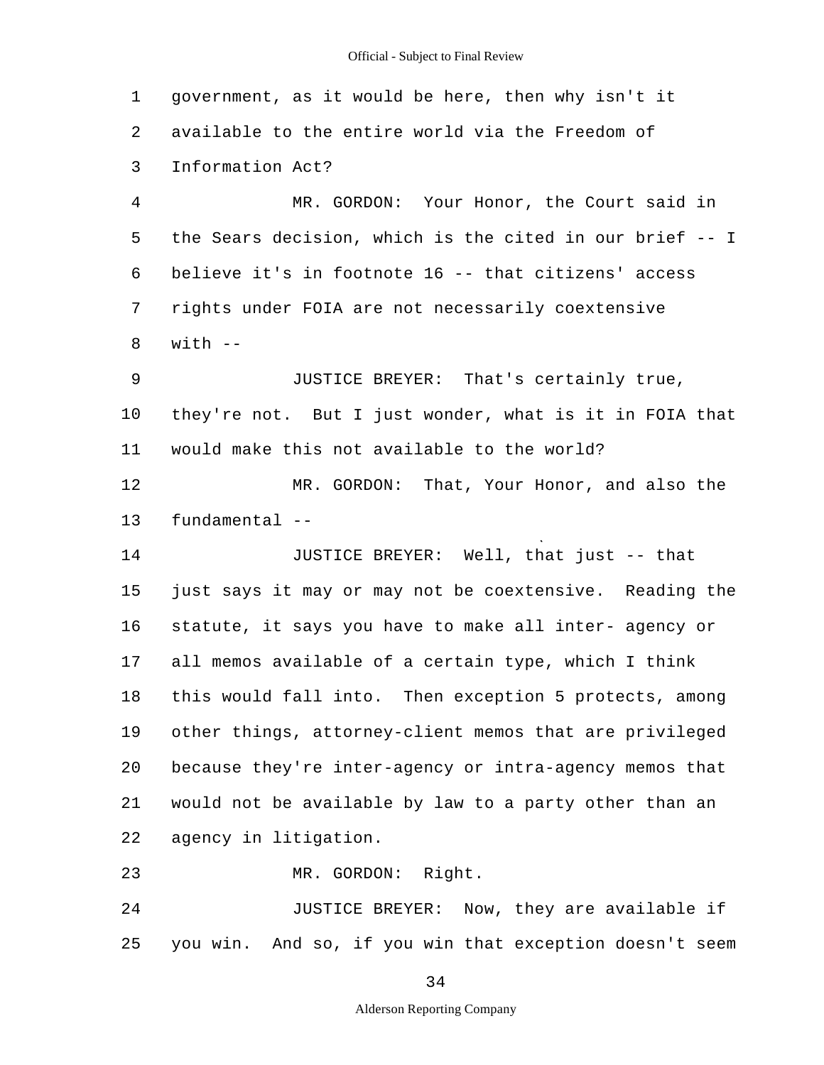government, as it would be here, then why isn't it available to the entire world via the Freedom of Information Act?

MR. GORDON: Your Honor, the Court said in the Sears decision, which is the cited in our brief -- I believe it's in footnote 16 -- that citizens' access rights under FOIA are not necessarily coextensive with --

JUSTICE BREYER: That's certainly true, they're not. But I just wonder, what is it in FOIA that would make this not available to the world?

MR. GORDON: That, Your Honor, and also the fundamental --

JUSTICE BREYER: Well, that just -- that just says it may or may not be coextensive. Reading the statute, it says you have to make all inter- agency or all memos available of a certain type, which I think this would fall into. Then exception 5 protects, among other things, attorney-client memos that are privileged because they're inter-agency or intra-agency memos that would not be available by law to a party other than an agency in litigation.

MR. GORDON: Right.

JUSTICE BREYER: Now, they are available if you win. And so, if you win that exception doesn't seem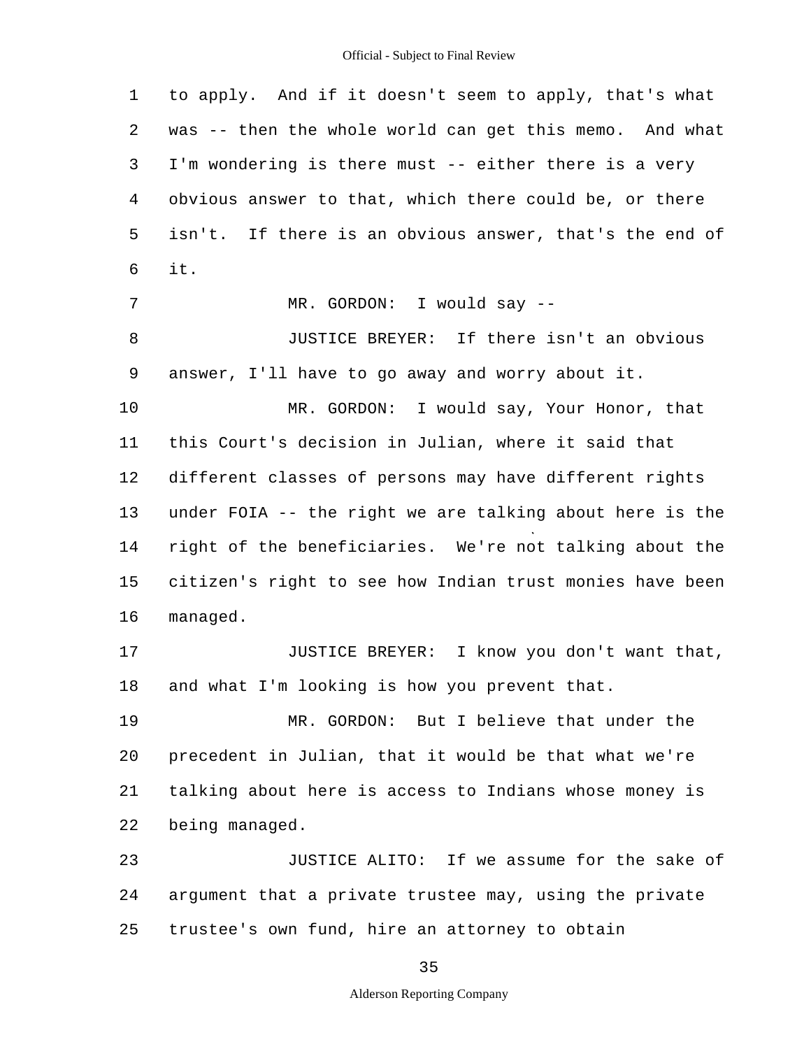to apply. And if it doesn't seem to apply, that's what was -- then the whole world can get this memo. And what I'm wondering is there must -- either there is a very obvious answer to that, which there could be, or there isn't. If there is an obvious answer, that's the end of it.

MR. GORDON: I would say --

JUSTICE BREYER: If there isn't an obvious answer, I'll have to go away and worry about it.

MR. GORDON: I would say, Your Honor, that this Court's decision in Julian, where it said that different classes of persons may have different rights under FOIA -- the right we are talking about here is the right of the beneficiaries. We're not talking about the citizen's right to see how Indian trust monies have been managed.

JUSTICE BREYER: I know you don't want that, and what I'm looking is how you prevent that.

MR. GORDON: But I believe that under the precedent in Julian, that it would be that what we're talking about here is access to Indians whose money is being managed.

JUSTICE ALITO: If we assume for the sake of argument that a private trustee may, using the private trustee's own fund, hire an attorney to obtain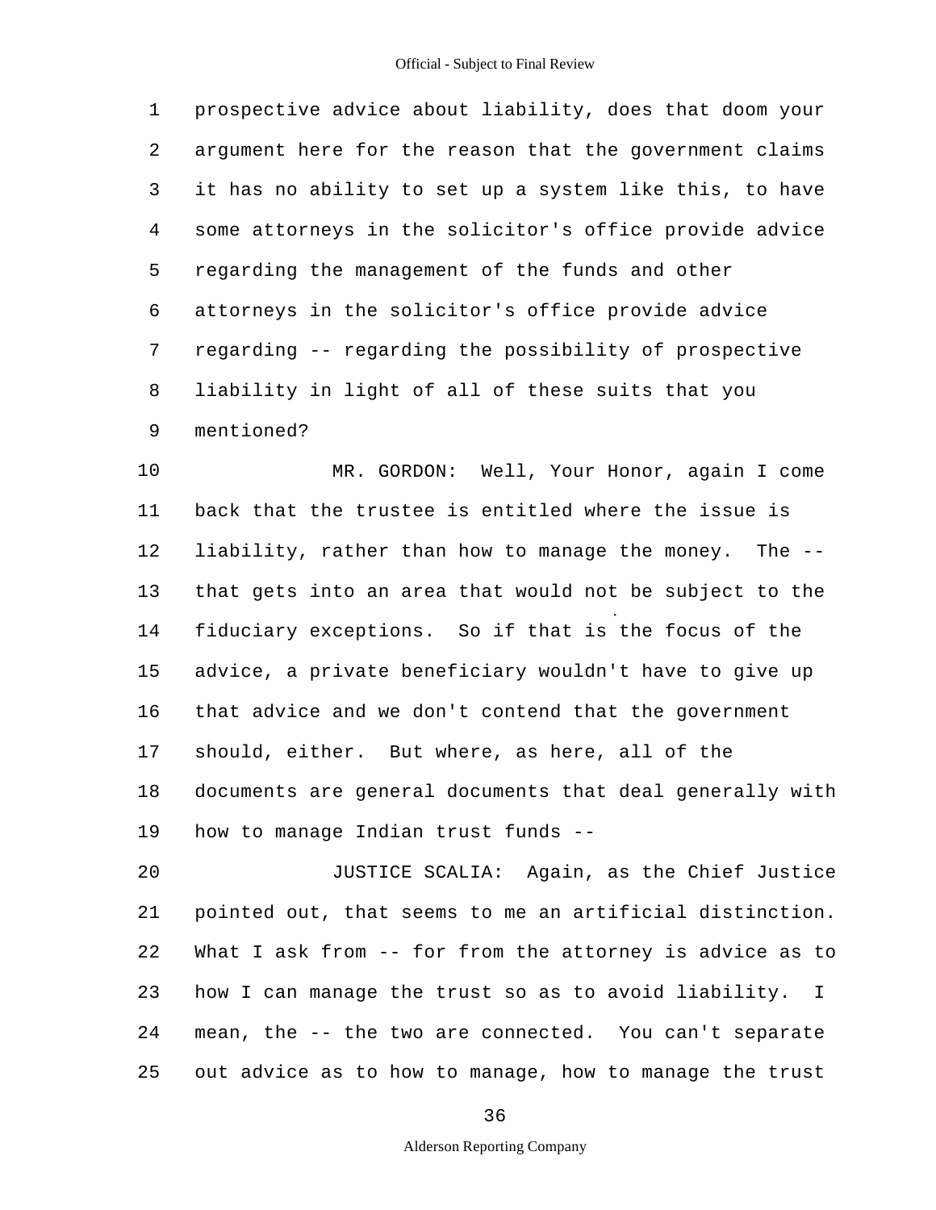1 prospective advice about liability, does that doom your
2 argument here for the reason that the government claims
3 it has no ability to set up a system like this, to have
4 some attorneys in the solicitor's office provide advice
5 regarding the management of the funds and other
6 attorneys in the solicitor's office provide advice
7 regarding -- regarding the possibility of prospective
8 liability in light of all of these suits that you
9 mentioned?

10 MR. GORDON: Well, Your Honor, again I come
11 back that the trustee is entitled where the issue is
12 liability, rather than how to manage the money. The --
13 that gets into an area that would not be subject to the
14 fiduciary exceptions. So if that is the focus of the
15 advice, a private beneficiary wouldn't have to give up
16 that advice and we don't contend that the government
17 should, either. But where, as here, all of the
18 documents are general documents that deal generally with
19 how to manage Indian trust funds --

20 JUSTICE SCALIA: Again, as the Chief Justice
21 pointed out, that seems to me an artificial distinction.
22 What I ask from -- for from the attorney is advice as to
23 how I can manage the trust so as to avoid liability. I
24 mean, the -- the two are connected. You can't separate
25 out advice as to how to manage, how to manage the trust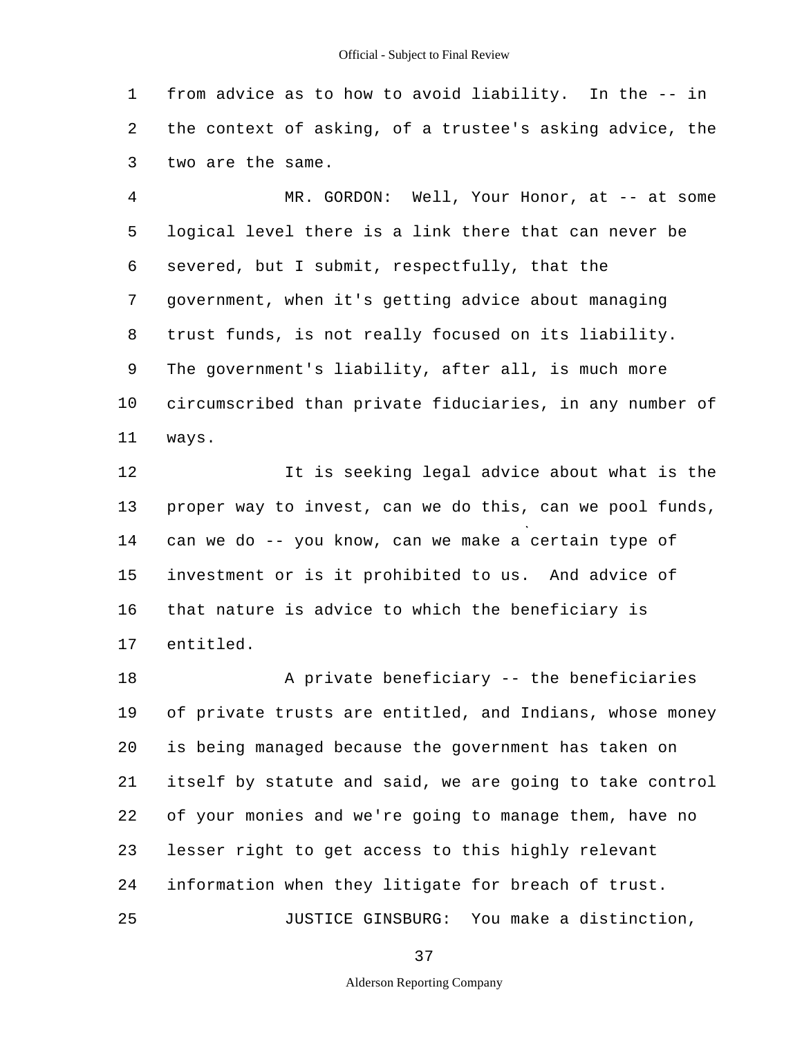from advice as to how to avoid liability. In the -- in the context of asking, of a trustee's asking advice, the two are the same.

MR. GORDON: Well, Your Honor, at -- at some logical level there is a link there that can never be severed, but I submit, respectfully, that the government, when it's getting advice about managing trust funds, is not really focused on its liability. The government's liability, after all, is much more circumscribed than private fiduciaries, in any number of ways.

It is seeking legal advice about what is the proper way to invest, can we do this, can we pool funds, can we do -- you know, can we make a certain type of investment or is it prohibited to us. And advice of that nature is advice to which the beneficiary is entitled.

A private beneficiary -- the beneficiaries of private trusts are entitled, and Indians, whose money is being managed because the government has taken on itself by statute and said, we are going to take control of your monies and we're going to manage them, have no lesser right to get access to this highly relevant information when they litigate for breach of trust.

JUSTICE GINSBURG: You make a distinction,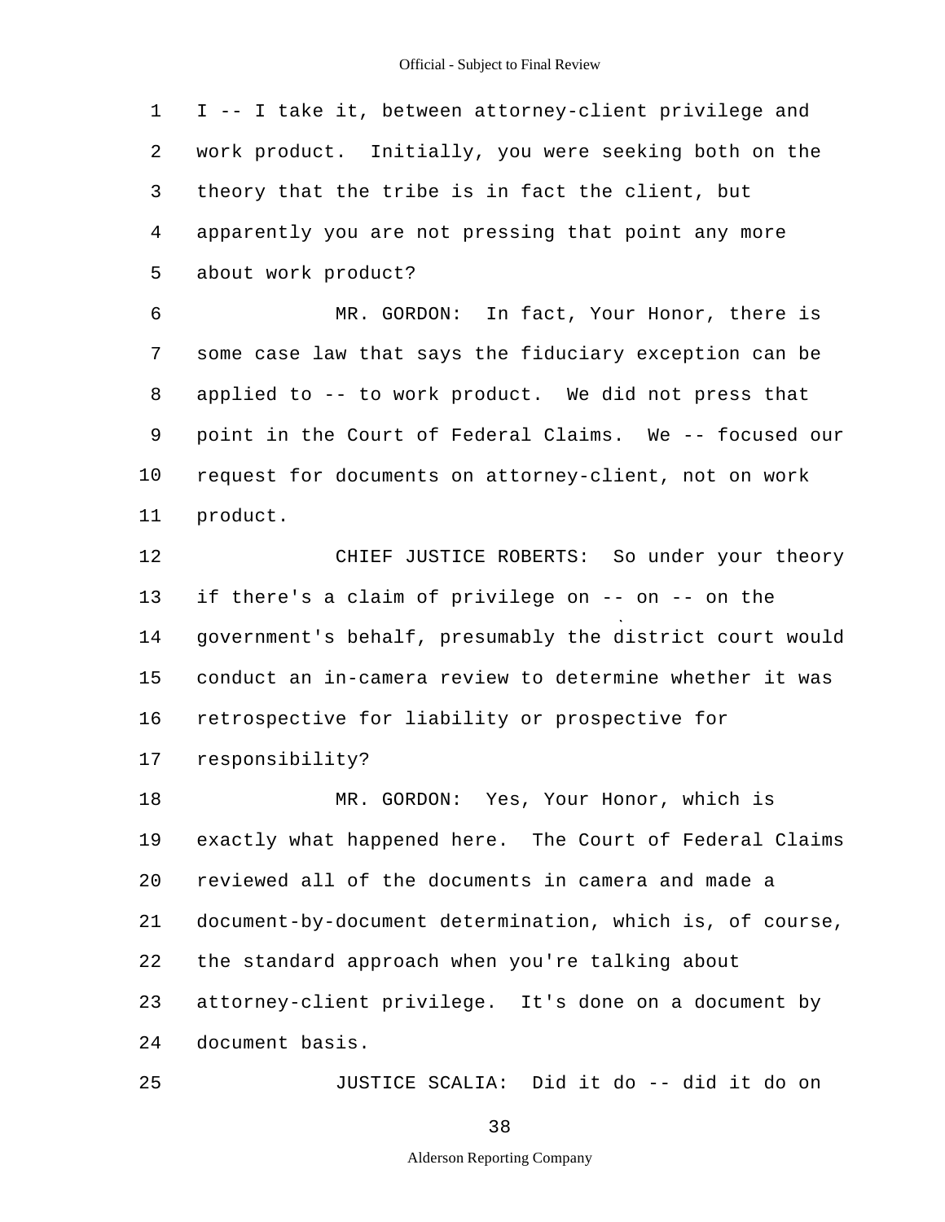I -- I take it, between attorney-client privilege and work product. Initially, you were seeking both on the theory that the tribe is in fact the client, but apparently you are not pressing that point any more about work product?

MR. GORDON: In fact, Your Honor, there is some case law that says the fiduciary exception can be applied to -- to work product. We did not press that point in the Court of Federal Claims. We -- focused our request for documents on attorney-client, not on work product.

CHIEF JUSTICE ROBERTS: So under your theory if there's a claim of privilege on -- on -- on the government's behalf, presumably the district court would conduct an in-camera review to determine whether it was retrospective for liability or prospective for responsibility?

MR. GORDON: Yes, Your Honor, which is exactly what happened here. The Court of Federal Claims reviewed all of the documents in camera and made a document-by-document determination, which is, of course, the standard approach when you're talking about attorney-client privilege. It's done on a document by document basis.

JUSTICE SCALIA: Did it do -- did it do on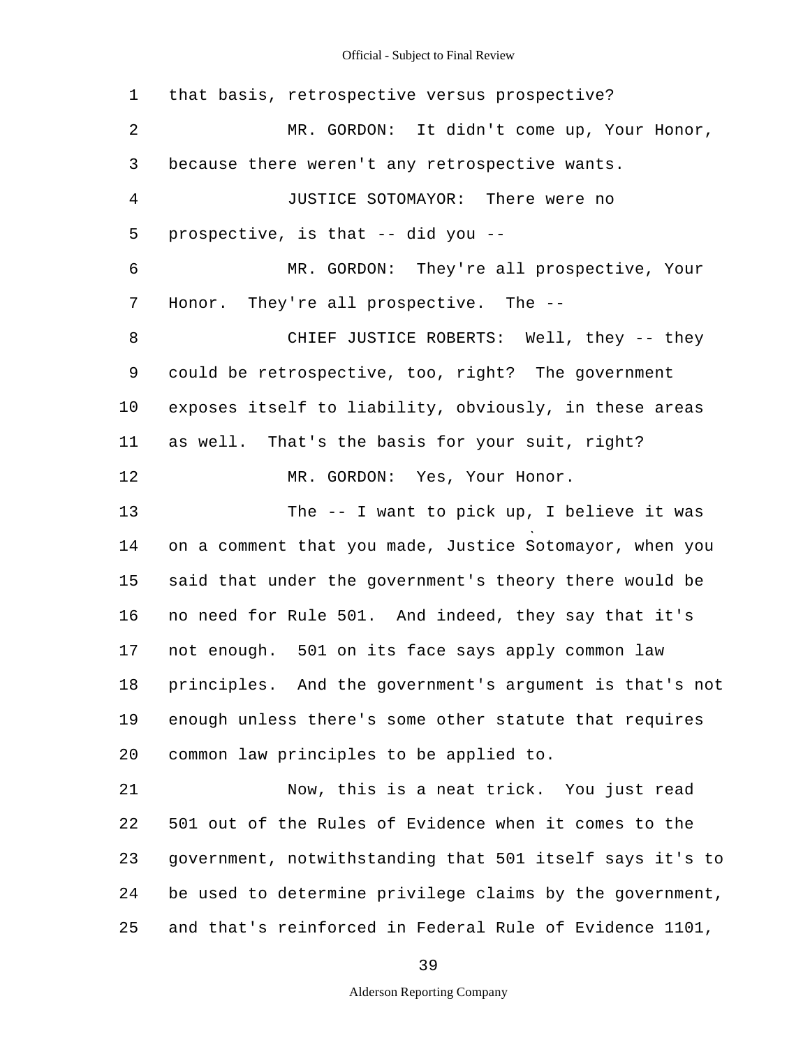that basis, retrospective versus prospective?

MR. GORDON: It didn't come up, Your Honor, because there weren't any retrospective wants.

JUSTICE SOTOMAYOR: There were no prospective, is that -- did you --

MR. GORDON: They're all prospective, Your Honor. They're all prospective. The --

CHIEF JUSTICE ROBERTS: Well, they -- they could be retrospective, too, right? The government exposes itself to liability, obviously, in these areas as well. That's the basis for your suit, right?

MR. GORDON: Yes, Your Honor.

The -- I want to pick up, I believe it was on a comment that you made, Justice Sotomayor, when you said that under the government's theory there would be no need for Rule 501. And indeed, they say that it's not enough. 501 on its face says apply common law principles. And the government's argument is that's not enough unless there's some other statute that requires common law principles to be applied to.

Now, this is a neat trick. You just read 501 out of the Rules of Evidence when it comes to the government, notwithstanding that 501 itself says it's to be used to determine privilege claims by the government, and that's reinforced in Federal Rule of Evidence 1101,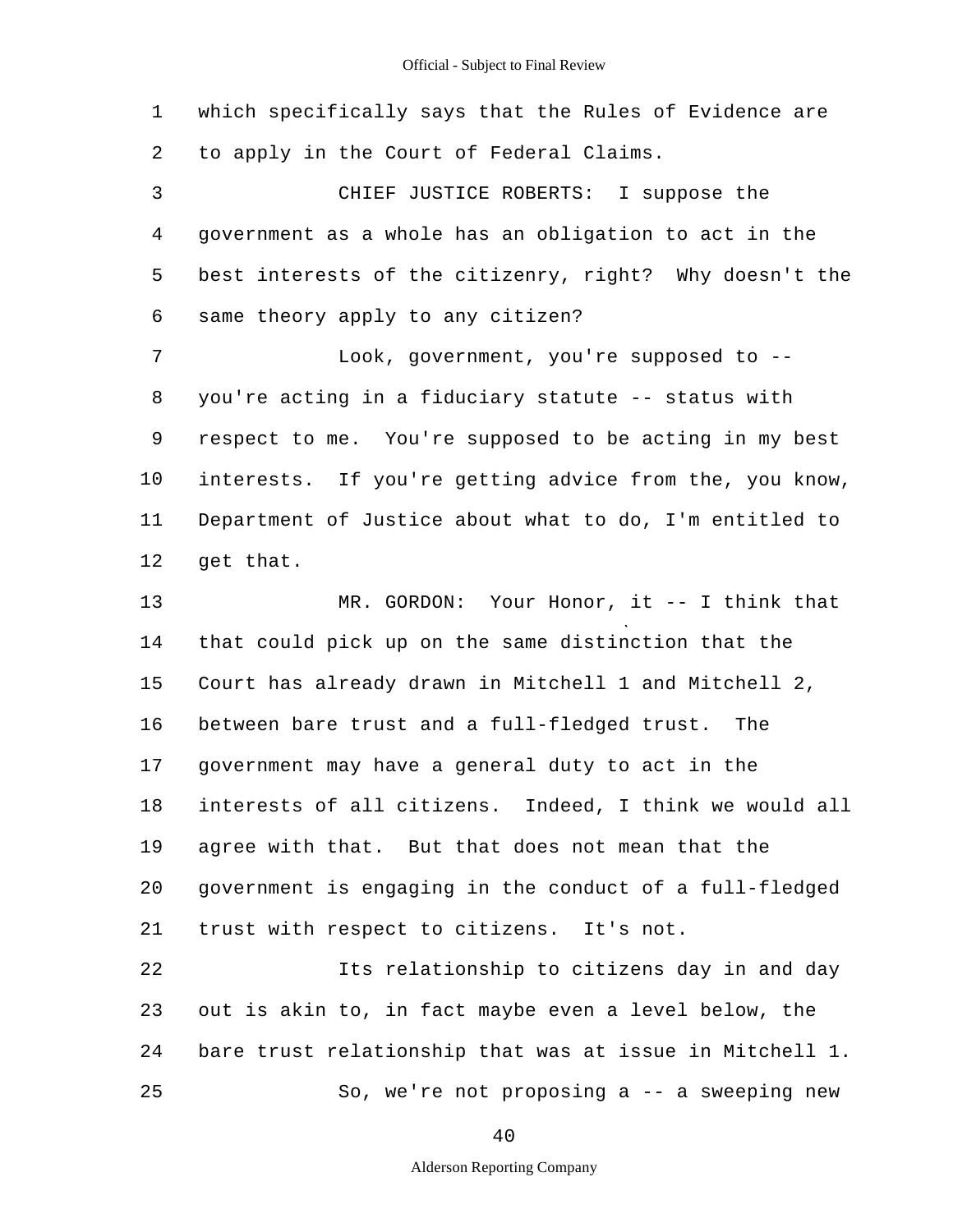which specifically says that the Rules of Evidence are to apply in the Court of Federal Claims.

CHIEF JUSTICE ROBERTS: I suppose the government as a whole has an obligation to act in the best interests of the citizenry, right? Why doesn't the same theory apply to any citizen?

Look, government, you're supposed to -- you're acting in a fiduciary statute -- status with respect to me. You're supposed to be acting in my best interests. If you're getting advice from the, you know, Department of Justice about what to do, I'm entitled to get that.

MR. GORDON: Your Honor, it -- I think that that could pick up on the same distinction that the Court has already drawn in Mitchell 1 and Mitchell 2, between bare trust and a full-fledged trust. The government may have a general duty to act in the interests of all citizens. Indeed, I think we would all agree with that. But that does not mean that the government is engaging in the conduct of a full-fledged trust with respect to citizens. It's not.

Its relationship to citizens day in and day out is akin to, in fact maybe even a level below, the bare trust relationship that was at issue in Mitchell 1.

So, we're not proposing a -- a sweeping new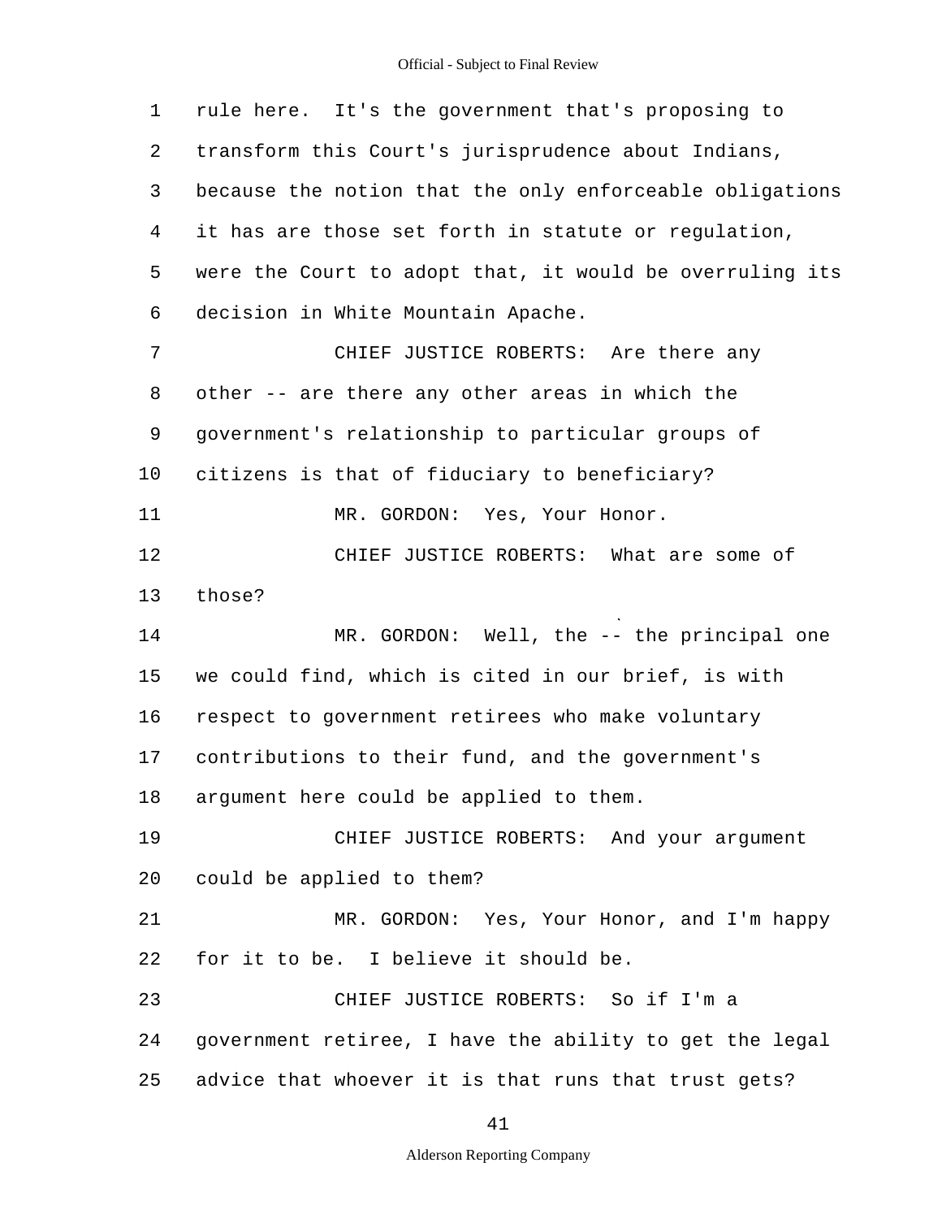rule here. It's the government that's proposing to transform this Court's jurisprudence about Indians, because the notion that the only enforceable obligations it has are those set forth in statute or regulation, were the Court to adopt that, it would be overruling its decision in White Mountain Apache.

CHIEF JUSTICE ROBERTS: Are there any other -- are there any other areas in which the government's relationship to particular groups of citizens is that of fiduciary to beneficiary?

MR. GORDON: Yes, Your Honor.

CHIEF JUSTICE ROBERTS: What are some of those?

MR. GORDON: Well, the -- the principal one we could find, which is cited in our brief, is with respect to government retirees who make voluntary contributions to their fund, and the government's argument here could be applied to them.

CHIEF JUSTICE ROBERTS: And your argument could be applied to them?

MR. GORDON: Yes, Your Honor, and I'm happy for it to be. I believe it should be.

CHIEF JUSTICE ROBERTS: So if I'm a government retiree, I have the ability to get the legal advice that whoever it is that runs that trust gets?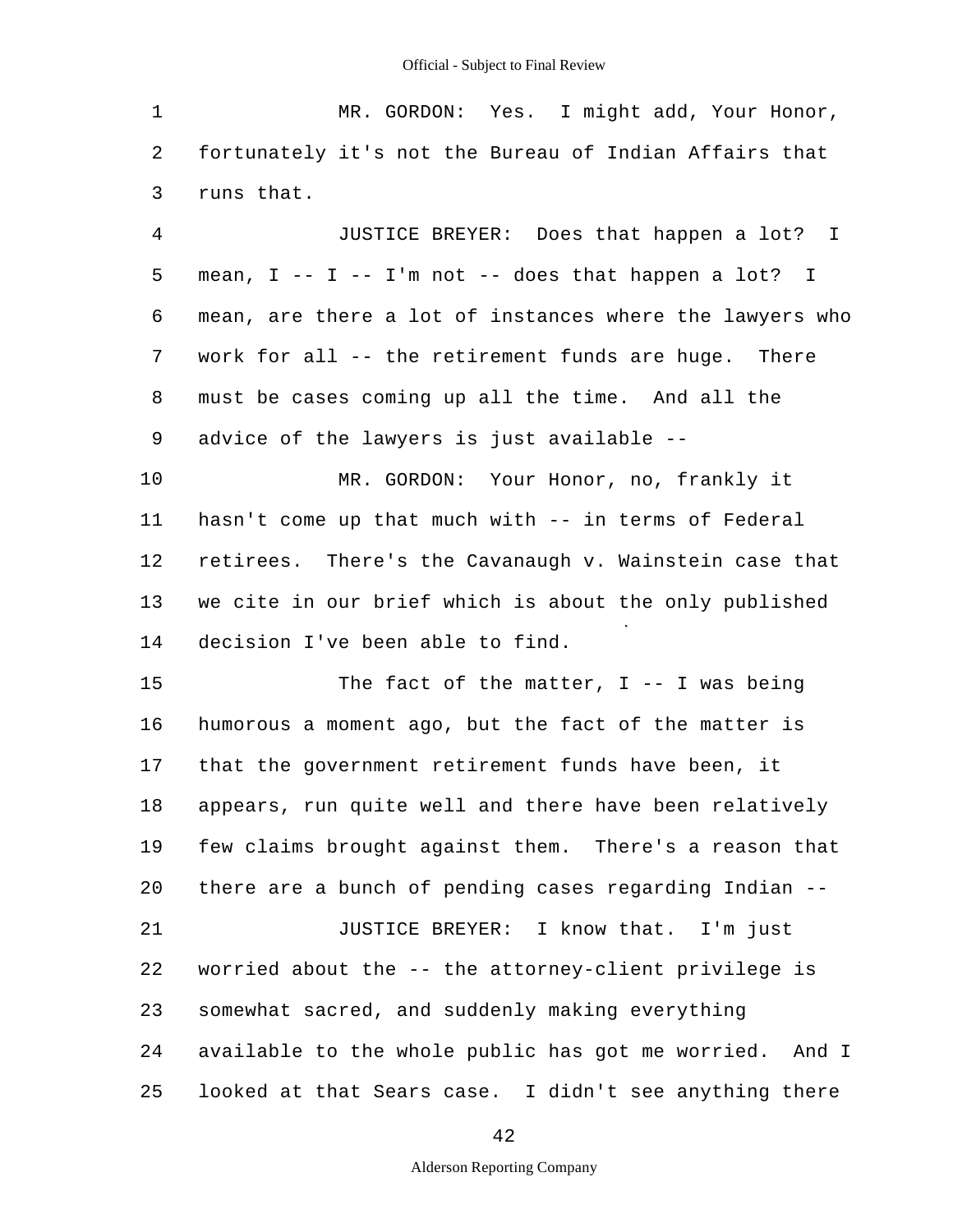MR. GORDON: Yes. I might add, Your Honor, fortunately it's not the Bureau of Indian Affairs that runs that.

JUSTICE BREYER: Does that happen a lot? I mean, I -- I -- I'm not -- does that happen a lot? I mean, are there a lot of instances where the lawyers who work for all -- the retirement funds are huge. There must be cases coming up all the time. And all the advice of the lawyers is just available --

MR. GORDON: Your Honor, no, frankly it hasn't come up that much with -- in terms of Federal retirees. There's the Cavanaugh v. Wainstein case that we cite in our brief which is about the only published decision I've been able to find.

The fact of the matter, I -- I was being humorous a moment ago, but the fact of the matter is that the government retirement funds have been, it appears, run quite well and there have been relatively few claims brought against them. There's a reason that there are a bunch of pending cases regarding Indian --

JUSTICE BREYER: I know that. I'm just worried about the -- the attorney-client privilege is somewhat sacred, and suddenly making everything available to the whole public has got me worried. And I looked at that Sears case. I didn't see anything there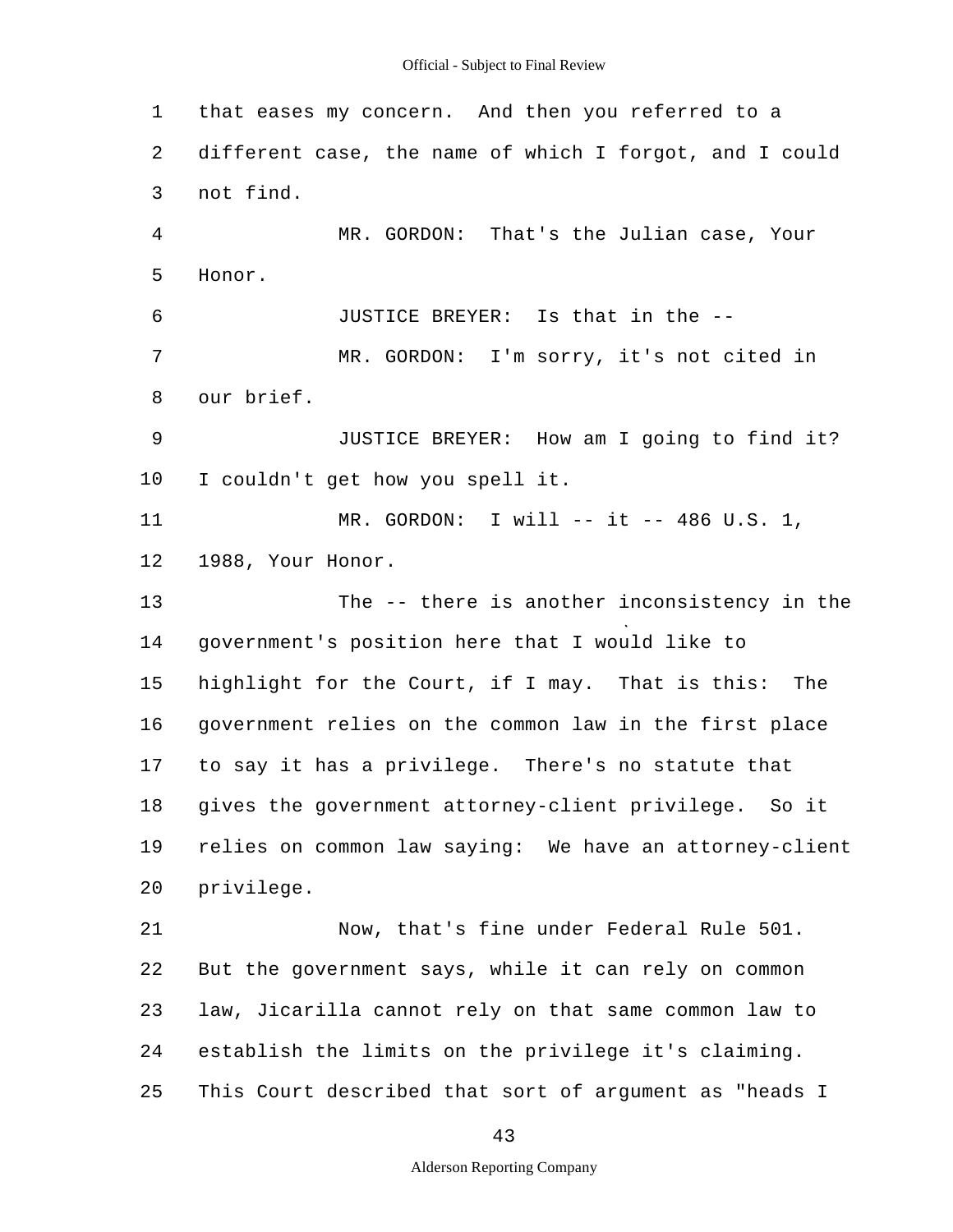that eases my concern. And then you referred to a different case, the name of which I forgot, and I could not find.

MR. GORDON: That's the Julian case, Your Honor.

JUSTICE BREYER: Is that in the --

MR. GORDON: I'm sorry, it's not cited in our brief.

JUSTICE BREYER: How am I going to find it? I couldn't get how you spell it.

MR. GORDON: I will -- it -- 486 U.S. 1, 1988, Your Honor.

The -- there is another inconsistency in the government's position here that I would like to highlight for the Court, if I may. That is this: The government relies on the common law in the first place to say it has a privilege. There's no statute that gives the government attorney-client privilege. So it relies on common law saying: We have an attorney-client privilege.

Now, that's fine under Federal Rule 501. But the government says, while it can rely on common law, Jicarilla cannot rely on that same common law to establish the limits on the privilege it's claiming. This Court described that sort of argument as "heads I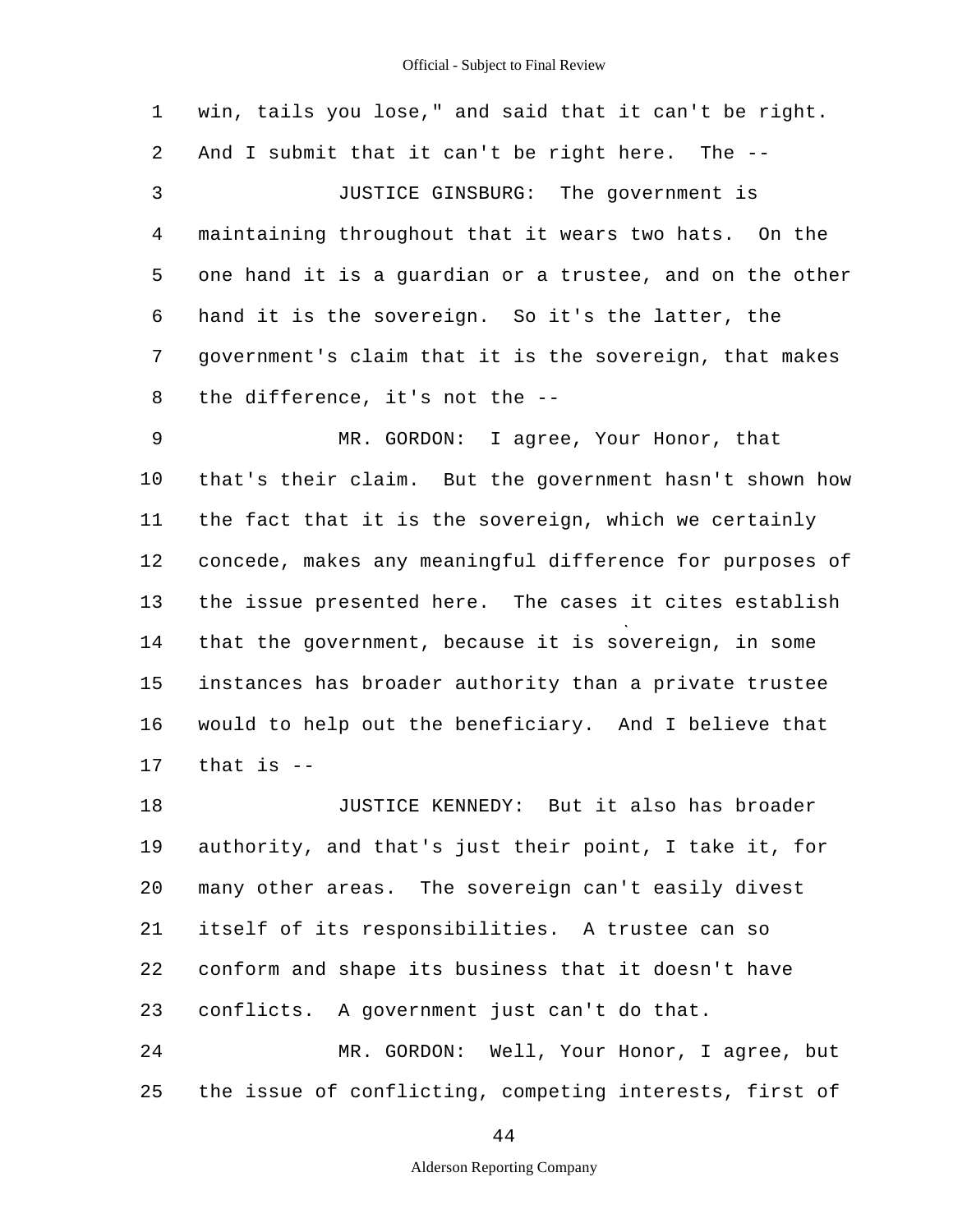1 win, tails you lose," and said that it can't be right.
2 And I submit that it can't be right here. The --
3 JUSTICE GINSBURG: The government is
4 maintaining throughout that it wears two hats. On the
5 one hand it is a guardian or a trustee, and on the other
6 hand it is the sovereign. So it's the latter, the
7 government's claim that it is the sovereign, that makes
8 the difference, it's not the --
9 MR. GORDON: I agree, Your Honor, that
10 that's their claim. But the government hasn't shown how
11 the fact that it is the sovereign, which we certainly
12 concede, makes any meaningful difference for purposes of
13 the issue presented here. The cases it cites establish
14 that the government, because it is sovereign, in some
15 instances has broader authority than a private trustee
16 would to help out the beneficiary. And I believe that
17 that is --
18 JUSTICE KENNEDY: But it also has broader
19 authority, and that's just their point, I take it, for
20 many other areas. The sovereign can't easily divest
21 itself of its responsibilities. A trustee can so
22 conform and shape its business that it doesn't have
23 conflicts. A government just can't do that.
24 MR. GORDON: Well, Your Honor, I agree, but
25 the issue of conflicting, competing interests, first of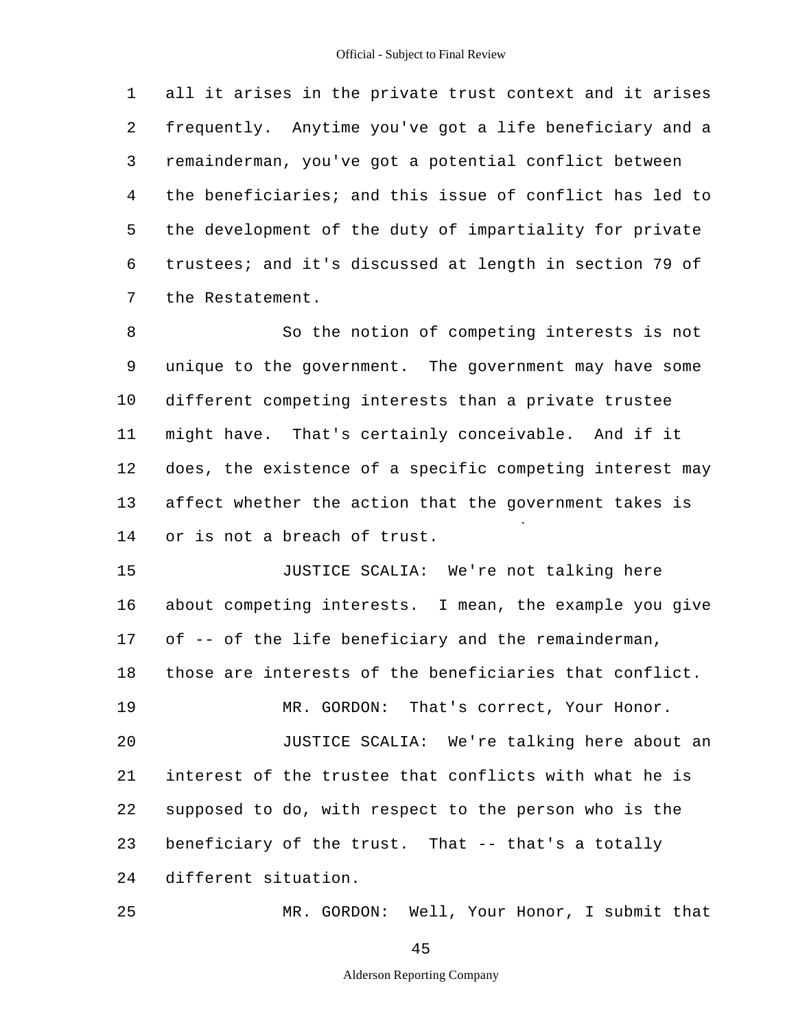all it arises in the private trust context and it arises frequently. Anytime you've got a life beneficiary and a remainderman, you've got a potential conflict between the beneficiaries; and this issue of conflict has led to the development of the duty of impartiality for private trustees; and it's discussed at length in section 79 of the Restatement.

So the notion of competing interests is not unique to the government. The government may have some different competing interests than a private trustee might have. That's certainly conceivable. And if it does, the existence of a specific competing interest may affect whether the action that the government takes is or is not a breach of trust.

JUSTICE SCALIA: We're not talking here about competing interests. I mean, the example you give of -- of the life beneficiary and the remainderman, those are interests of the beneficiaries that conflict.

MR. GORDON: That's correct, Your Honor.

JUSTICE SCALIA: We're talking here about an interest of the trustee that conflicts with what he is supposed to do, with respect to the person who is the beneficiary of the trust. That -- that's a totally different situation.

MR. GORDON: Well, Your Honor, I submit that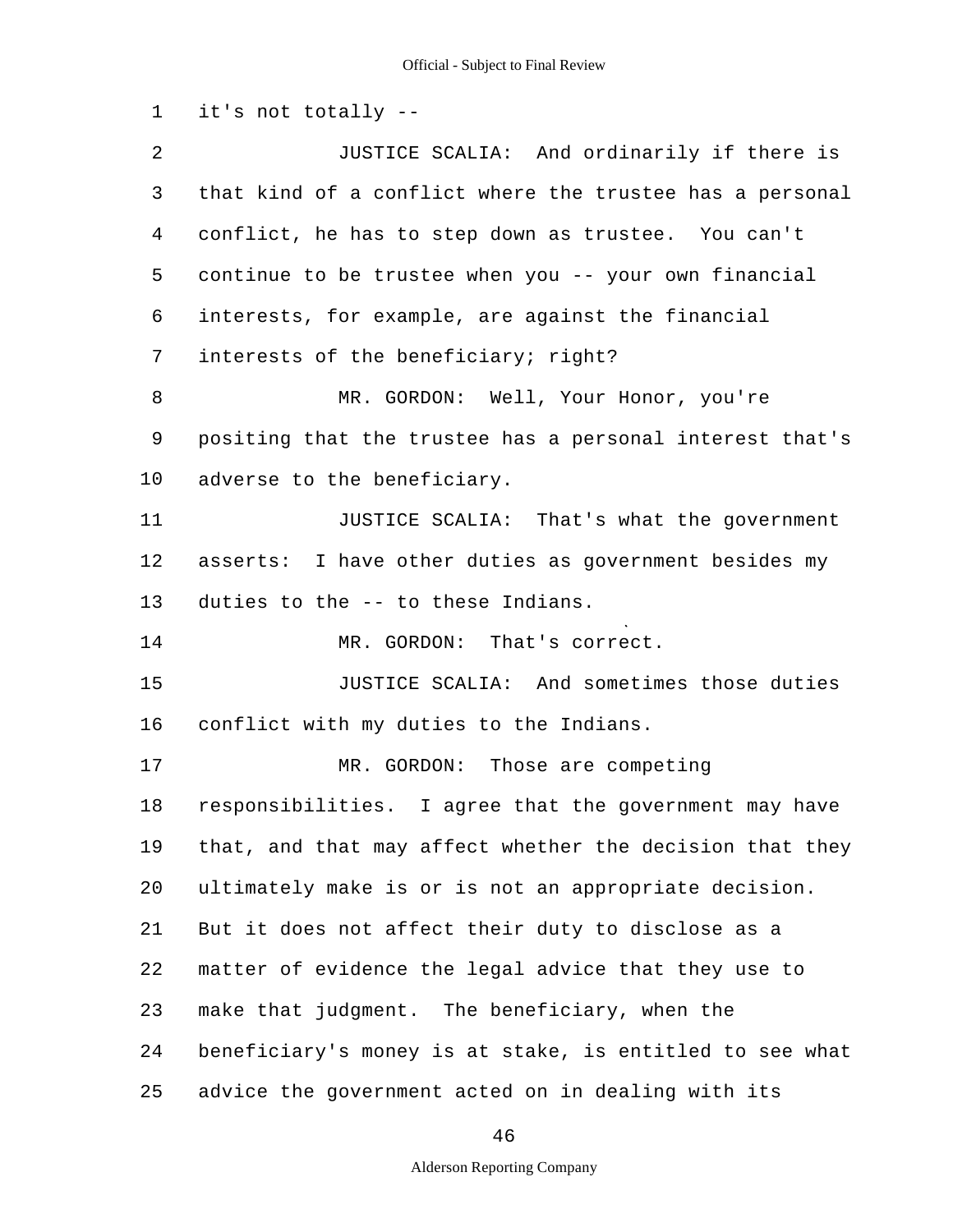it's not totally --

JUSTICE SCALIA: And ordinarily if there is that kind of a conflict where the trustee has a personal conflict, he has to step down as trustee. You can't continue to be trustee when you -- your own financial interests, for example, are against the financial interests of the beneficiary; right?

MR. GORDON: Well, Your Honor, you're positing that the trustee has a personal interest that's adverse to the beneficiary.

JUSTICE SCALIA: That's what the government asserts: I have other duties as government besides my duties to the -- to these Indians.

MR. GORDON: That's correct.

JUSTICE SCALIA: And sometimes those duties conflict with my duties to the Indians.

MR. GORDON: Those are competing responsibilities. I agree that the government may have that, and that may affect whether the decision that they ultimately make is or is not an appropriate decision. But it does not affect their duty to disclose as a matter of evidence the legal advice that they use to make that judgment. The beneficiary, when the beneficiary's money is at stake, is entitled to see what advice the government acted on in dealing with its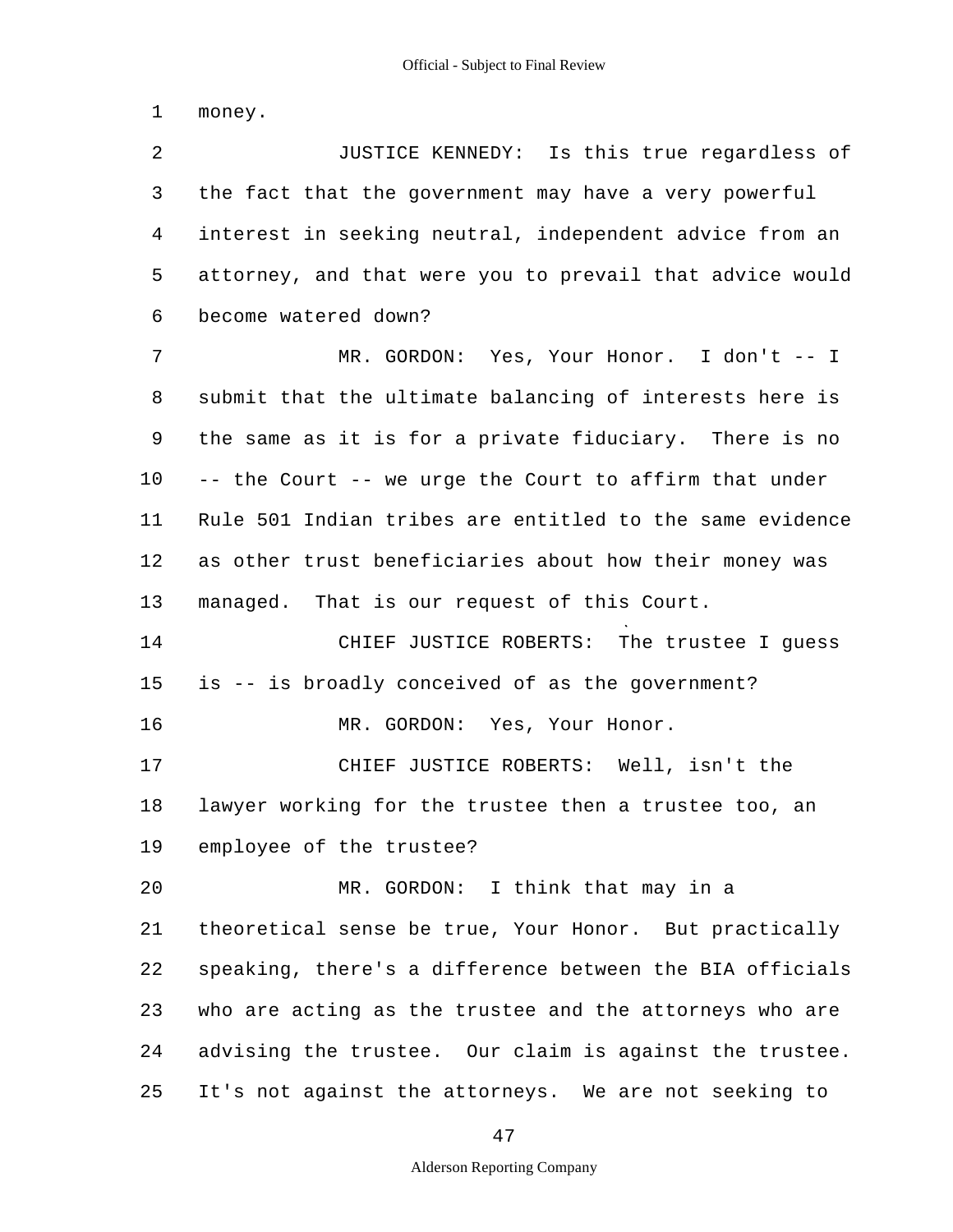money.

JUSTICE KENNEDY: Is this true regardless of the fact that the government may have a very powerful interest in seeking neutral, independent advice from an attorney, and that were you to prevail that advice would become watered down?

MR. GORDON: Yes, Your Honor. I don't -- I submit that the ultimate balancing of interests here is the same as it is for a private fiduciary. There is no -- the Court -- we urge the Court to affirm that under Rule 501 Indian tribes are entitled to the same evidence as other trust beneficiaries about how their money was managed. That is our request of this Court.

CHIEF JUSTICE ROBERTS: The trustee I guess is -- is broadly conceived of as the government?

MR. GORDON: Yes, Your Honor.

CHIEF JUSTICE ROBERTS: Well, isn't the lawyer working for the trustee then a trustee too, an employee of the trustee?

MR. GORDON: I think that may in a theoretical sense be true, Your Honor. But practically speaking, there's a difference between the BIA officials who are acting as the trustee and the attorneys who are advising the trustee. Our claim is against the trustee. It's not against the attorneys. We are not seeking to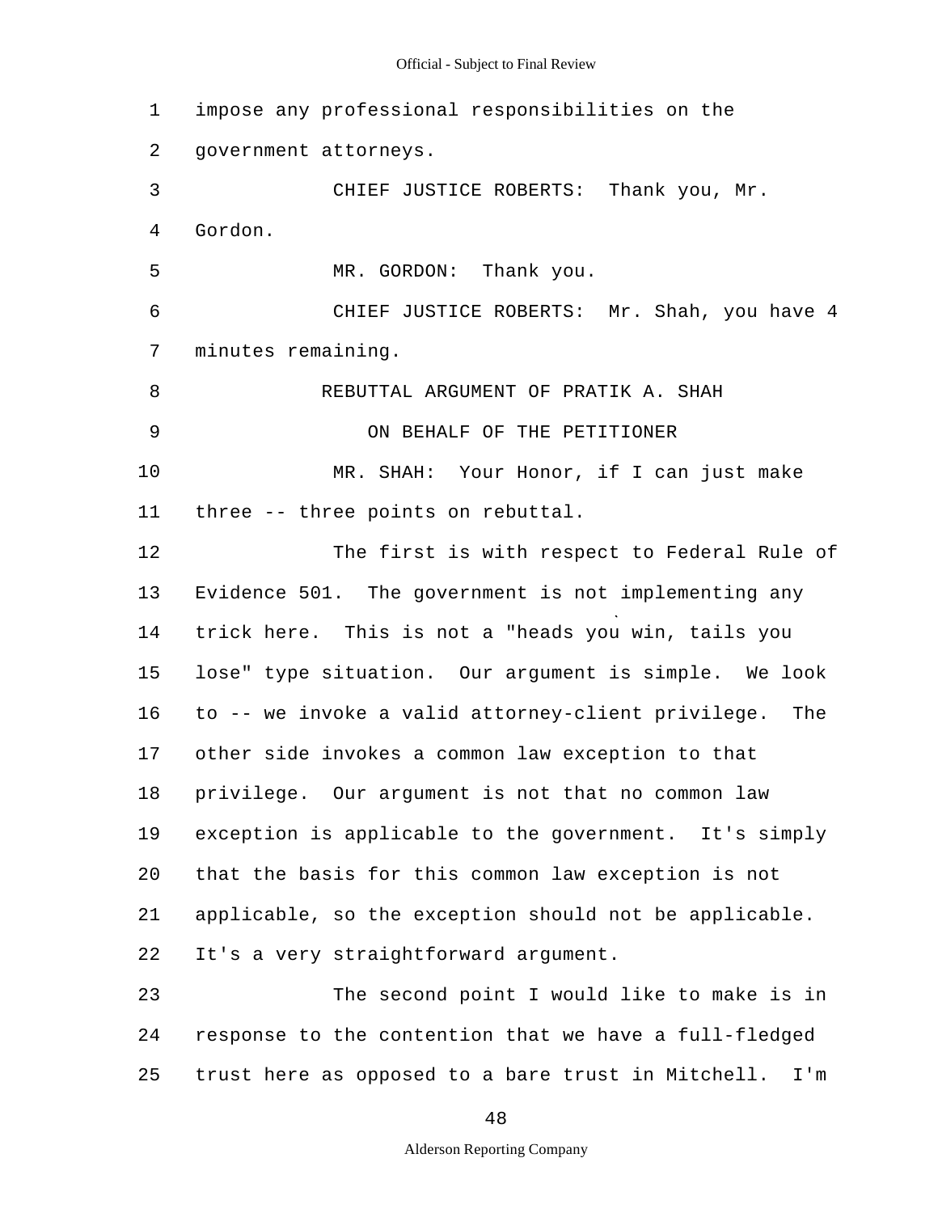impose any professional responsibilities on the government attorneys.

CHIEF JUSTICE ROBERTS: Thank you, Mr. Gordon.

MR. GORDON: Thank you.

CHIEF JUSTICE ROBERTS: Mr. Shah, you have 4 minutes remaining.

REBUTTAL ARGUMENT OF PRATIK A. SHAH

ON BEHALF OF THE PETITIONER

MR. SHAH: Your Honor, if I can just make three -- three points on rebuttal.

The first is with respect to Federal Rule of Evidence 501. The government is not implementing any trick here. This is not a "heads you win, tails you lose" type situation. Our argument is simple. We look to -- we invoke a valid attorney-client privilege. The other side invokes a common law exception to that privilege. Our argument is not that no common law exception is applicable to the government. It's simply that the basis for this common law exception is not applicable, so the exception should not be applicable. It's a very straightforward argument.

The second point I would like to make is in response to the contention that we have a full-fledged trust here as opposed to a bare trust in Mitchell. I'm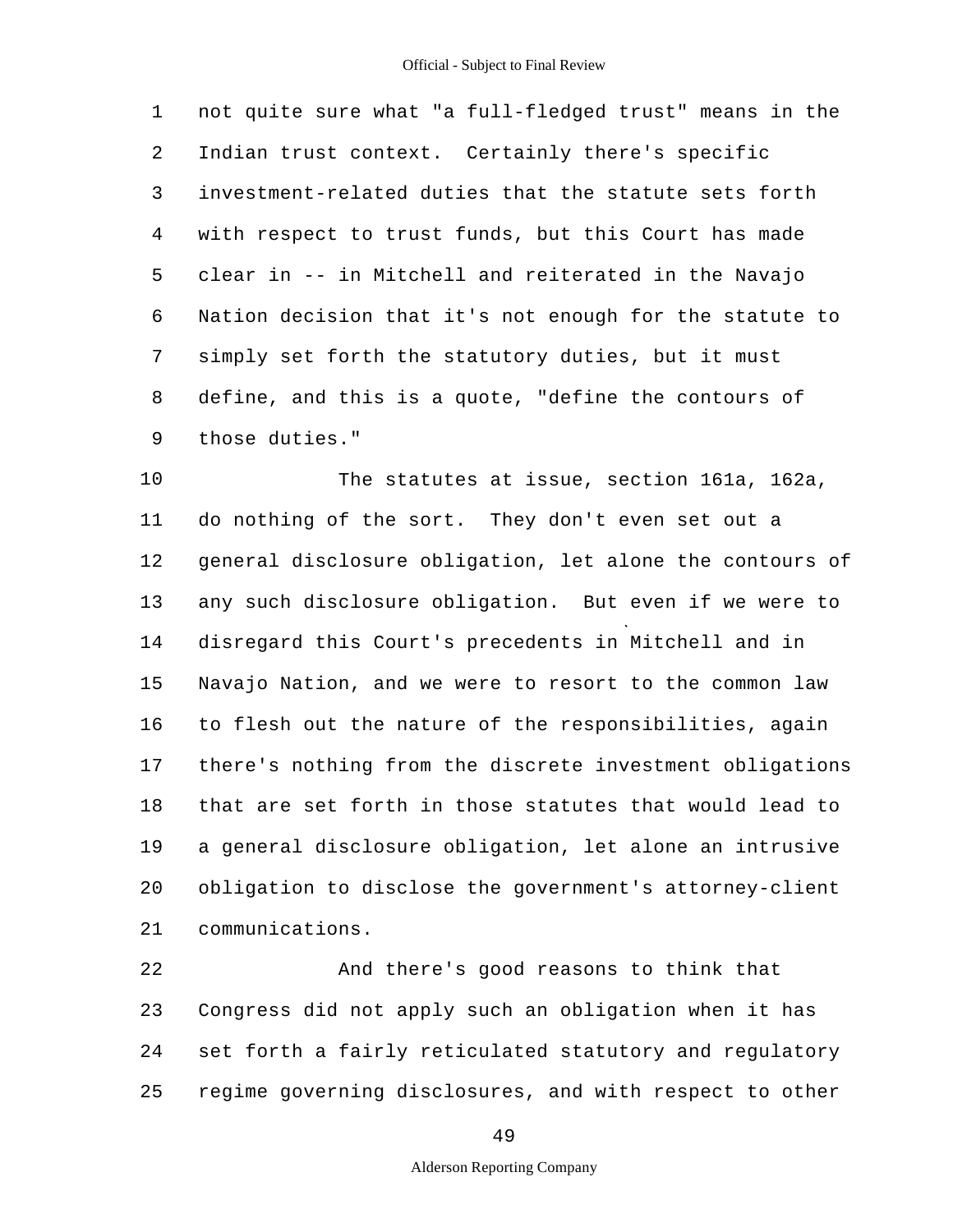not quite sure what "a full-fledged trust" means in the Indian trust context. Certainly there's specific investment-related duties that the statute sets forth with respect to trust funds, but this Court has made clear in -- in Mitchell and reiterated in the Navajo Nation decision that it's not enough for the statute to simply set forth the statutory duties, but it must define, and this is a quote, "define the contours of those duties."

The statutes at issue, section 161a, 162a, do nothing of the sort. They don't even set out a general disclosure obligation, let alone the contours of any such disclosure obligation. But even if we were to disregard this Court's precedents in Mitchell and in Navajo Nation, and we were to resort to the common law to flesh out the nature of the responsibilities, again there's nothing from the discrete investment obligations that are set forth in those statutes that would lead to a general disclosure obligation, let alone an intrusive obligation to disclose the government's attorney-client communications.

And there's good reasons to think that Congress did not apply such an obligation when it has set forth a fairly reticulated statutory and regulatory regime governing disclosures, and with respect to other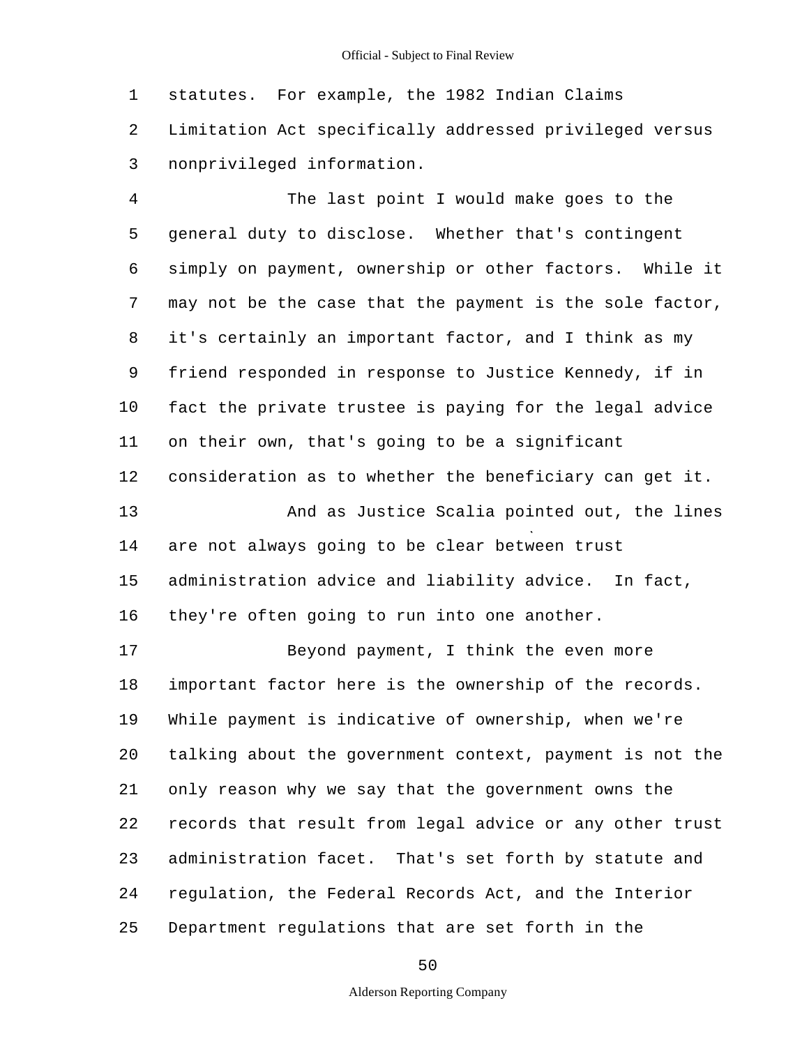statutes. For example, the 1982 Indian Claims Limitation Act specifically addressed privileged versus nonprivileged information.

The last point I would make goes to the general duty to disclose. Whether that's contingent simply on payment, ownership or other factors. While it may not be the case that the payment is the sole factor, it's certainly an important factor, and I think as my friend responded in response to Justice Kennedy, if in fact the private trustee is paying for the legal advice on their own, that's going to be a significant consideration as to whether the beneficiary can get it.

And as Justice Scalia pointed out, the lines are not always going to be clear between trust administration advice and liability advice. In fact, they're often going to run into one another.

Beyond payment, I think the even more important factor here is the ownership of the records. While payment is indicative of ownership, when we're talking about the government context, payment is not the only reason why we say that the government owns the records that result from legal advice or any other trust administration facet. That's set forth by statute and regulation, the Federal Records Act, and the Interior Department regulations that are set forth in the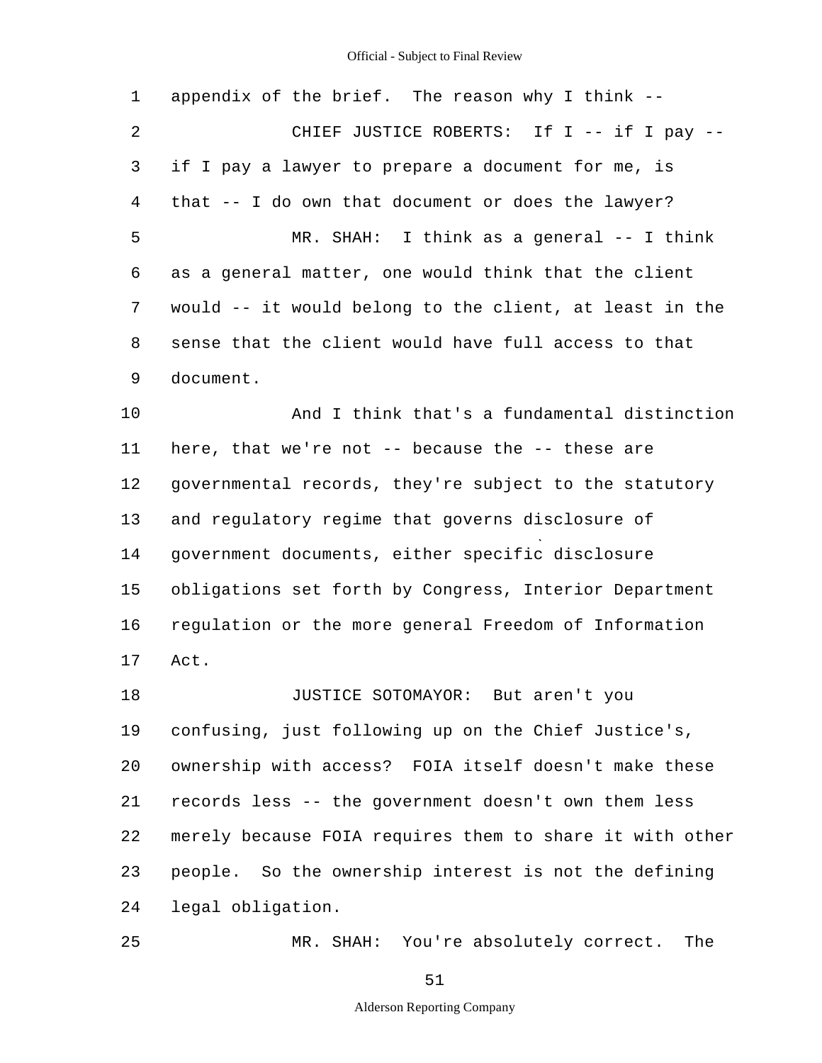appendix of the brief. The reason why I think --

CHIEF JUSTICE ROBERTS: If I -- if I pay -- if I pay a lawyer to prepare a document for me, is that -- I do own that document or does the lawyer?

MR. SHAH: I think as a general -- I think as a general matter, one would think that the client would -- it would belong to the client, at least in the sense that the client would have full access to that document.

And I think that's a fundamental distinction here, that we're not -- because the -- these are governmental records, they're subject to the statutory and regulatory regime that governs disclosure of government documents, either specific disclosure obligations set forth by Congress, Interior Department regulation or the more general Freedom of Information Act.

JUSTICE SOTOMAYOR: But aren't you confusing, just following up on the Chief Justice's, ownership with access? FOIA itself doesn't make these records less -- the government doesn't own them less merely because FOIA requires them to share it with other people. So the ownership interest is not the defining legal obligation.

MR. SHAH: You're absolutely correct. The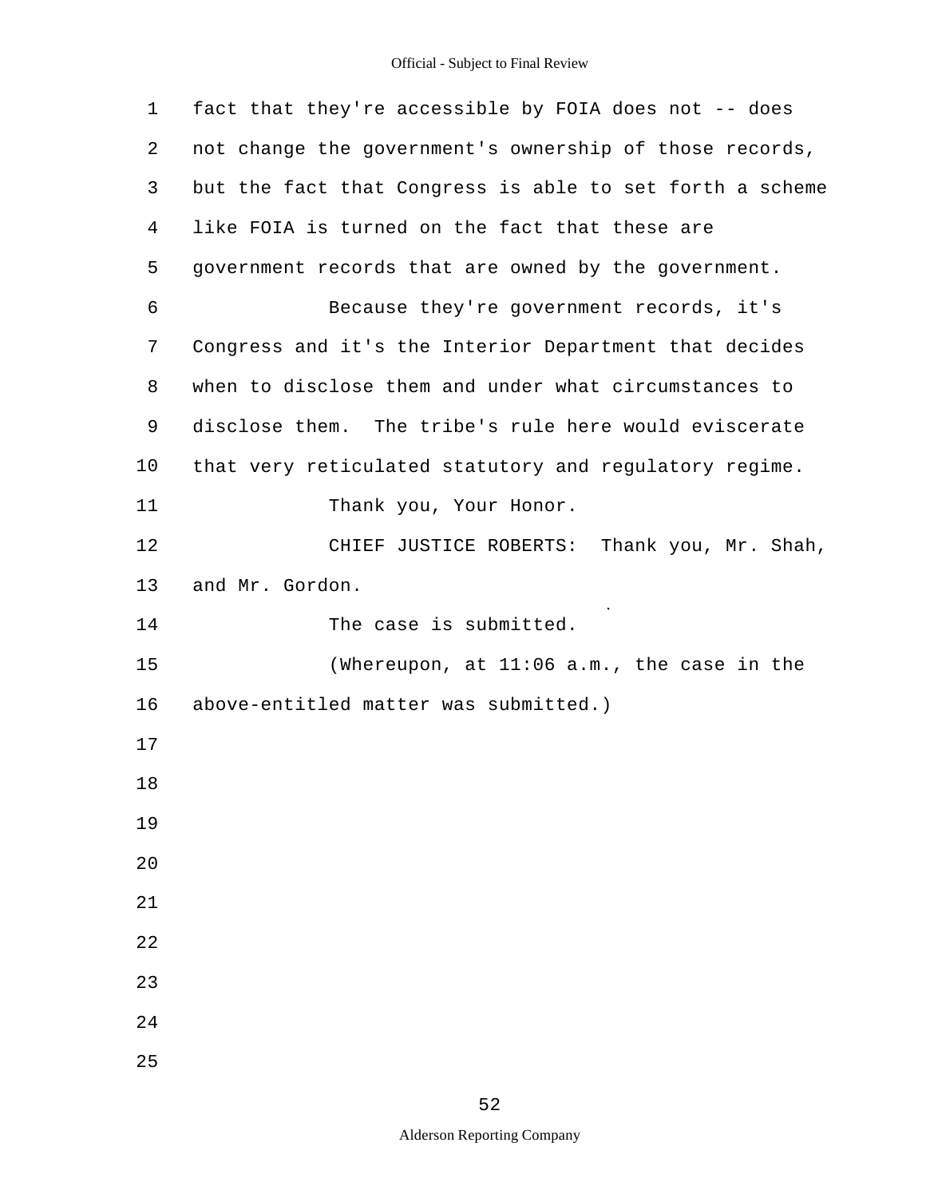fact that they're accessible by FOIA does not -- does not change the government's ownership of those records, but the fact that Congress is able to set forth a scheme like FOIA is turned on the fact that these are government records that are owned by the government.

Because they're government records, it's Congress and it's the Interior Department that decides when to disclose them and under what circumstances to disclose them. The tribe's rule here would eviscerate that very reticulated statutory and regulatory regime.

Thank you, Your Honor.

CHIEF JUSTICE ROBERTS: Thank you, Mr. Shah, and Mr. Gordon.

The case is submitted.

(Whereupon, at 11:06 a.m., the case in the above-entitled matter was submitted.)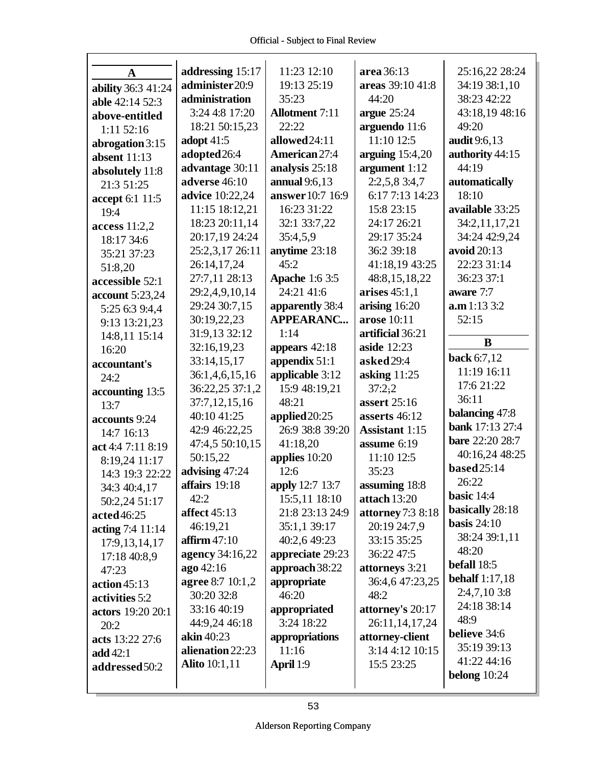## A

**ability** 36:3 41:24
**able** 42:14 52:3
**above-entitled** 1:11 52:16
**abrogation** 3:15
**absent** 11:13
**absolutely** 11:8 21:3 51:25
**accept** 6:1 11:5 19:4
**access** 11:2,2 18:17 34:6 35:21 37:23 51:8,20
**accessible** 52:1
**account** 5:23,24 5:25 6:3 9:4,4 9:13 13:21,23 14:8,11 15:14 16:20
**accountant's** 24:2
**accounting** 13:5 13:7
**accounts** 9:24 14:7 16:13
**act** 4:4 7:11 8:19 8:19,24 11:17 14:3 19:3 22:22 34:3 40:4,17 50:2,24 51:17
**acted** 46:25
**acting** 7:4 11:14 17:9,13,14,17 17:18 40:8,9 47:23
**action** 45:13
**activities** 5:2
**actors** 19:20 20:1 20:2
**acts** 13:22 27:6
**add** 42:1
**addressed** 50:2
**addressing** 15:17
**administer** 20:9
**administration** 3:24 4:8 17:20 18:21 50:15,23
**adopt** 41:5
**adopted** 26:4
**advantage** 30:11
**adverse** 46:10
**advice** 10:22,24 11:15 18:12,21 18:23 20:11,14 20:17,19 24:24 25:2,3,17 26:11 26:14,17,24 27:7,11 28:13 29:2,4,9,10,14 29:24 30:7,15 30:19,22,23 31:9,13 32:12 32:16,19,23 33:14,15,17 36:1,4,6,15,16 36:22,25 37:1,2 37:7,12,15,16 40:10 41:25 42:9 46:22,25 47:4,5 50:10,15 50:15,22
**advising** 47:24
**affairs** 19:18 42:2
**affect** 45:13 46:19,21
**affirm** 47:10
**agency** 34:16,22
**ago** 42:16
**agree** 8:7 10:1,2 30:20 32:8 33:16 40:19 44:9,24 46:18
**akin** 40:23
**alienation** 22:23
**Alito** 10:1,11 11:23 12:10 19:13 25:19 35:23
**Allotment** 7:11 22:22
**allowed** 24:11
**American** 27:4
**analysis** 25:18
**annual** 9:6,13
**answer** 10:7 16:9 16:23 31:22 32:1 33:7,22 35:4,5,9
**anytime** 23:18 45:2
**Apache** 1:6 3:5 24:21 41:6
**apparently** 38:4
**APPEARANC...** 1:14
**appears** 42:18
**appendix** 51:1
**applicable** 3:12 15:9 48:19,21 48:21
**applied** 20:25 26:9 38:8 39:20 41:18,20
**applies** 10:20 12:6
**apply** 12:7 13:7 15:5,11 18:10 21:8 23:13 24:9 35:1,1 39:17 40:2,6 49:23
**appreciate** 29:23
**approach** 38:22
**appropriate** 46:20
**appropriated** 3:24 18:22
**appropriations** 11:16
**April** 1:9
**area** 36:13
**areas** 39:10 41:8 44:20
**argue** 25:24
**arguendo** 11:6 11:10 12:5
**arguing** 15:4,20
**argument** 1:12 2:2,5,8 3:4,7 6:17 7:13 14:23 15:8 23:15 24:17 26:21 29:17 35:24 36:2 39:18 41:18,19 43:25 48:8,15,18,22
**arises** 45:1,1
**arising** 16:20
**arose** 10:11
**artificial** 36:21
**aside** 12:23
**asked** 29:4
**asking** 11:25 37:2;2
**assert** 25:16
**asserts** 46:12
**Assistant** 1:15
**assume** 6:19 11:10 12:5 35:23
**assuming** 18:8
**attach** 13:20
**attorney** 7:3 8:18 20:19 24:7,9 33:15 35:25 36:22 47:5
**attorneys** 3:21 36:4,6 47:23,25 48:2
**attorney's** 20:17 26:11,14,17,24
**attorney-client** 3:14 4:12 10:15 15:5 23:25 25:16,22 28:24 34:19 38:1,10 38:23 42:22 43:18,19 48:16 49:20
**audit** 9:6,13
**authority** 44:15 44:19
**automatically** 18:10
**available** 33:25 34:2,11,17,21 34:24 42:9,24
**avoid** 20:13 22:23 31:14 36:23 37:1
**aware** 7:7
**a.m** 1:13 3:2 52:15

## B

**back** 6:7,12 11:19 16:11 17:6 21:22 36:11
**balancing** 47:8
**bank** 17:13 27:4
**bare** 22:20 28:7 40:16,24 48:25
**based** 25:14 26:22
**basic** 14:4
**basically** 28:18
**basis** 24:10 38:24 39:1,11 48:20
**befall** 18:5
**behalf** 1:17,18 2:4,7,10 3:8 24:18 38:14 48:9
**believe** 34:6 35:19 39:13 41:22 44:16
**belong** 10:24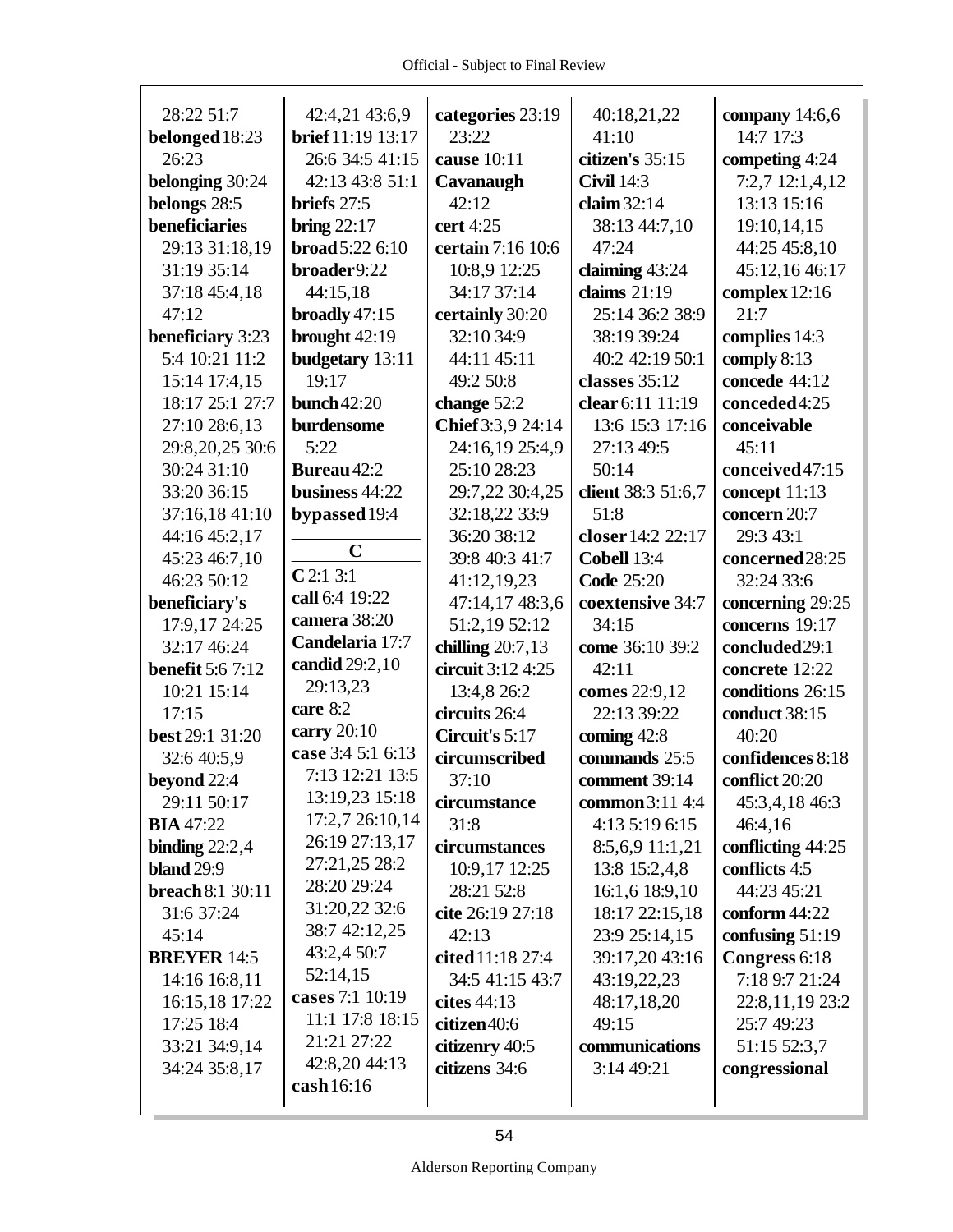28:22 51:7
**belonged** 18:23 26:23
**belonging** 30:24
**belongs** 28:5
**beneficiaries** 29:13 31:18,19 31:19 35:14 37:18 45:4,18 47:12
**beneficiary** 3:23 5:4 10:21 11:2 15:14 17:4,15 18:17 25:1 27:7 27:10 28:6,13 29:8,20,25 30:6 30:24 31:10 33:20 36:15 37:16,18 41:10 44:16 45:2,17 45:23 46:7,10 46:23 50:12
**beneficiary's** 17:9,17 24:25 32:17 46:24
**benefit** 5:6 7:12 10:21 15:14 17:15
**best** 29:1 31:20 32:6 40:5,9
**beyond** 22:4 29:11 50:17
**BIA** 47:22
**binding** 22:2,4
**bland** 29:9
**breach** 8:1 30:11 31:6 37:24 45:14
**BREYER** 14:5 14:16 16:8,11 16:15,18 17:22 17:25 18:4 33:21 34:9,14 34:24 35:8,17
42:4,21 43:6,9
**brief** 11:19 13:17 26:6 34:5 41:15 42:13 43:8 51:1
**briefs** 27:5
**bring** 22:17
**broad** 5:22 6:10
**broader** 9:22 44:15,18
**broadly** 47:15
**brought** 42:19
**budgetary** 13:11 19:17
**bunch** 42:20
**burdensome** 5:22
**Bureau** 42:2
**business** 44:22
**bypassed** 19:4

## C

**C** 2:1 3:1
**call** 6:4 19:22
**camera** 38:20
**Candelaria** 17:7
**candid** 29:2,10 29:13,23
**care** 8:2
**carry** 20:10
**case** 3:4 5:1 6:13 7:13 12:21 13:5 13:19,23 15:18 17:2,7 26:10,14 26:19 27:13,17 27:21,25 28:2 28:20 29:24 31:20,22 32:6 38:7 42:12,25 43:2,4 50:7 52:14,15
**cases** 7:1 10:19 11:1 17:8 18:15 21:21 27:22 42:8,20 44:13
**cash** 16:16
**categories** 23:19 23:22
**cause** 10:11
**Cavanaugh** 42:12
**cert** 4:25
**certain** 7:16 10:6 10:8,9 12:25 34:17 37:14
**certainly** 30:20 32:10 34:9 44:11 45:11 49:2 50:8
**change** 52:2
**Chief** 3:3,9 24:14 24:16,19 25:4,9 25:10 28:23 29:7,22 30:4,25 32:18,22 33:9 36:20 38:12 39:8 40:3 41:7 41:12,19,23 47:14,17 48:3,6 51:2,19 52:12
**chilling** 20:7,13
**circuit** 3:12 4:25 13:4,8 26:2
**circuits** 26:4
**Circuit's** 5:17
**circumscribed** 37:10
**circumstance** 31:8
**circumstances** 10:9,17 12:25 28:21 52:8
**cite** 26:19 27:18 42:13
**cited** 11:18 27:4 34:5 41:15 43:7
**cites** 44:13
**citizen** 40:6
**citizenry** 40:5
**citizens** 34:6
40:18,21,22 41:10
**citizen's** 35:15
**Civil** 14:3
**claim** 32:14 38:13 44:7,10 47:24
**claiming** 43:24
**claims** 21:19 25:14 36:2 38:9 38:19 39:24 40:2 42:19 50:1
**classes** 35:12
**clear** 6:11 11:19 13:6 15:3 17:16 27:13 49:5 50:14
**client** 38:3 51:6,7 51:8
**closer** 14:2 22:17
**Cobell** 13:4
**Code** 25:20
**coextensive** 34:7 34:15
**come** 36:10 39:2 42:11
**comes** 22:9,12 22:13 39:22
**coming** 42:8
**commands** 25:5
**comment** 39:14
**common** 3:11 4:4 4:13 5:19 6:15 8:5,6,9 11:1,21 13:8 15:2,4,8 16:1,6 18:9,10 18:17 22:15,18 23:9 25:14,15 39:17,20 43:16 43:19,22,23 48:17,18,20 49:15
**communications** 3:14 49:21
**company** 14:6,6 14:7 17:3
**competing** 4:24 7:2,7 12:1,4,12 13:13 15:16 19:10,14,15 44:25 45:8,10 45:12,16 46:17
**complex** 12:16 21:7
**complies** 14:3
**comply** 8:13
**concede** 44:12
**conceded** 4:25
**conceivable** 45:11
**conceived** 47:15
**concept** 11:13
**concern** 20:7 29:3 43:1
**concerned** 28:25 32:24 33:6
**concerning** 29:25
**concerns** 19:17
**concluded** 29:1
**concrete** 12:22
**conditions** 26:15
**conduct** 38:15 40:20
**confidences** 8:18
**conflict** 20:20 45:3,4,18 46:3 46:4,16
**conflicting** 44:25
**conflicts** 4:5 44:23 45:21
**conform** 44:22
**confusing** 51:19
**Congress** 6:18 7:18 9:7 21:24 22:8,11,19 23:2 25:7 49:23 51:15 52:3,7
**congressional**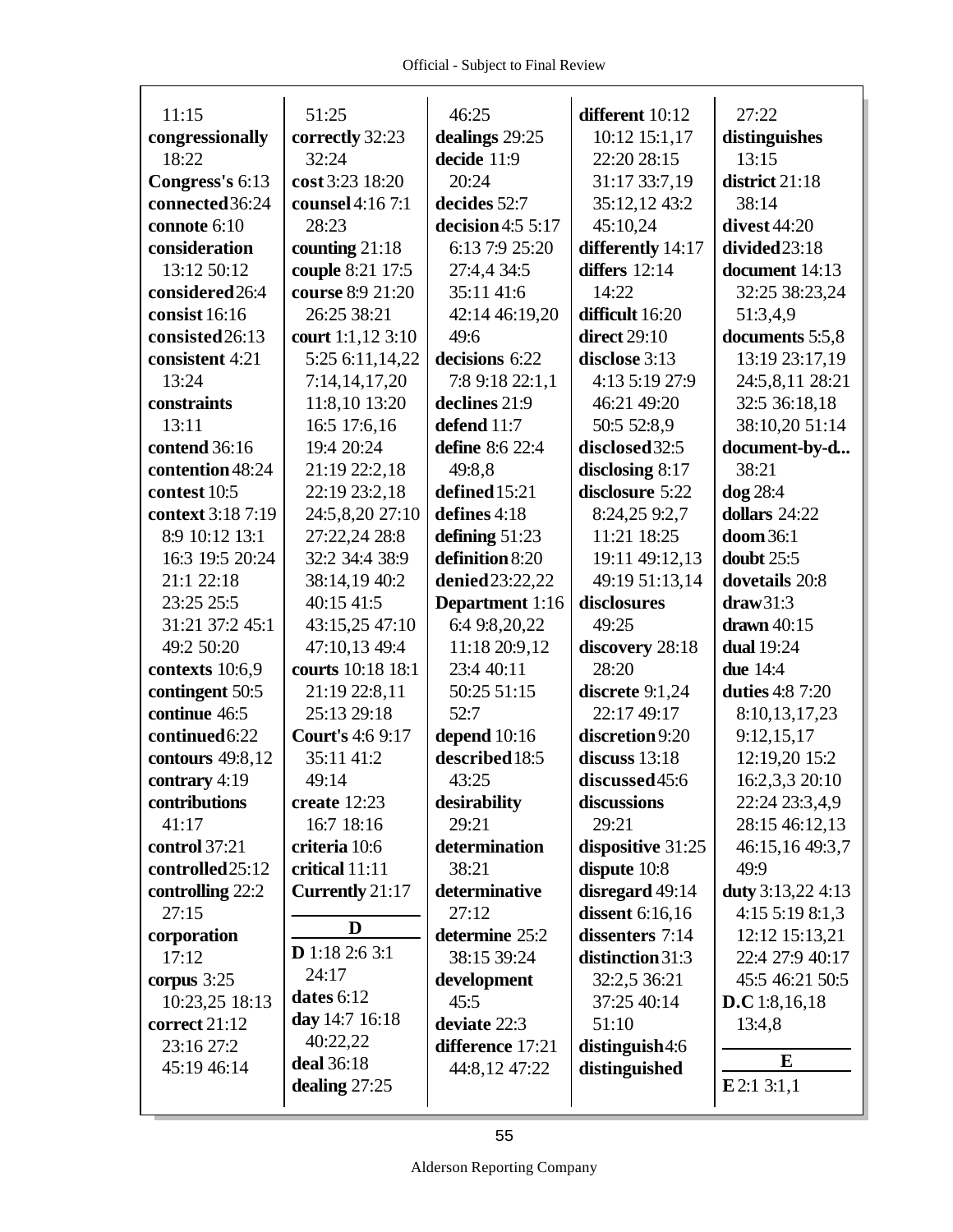11:15
**congressionally** 18:22
**Congress's** 6:13
**connected** 36:24
**connote** 6:10
**consideration** 13:12 50:12
**considered** 26:4
**consist** 16:16
**consisted** 26:13
**consistent** 4:21 13:24
**constraints** 13:11
**contend** 36:16
**contention** 48:24
**contest** 10:5
**context** 3:18 7:19 8:9 10:12 13:1 16:3 19:5 20:24 21:1 22:18 23:25 25:5 31:21 37:2 45:1 49:2 50:20
**contexts** 10:6,9
**contingent** 50:5
**continue** 46:5
**continued** 6:22
**contours** 49:8,12
**contrary** 4:19
**contributions** 41:17
**control** 37:21
**controlled** 25:12
**controlling** 22:2 27:15
**corporation** 17:12
**corpus** 3:25 10:23,25 18:13
**correct** 21:12 23:16 27:2 45:19 46:14

51:25
**correctly** 32:23 32:24
**cost** 3:23 18:20
**counsel** 4:16 7:1 28:23
**counting** 21:18
**couple** 8:21 17:5
**course** 8:9 21:20 26:25 38:21
**court** 1:1,12 3:10 5:25 6:11,14,22 7:14,14,17,20 11:8,10 13:20 16:5 17:6,16 19:4 20:24 21:19 22:2,18 22:19 23:2,18 24:5,8,20 27:10 27:22,24 28:8 32:2 34:4 38:9 38:14,19 40:2 40:15 41:5 43:15,25 47:10 47:10,13 49:4
**courts** 10:18 18:1 21:19 22:8,11 25:13 29:18
**Court's** 4:6 9:17 35:11 41:2 49:14
**create** 12:23 16:7 18:16
**criteria** 10:6
**critical** 11:11
**Currently** 21:17

## D

**D** 1:18 2:6 3:1 24:17
**dates** 6:12
**day** 14:7 16:18 40:22,22
**deal** 36:18
**dealing** 27:25

46:25
**dealings** 29:25
**decide** 11:9 20:24
**decides** 52:7
**decision** 4:5 5:17 6:13 7:9 25:20 27:4,4 34:5 35:11 41:6 42:14 46:19,20 49:6
**decisions** 6:22 7:8 9:18 22:1,1
**declines** 21:9
**defend** 11:7
**define** 8:6 22:4 49:8,8
**defined** 15:21
**defines** 4:18
**defining** 51:23
**definition** 8:20
**denied** 23:22,22
**Department** 1:16 6:4 9:8,20,22 11:18 20:9,12 23:4 40:11 50:25 51:15 52:7
**depend** 10:16
**described** 18:5 43:25
**desirability** 29:21
**determination** 38:21
**determinative** 27:12
**determine** 25:2 38:15 39:24
**development** 45:5
**deviate** 22:3
**difference** 17:21 44:8,12 47:22

**different** 10:12 10:12 15:1,17 22:20 28:15 31:17 33:7,19 35:12,12 43:2 45:10,24
**differently** 14:17
**differs** 12:14 14:22
**difficult** 16:20
**direct** 29:10
**disclose** 3:13 4:13 5:19 27:9 46:21 49:20 50:5 52:8,9
**disclosed** 32:5
**disclosing** 8:17
**disclosure** 5:22 8:24,25 9:2,7 11:21 18:25 19:11 49:12,13 49:19 51:13,14
**disclosures** 49:25
**discovery** 28:18 28:20
**discrete** 9:1,24 22:17 49:17
**discretion** 9:20
**discuss** 13:18
**discussed** 45:6
**discussions** 29:21
**dispositive** 31:25
**dispute** 10:8
**disregard** 49:14
**dissent** 6:16,16
**dissenters** 7:14
**distinction** 31:3 32:2,5 36:21 37:25 40:14 51:10
**distinguish** 4:6
**distinguished**

27:22
**distinguishes** 13:15
**district** 21:18 38:14
**divest** 44:20
**divided** 23:18
**document** 14:13 32:25 38:23,24 51:3,4,9
**documents** 5:5,8 13:19 23:17,19 24:5,8,11 28:21 32:5 36:18,18 38:10,20 51:14
**document-by-d...** 38:21
**dog** 28:4
**dollars** 24:22
**doom** 36:1
**doubt** 25:5
**dovetails** 20:8
**draw** 31:3
**drawn** 40:15
**dual** 19:24
**due** 14:4
**duties** 4:8 7:20 8:10,13,17,23 9:12,15,17 12:19,20 15:2 16:2,3,3 20:10 22:24 23:3,4,9 28:15 46:12,13 46:15,16 49:3,7 49:9
**duty** 3:13,22 4:13 4:15 5:19 8:1,3 12:12 15:13,21 22:4 27:9 40:17 45:5 46:21 50:5
**D.C** 1:8,16,18 13:4,8

## E

**E** 2:1 3:1,1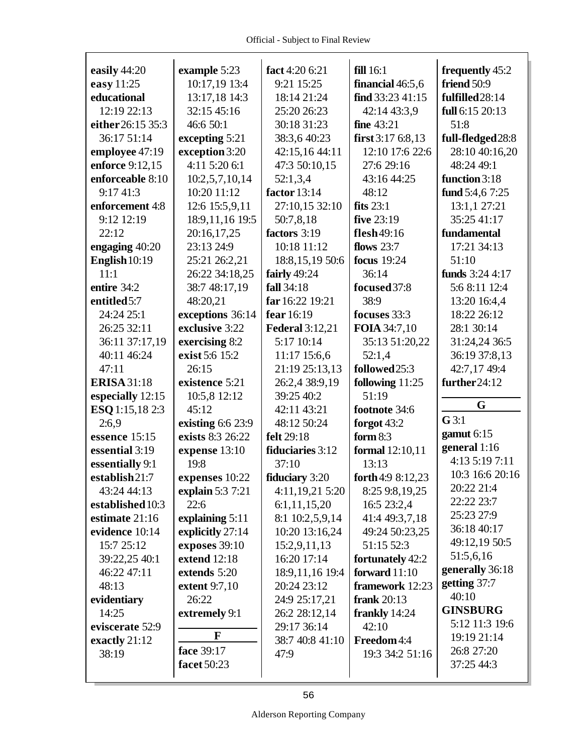**easily** 44:20
**easy** 11:25
**educational** 12:19 22:13
**either** 26:15 35:3 36:17 51:14
**employee** 47:19
**enforce** 9:12,15
**enforceable** 8:10 9:17 41:3
**enforcement** 4:8 9:12 12:19 22:12
**engaging** 40:20
**English** 10:19 11:1
**entire** 34:2
**entitled** 5:7 24:24 25:1 26:25 32:11 36:11 37:17,19 40:11 46:24 47:11
**ERISA** 31:18
**especially** 12:15
**ESQ** 1:15,18 2:3 2:6,9
**essence** 15:15
**essential** 3:19
**essentially** 9:1
**establish** 21:7 43:24 44:13
**established** 10:3
**estimate** 21:16
**evidence** 10:14 15:7 25:12 39:22,25 40:1 46:22 47:11 48:13
**evidentiary** 14:25
**eviscerate** 52:9
**exactly** 21:12 38:19
**example** 5:23 10:17,19 13:4 13:17,18 14:3 32:15 45:16 46:6 50:1
**excepting** 5:21
**exception** 3:20 4:11 5:20 6:1 10:2,5,7,10,14 10:20 11:12 12:6 15:5,9,11 18:9,11,16 19:5 20:16,17,25 23:13 24:9 25:21 26:2,21 26:22 34:18,25 38:7 48:17,19 48:20,21
**exceptions** 36:14
**exclusive** 3:22
**exercising** 8:2
**exist** 5:6 15:2 26:15
**existence** 5:21 10:5,8 12:12 45:12
**existing** 6:6 23:9
**exists** 8:3 26:22
**expense** 13:10 19:8
**expenses** 10:22
**explain** 5:3 7:21 22:6
**explaining** 5:11
**explicitly** 27:14
**exposes** 39:10
**extend** 12:18
**extends** 5:20
**extent** 9:7,10 26:22
**extremely** 9:1

**F**

**face** 39:17
**facet** 50:23
**fact** 4:20 6:21 9:21 15:25 18:14 21:24 25:20 26:23 30:18 31:23 38:3,6 40:23 42:15,16 44:11 47:3 50:10,15 52:1,3,4
**factor** 13:14 27:10,15 32:10 50:7,8,18
**factors** 3:19 10:18 11:12 18:8,15,19 50:6
**fairly** 49:24
**fall** 34:18
**far** 16:22 19:21
**fear** 16:19
**Federal** 3:12,21 5:17 10:14 11:17 15:6,6 21:19 25:13,13 26:2,4 38:9,19 39:25 40:2 42:11 43:21 48:12 50:24
**felt** 29:18
**fiduciaries** 3:12 37:10
**fiduciary** 3:20 4:11,19,21 5:20 6:1,11,15,20 8:1 10:2,5,9,14 10:20 13:16,24 15:2,9,11,13 16:20 17:14 18:9,11,16 19:4 20:24 23:12 24:9 25:17,21 26:2 28:12,14 29:17 36:14 38:7 40:8 41:10 47:9
**fill** 16:1
**financial** 46:5,6
**find** 33:23 41:15 42:14 43:3,9
**fine** 43:21
**first** 3:17 6:8,13 12:10 17:6 22:6 27:6 29:16 43:16 44:25 48:12
**fits** 23:1
**five** 23:19
**flesh** 49:16
**flows** 23:7
**focus** 19:24 36:14
**focused** 37:8 38:9
**focuses** 33:3
**FOIA** 34:7,10 35:13 51:20,22 52:1,4
**followed** 25:3
**following** 11:25 51:19
**footnote** 34:6
**forgot** 43:2
**form** 8:3
**formal** 12:10,11 13:13
**forth** 4:9 8:12,23 8:25 9:8,19,25 16:5 23:2,4 41:4 49:3,7,18 49:24 50:23,25 51:15 52:3
**fortunately** 42:2
**forward** 11:10
**framework** 12:23
**frank** 20:13
**frankly** 14:24 42:10
**Freedom** 4:4 19:3 34:2 51:16
**frequently** 45:2
**friend** 50:9
**fulfilled** 28:14
**full** 6:15 20:13 51:8
**full-fledged** 28:8 28:10 40:16,20 48:24 49:1
**function** 3:18
**fund** 5:4,6 7:25 13:1,1 27:21 35:25 41:17
**fundamental** 17:21 34:13 51:10
**funds** 3:24 4:17 5:6 8:11 12:4 13:20 16:4,4 18:22 26:12 28:1 30:14 31:24,24 36:5 36:19 37:8,13 42:7,17 49:4
**further** 24:12

**G**

**G** 3:1
**gamut** 6:15
**general** 1:16 4:13 5:19 7:11 10:3 16:6 20:16 20:22 21:4 22:22 23:7 25:23 27:9 36:18 40:17 49:12,19 50:5 51:5,6,16
**generally** 36:18
**getting** 37:7 40:10
**GINSBURG** 5:12 11:3 19:6 19:19 21:14 26:8 27:20 37:25 44:3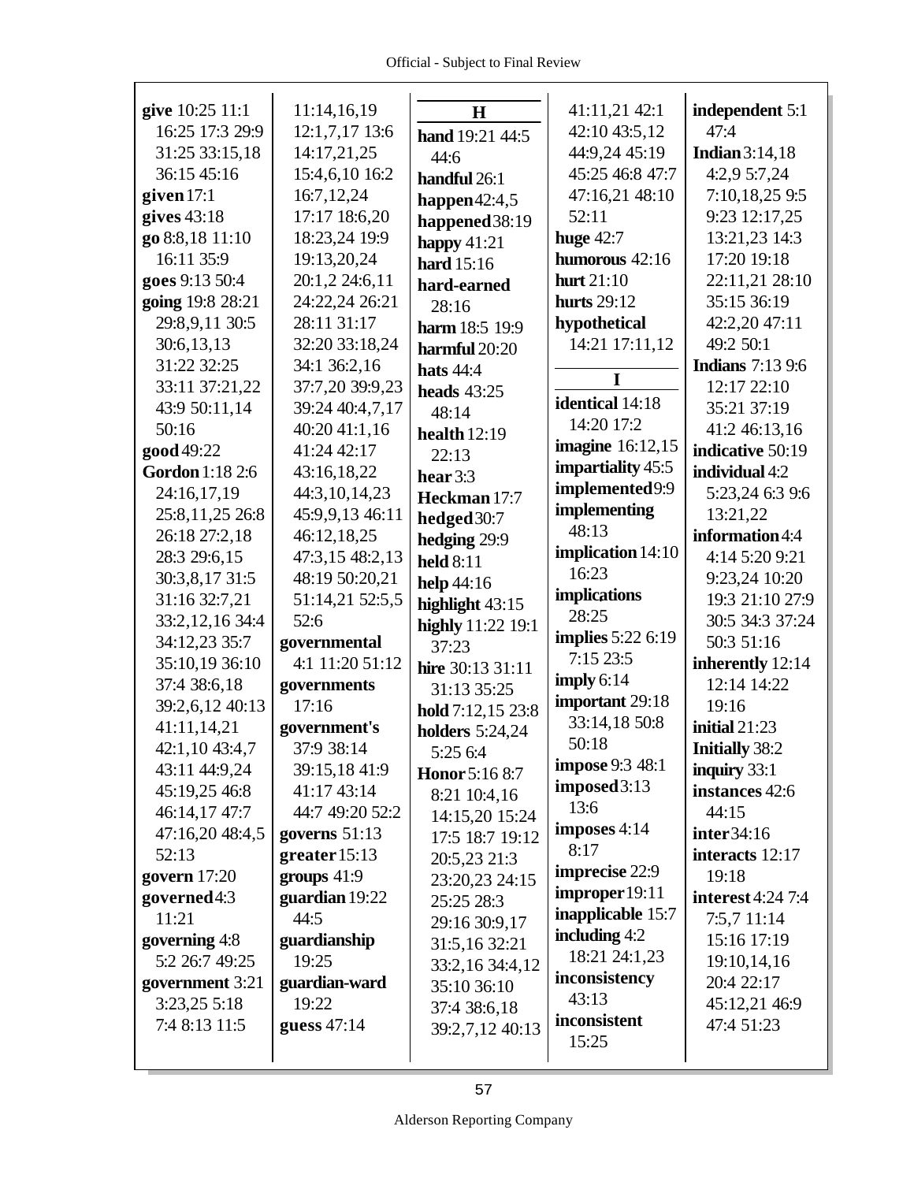**give** 10:25 11:1 16:25 17:3 29:9 31:25 33:15,18 36:15 45:16
**given** 17:1
**gives** 43:18
**go** 8:8,18 11:10 16:11 35:9
**goes** 9:13 50:4
**going** 19:8 28:21 29:8,9,11 30:5 30:6,13,13 31:22 32:25 33:11 37:21,22 43:9 50:11,14 50:16
**good** 49:22
**Gordon** 1:18 2:6 24:16,17,19 25:8,11,25 26:8 26:18 27:2,18 28:3 29:6,15 30:3,8,17 31:5 31:16 32:7,21 33:2,12,16 34:4 34:12,23 35:7 35:10,19 36:10 37:4 38:6,18 39:2,6,12 40:13 41:11,14,21 42:1,10 43:4,7 43:11 44:9,24 45:19,25 46:8 46:14,17 47:7 47:16,20 48:4,5 52:13
**govern** 17:20
**governed** 4:3 11:21
**governing** 4:8 5:2 26:7 49:25
**government** 3:21 3:23,25 5:18 7:4 8:13 11:5 11:14,16,19 12:1,7,17 13:6 14:17,21,25 15:4,6,10 16:2 16:7,12,24 17:17 18:6,20 18:23,24 19:9 19:13,20,24 20:1,2 24:6,11 24:22,24 26:21 28:11 31:17 32:20 33:18,24 34:1 36:2,16 37:7,20 39:9,23 39:24 40:4,7,17 40:20 41:1,16 41:24 42:17 43:16,18,22 44:3,10,14,23 45:9,9,13 46:11 46:12,18,25 47:3,15 48:2,13 48:19 50:20,21 51:14,21 52:5,5 52:6
**governmental** 4:1 11:20 51:12
**governments** 17:16
**government's** 37:9 38:14 39:15,18 41:9 41:17 43:14 44:7 49:20 52:2
**governs** 51:13
**greater** 15:13
**groups** 41:9
**guardian** 19:22 44:5
**guardianship** 19:25
**guardian-ward** 19:22
**guess** 47:14

**H**

**hand** 19:21 44:5 44:6
**handful** 26:1
**happen** 42:4,5
**happened** 38:19
**happy** 41:21
**hard** 15:16
**hard-earned** 28:16
**harm** 18:5 19:9
**harmful** 20:20
**hats** 44:4
**heads** 43:25 48:14
**health** 12:19 22:13
**hear** 3:3
**Heckman** 17:7
**hedged** 30:7
**hedging** 29:9
**held** 8:11
**help** 44:16
**highlight** 43:15
**highly** 11:22 19:1 37:23
**hire** 30:13 31:11 31:13 35:25
**hold** 7:12,15 23:8
**holders** 5:24,24 5:25 6:4
**Honor** 5:16 8:7 8:21 10:4,16 14:15,20 15:24 17:5 18:7 19:12 20:5,23 21:3 23:20,23 24:15 25:25 28:3 29:16 30:9,17 31:5,16 32:21 33:2,16 34:4,12 35:10 36:10 37:4 38:6,18 39:2,7,12 40:13 41:11,21 42:1 42:10 43:5,12 44:9,24 45:19 45:25 46:8 47:7 47:16,21 48:10 52:11
**huge** 42:7
**humorous** 42:16
**hurt** 21:10
**hurts** 29:12
**hypothetical** 14:21 17:11,12

**I**

**identical** 14:18 14:20 17:2
**imagine** 16:12,15
**impartiality** 45:5
**implemented** 9:9
**implementing** 48:13
**implication** 14:10 16:23
**implications** 28:25
**implies** 5:22 6:19 7:15 23:5
**imply** 6:14
**important** 29:18 33:14,18 50:8 50:18
**impose** 9:3 48:1
**imposed** 3:13 13:6
**imposes** 4:14 8:17
**imprecise** 22:9
**improper** 19:11
**inapplicable** 15:7
**including** 4:2 18:21 24:1,23
**inconsistency** 43:13
**inconsistent** 15:25
**independent** 5:1 47:4
**Indian** 3:14,18 4:2,9 5:7,24 7:10,18,25 9:5 9:23 12:17,25 13:21,23 14:3 17:20 19:18 22:11,21 28:10 35:15 36:19 42:2,20 47:11 49:2 50:1
**Indians** 7:13 9:6 12:17 22:10 35:21 37:19 41:2 46:13,16
**indicative** 50:19
**individual** 4:2 5:23,24 6:3 9:6 13:21,22
**information** 4:4 4:14 5:20 9:21 9:23,24 10:20 19:3 21:10 27:9 30:5 34:3 37:24 50:3 51:16
**inherently** 12:14 12:14 14:22 19:16
**initial** 21:23
**Initially** 38:2
**inquiry** 33:1
**instances** 42:6 44:15
**inter** 34:16
**interacts** 12:17 19:18
**interest** 4:24 7:4 7:5,7 11:14 15:16 17:19 19:10,14,16 20:4 22:17 45:12,21 46:9 47:4 51:23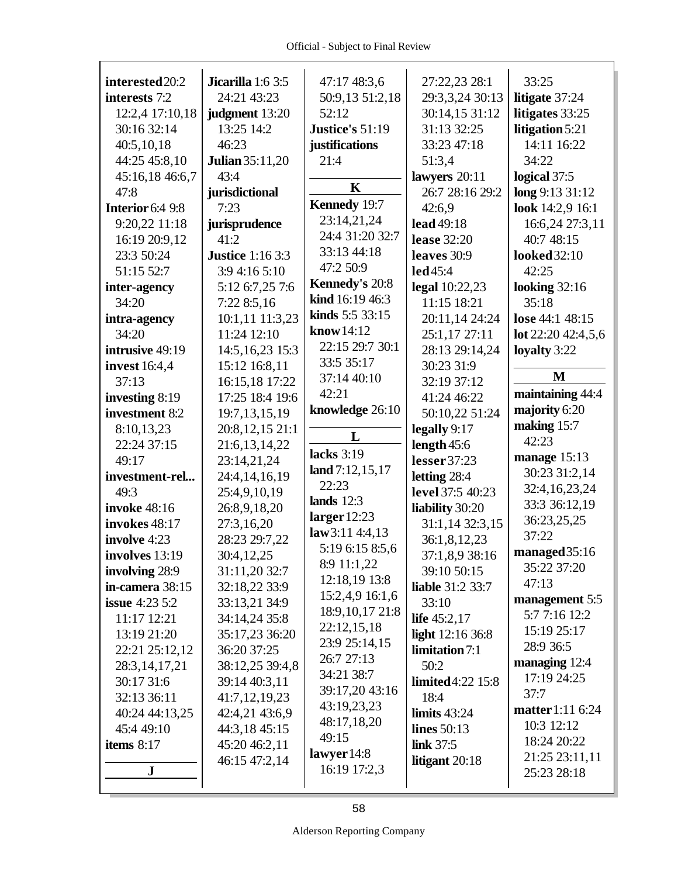**interested** 20:2
**interests** 7:2 12:2,4 17:10,18 30:16 32:14 40:5,10,18 44:25 45:8,10 45:16,18 46:6,7 47:8
**Interior** 6:4 9:8 9:20,22 11:18 16:19 20:9,12 23:3 50:24 51:15 52:7
**inter-agency** 34:20
**intra-agency** 34:20
**intrusive** 49:19
**invest** 16:4,4 37:13
**investing** 8:19
**investment** 8:2 8:10,13,23 22:24 37:15 49:17
**investment-rel...** 49:3
**invoke** 48:16
**invokes** 48:17
**involve** 4:23
**involves** 13:19
**involving** 28:9
**in-camera** 38:15
**issue** 4:23 5:2 11:17 12:21 13:19 21:20 22:21 25:12,12 28:3,14,17,21 30:17 31:6 32:13 36:11 40:24 44:13,25 45:4 49:10
**items** 8:17

**J**

**Jicarilla** 1:6 3:5 24:21 43:23
**judgment** 13:20 13:25 14:2 46:23
**Julian** 35:11,20 43:4
**jurisdictional** 7:23
**jurisprudence** 41:2
**Justice** 1:16 3:3 3:9 4:16 5:10 5:12 6:7,25 7:6 7:22 8:5,16 10:1,11 11:3,23 11:24 12:10 14:5,16,23 15:3 15:12 16:8,11 16:15,18 17:22 17:25 18:4 19:6 19:7,13,15,19 20:8,12,15 21:1 21:6,13,14,22 23:14,21,24 24:4,14,16,19 25:4,9,10,19 26:8,9,18,20 27:3,16,20 28:23 29:7,22 30:4,12,25 31:11,20 32:7 32:18,22 33:9 33:13,21 34:9 34:14,24 35:8 35:17,23 36:20 36:20 37:25 38:12,25 39:4,8 39:14 40:3,11 41:7,12,19,23 42:4,21 43:6,9 44:3,18 45:15 45:20 46:2,11 46:15 47:2,14 47:17 48:3,6 50:9,13 51:2,18 52:12
**Justice's** 51:19
**justifications** 21:4

**K**

**Kennedy** 19:7 23:14,21,24 24:4 31:20 32:7 33:13 44:18 47:2 50:9
**Kennedy's** 20:8
**kind** 16:19 46:3
**kinds** 5:5 33:15
**know** 14:12 22:15 29:7 30:1 33:5 35:17 37:14 40:10 42:21
**knowledge** 26:10

**L**

**lacks** 3:19
**land** 7:12,15,17 22:23
**lands** 12:3
**larger** 12:23
**law** 3:11 4:4,13 5:19 6:15 8:5,6 8:9 11:1,22 12:18,19 13:8 15:2,4,9 16:1,6 18:9,10,17 21:8 22:12,15,18 23:9 25:14,15 26:7 27:13 34:21 38:7 39:17,20 43:16 43:19,23,23 48:17,18,20 49:15
**lawyer** 14:8 16:19 17:2,3
**lawyers** 20:11 26:7 28:16 29:2 42:6,9
**lead** 49:18
**lease** 32:20
**leaves** 30:9
**led** 45:4
**legal** 10:22,23 11:15 18:21 20:11,14 24:24 25:1,17 27:11 28:13 29:14,24 30:23 31:9 32:19 37:12 41:24 46:22 50:10,22 51:24
**legally** 9:17
**length** 45:6
**lesser** 37:23
**letting** 28:4
**level** 37:5 40:23
**liability** 30:20 31:1,14 32:3,15 36:1,8,12,23 37:1,8,9 38:16 39:10 50:15
**liable** 31:2 33:7 33:10
**life** 45:2,17
**light** 12:16 36:8
**limitation** 7:1 50:2
**limited** 4:22 15:8 18:4
**limits** 43:24
**lines** 50:13
**link** 37:5
**litigant** 20:18
27:22,23 28:1 29:3,3,24 30:13 30:14,15 31:12 31:13 32:25 33:23 47:18 51:3,4
33:25
**litigate** 37:24
**litigates** 33:25
**litigation** 5:21 14:11 16:22 34:22
**logical** 37:5
**long** 9:13 31:12
**look** 14:2,9 16:1 16:6,24 27:3,11 40:7 48:15
**looked** 32:10 42:25
**looking** 32:16 35:18
**lose** 44:1 48:15
**lot** 22:20 42:4,5,6
**loyalty** 3:22

**M**

**maintaining** 44:4
**majority** 6:20
**making** 15:7 42:23
**manage** 15:13 30:23 31:2,14 32:4,16,23,24 33:3 36:12,19 36:23,25,25 37:22
**managed** 35:16 35:22 37:20 47:13
**management** 5:5 5:7 7:16 12:2 15:19 25:17 28:9 36:5
**managing** 12:4 17:19 24:25 37:7
**matter** 1:11 6:24 10:3 12:12 18:24 20:22 21:25 23:11,11 25:23 28:18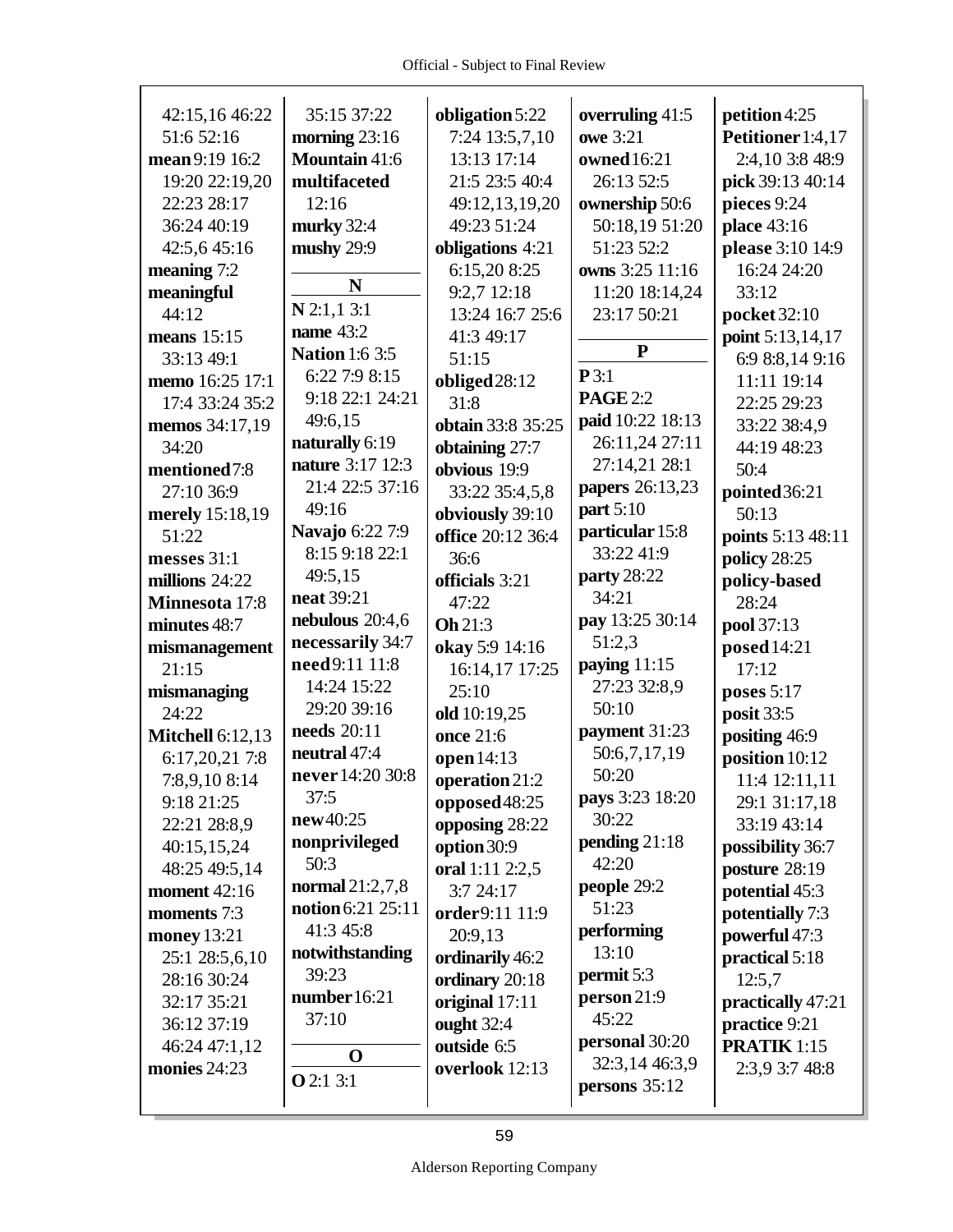42:15,16 46:22 51:6 52:16
**mean** 9:19 16:2 19:20 22:19,20 22:23 28:17 36:24 40:19 42:5,6 45:16
**meaning** 7:2
**meaningful** 44:12
**means** 15:15 33:13 49:1
**memo** 16:25 17:1 17:4 33:24 35:2
**memos** 34:17,19 34:20
**mentioned** 7:8 27:10 36:9
**merely** 15:18,19 51:22
**messes** 31:1
**millions** 24:22
**Minnesota** 17:8
**minutes** 48:7
**mismanagement** 21:15
**mismanaging** 24:22
**Mitchell** 6:12,13 6:17,20,21 7:8 7:8,9,10 8:14 9:18 21:25 22:21 28:8,9 40:15,15,24 48:25 49:5,14
**moment** 42:16
**moments** 7:3
**money** 13:21 25:1 28:5,6,10 28:16 30:24 32:17 35:21 36:12 37:19 46:24 47:1,12
**monies** 24:23

35:15 37:22
**morning** 23:16
**Mountain** 41:6
**multifaceted** 12:16
**murky** 32:4
**mushy** 29:9

**N**

**N** 2:1,1 3:1
**name** 43:2
**Nation** 1:6 3:5 6:22 7:9 8:15 9:18 22:1 24:21 49:6,15
**naturally** 6:19
**nature** 3:17 12:3 21:4 22:5 37:16 49:16
**Navajo** 6:22 7:9 8:15 9:18 22:1 49:5,15
**neat** 39:21
**nebulous** 20:4,6
**necessarily** 34:7
**need** 9:11 11:8 14:24 15:22 29:20 39:16
**needs** 20:11
**neutral** 47:4
**never** 14:20 30:8 37:5
**new** 40:25
**nonprivileged** 50:3
**normal** 21:2,7,8
**notion** 6:21 25:11 41:3 45:8
**notwithstanding** 39:23
**number** 16:21 37:10

**O**

**O** 2:1 3:1

**obligation** 5:22 7:24 13:5,7,10 13:13 17:14 21:5 23:5 40:4 49:12,13,19,20 49:23 51:24
**obligations** 4:21 6:15,20 8:25 9:2,7 12:18 13:24 16:7 25:6 41:3 49:17 51:15
**obliged** 28:12 31:8
**obtain** 33:8 35:25
**obtaining** 27:7
**obvious** 19:9 33:22 35:4,5,8
**obviously** 39:10
**office** 20:12 36:4 36:6
**officials** 3:21 47:22
**Oh** 21:3
**okay** 5:9 14:16 16:14,17 17:25 25:10
**old** 10:19,25
**once** 21:6
**open** 14:13
**operation** 21:2
**opposed** 48:25
**opposing** 28:22
**option** 30:9
**oral** 1:11 2:2,5 3:7 24:17
**order** 9:11 11:9 20:9,13
**ordinarily** 46:2
**ordinary** 20:18
**original** 17:11
**ought** 32:4
**outside** 6:5
**overlook** 12:13

**overruling** 41:5
**owe** 3:21
**owned** 16:21 26:13 52:5
**ownership** 50:6 50:18,19 51:20 51:23 52:2
**owns** 3:25 11:16 11:20 18:14,24 23:17 50:21

**P**

**P** 3:1
**PAGE** 2:2
**paid** 10:22 18:13 26:11,24 27:11 27:14,21 28:1
**papers** 26:13,23
**part** 5:10
**particular** 15:8 33:22 41:9
**party** 28:22 34:21
**pay** 13:25 30:14 51:2,3
**paying** 11:15 27:23 32:8,9 50:10
**payment** 31:23 50:6,7,17,19 50:20
**pays** 3:23 18:20 30:22
**pending** 21:18 42:20
**people** 29:2 51:23
**performing** 13:10
**permit** 5:3
**person** 21:9 45:22
**personal** 30:20 32:3,14 46:3,9
**persons** 35:12

**petition** 4:25
**Petitioner** 1:4,17 2:4,10 3:8 48:9
**pick** 39:13 40:14
**pieces** 9:24
**place** 43:16
**please** 3:10 14:9 16:24 24:20 33:12
**pocket** 32:10
**point** 5:13,14,17 6:9 8:8,14 9:16 11:11 19:14 22:25 29:23 33:22 38:4,9 44:19 48:23 50:4
**pointed** 36:21 50:13
**points** 5:13 48:11
**policy** 28:25
**policy-based** 28:24
**pool** 37:13
**posed** 14:21 17:12
**poses** 5:17
**posit** 33:5
**positing** 46:9
**position** 10:12 11:4 12:11,11 29:1 31:17,18 33:19 43:14
**possibility** 36:7
**posture** 28:19
**potential** 45:3
**potentially** 7:3
**powerful** 47:3
**practical** 5:18 12:5,7
**practically** 47:21
**practice** 9:21
**PRATIK** 1:15 2:3,9 3:7 48:8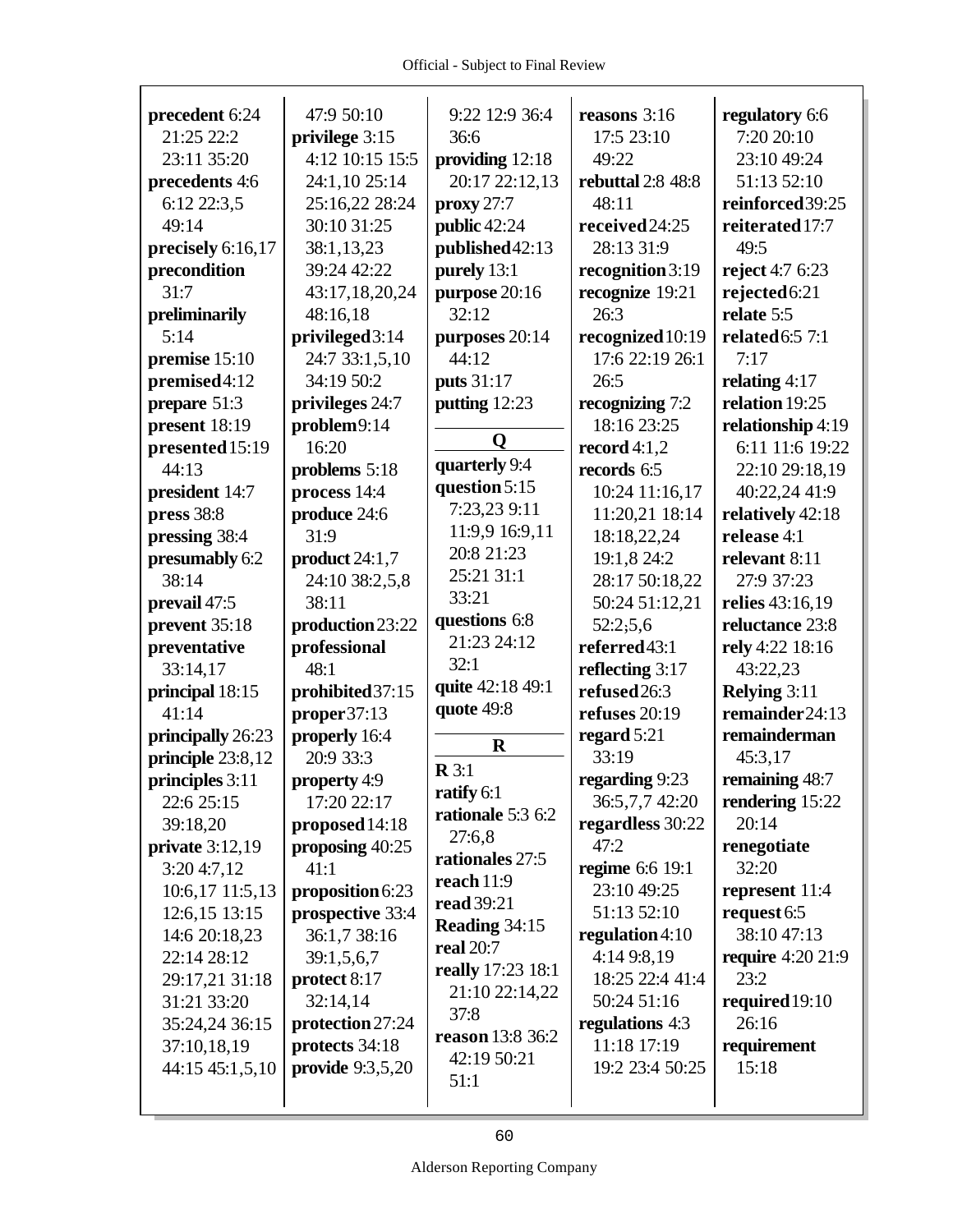**precedent** 6:24 21:25 22:2 23:11 35:20
**precedents** 4:6 6:12 22:3,5 49:14
**precisely** 6:16,17
**precondition** 31:7
**preliminarily** 5:14
**premise** 15:10
**premised** 4:12
**prepare** 51:3
**present** 18:19
**presented** 15:19 44:13
**president** 14:7
**press** 38:8
**pressing** 38:4
**presumably** 6:2 38:14
**prevail** 47:5
**prevent** 35:18
**preventative** 33:14,17
**principal** 18:15 41:14
**principally** 26:23
**principle** 23:8,12
**principles** 3:11 22:6 25:15 39:18,20
**private** 3:12,19 3:20 4:7,12 10:6,17 11:5,13 12:6,15 13:15 14:6 20:18,23 22:14 28:12 29:17,21 31:18 31:21 33:20 35:24,24 36:15 37:10,18,19 44:15 45:1,5,10 47:9 50:10
**privilege** 3:15 4:12 10:15 15:5 24:1,10 25:14 25:16,22 28:24 30:10 31:25 38:1,13,23 39:24 42:22 43:17,18,20,24 48:16,18
**privileged** 3:14 24:7 33:1,5,10 34:19 50:2
**privileges** 24:7
**problem** 9:14 16:20
**problems** 5:18
**process** 14:4
**produce** 24:6 31:9
**product** 24:1,7 24:10 38:2,5,8 38:11
**production** 23:22
**professional** 48:1
**prohibited** 37:15
**proper** 37:13
**properly** 16:4 20:9 33:3
**property** 4:9 17:20 22:17
**proposed** 14:18
**proposing** 40:25 41:1
**proposition** 6:23
**prospective** 33:4 36:1,7 38:16 39:1,5,6,7
**protect** 8:17 32:14,14
**protection** 27:24
**protects** 34:18
**provide** 9:3,5,20 9:22 12:9 36:4 36:6
**providing** 12:18 20:17 22:12,13
**proxy** 27:7
**public** 42:24
**published** 42:13
**purely** 13:1
**purpose** 20:16 32:12
**purposes** 20:14 44:12
**puts** 31:17
**putting** 12:23

## Q

**quarterly** 9:4
**question** 5:15 7:23,23 9:11 11:9,9 16:9,11 20:8 21:23 25:21 31:1 33:21
**questions** 6:8 21:23 24:12 32:1
**quite** 42:18 49:1
**quote** 49:8

## R

**R** 3:1
**ratify** 6:1
**rationale** 5:3 6:2 27:6,8
**rationales** 27:5
**reach** 11:9
**read** 39:21
**Reading** 34:15
**real** 20:7
**really** 17:23 18:1 21:10 22:14,22 37:8
**reason** 13:8 36:2 42:19 50:21 51:1
**reasons** 3:16 17:5 23:10 49:22
**rebuttal** 2:8 48:8 48:11
**received** 24:25 28:13 31:9
**recognition** 3:19
**recognize** 19:21 26:3
**recognized** 10:19 17:6 22:19 26:1 26:5
**recognizing** 7:2 18:16 23:25
**record** 4:1,2
**records** 6:5 10:24 11:16,17 11:20,21 18:14 18:18,22,24 19:1,8 24:2 28:17 50:18,22 50:24 51:12,21 52:2;5,6
**referred** 43:1
**reflecting** 3:17
**refused** 26:3
**refuses** 20:19
**regard** 5:21 33:19
**regarding** 9:23 36:5,7,7 42:20
**regardless** 30:22 47:2
**regime** 6:6 19:1 23:10 49:25 51:13 52:10
**regulation** 4:10 4:14 9:8,19 18:25 22:4 41:4 50:24 51:16
**regulations** 4:3 11:18 17:19 19:2 23:4 50:25
**regulatory** 6:6 7:20 20:10 23:10 49:24 51:13 52:10
**reinforced** 39:25
**reiterated** 17:7 49:5
**reject** 4:7 6:23
**rejected** 6:21
**relate** 5:5
**related** 6:5 7:1 7:17
**relating** 4:17
**relation** 19:25
**relationship** 4:19 6:11 11:6 19:22 22:10 29:18,19 40:22,24 41:9
**relatively** 42:18
**release** 4:1
**relevant** 8:11 27:9 37:23
**relies** 43:16,19
**reluctance** 23:8
**rely** 4:22 18:16 43:22,23
**Relying** 3:11
**remainder** 24:13
**remainderman** 45:3,17
**remaining** 48:7
**rendering** 15:22 20:14
**renegotiate** 32:20
**represent** 11:4
**request** 6:5 38:10 47:13
**require** 4:20 21:9 23:2
**required** 19:10 26:16
**requirement** 15:18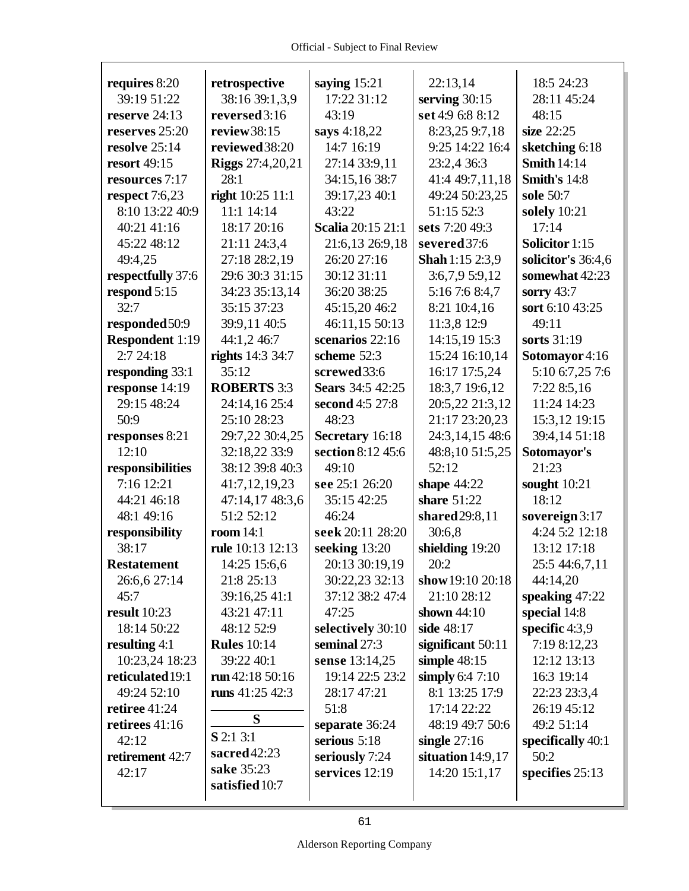**requires** 8:20 39:19 51:22
**reserve** 24:13
**reserves** 25:20
**resolve** 25:14
**resort** 49:15
**resources** 7:17
**respect** 7:6,23 8:10 13:22 40:9 40:21 41:16 45:22 48:12 49:4,25
**respectfully** 37:6
**respond** 5:15 32:7
**responded** 50:9
**Respondent** 1:19 2:7 24:18
**responding** 33:1
**response** 14:19 29:15 48:24 50:9
**responses** 8:21 12:10
**responsibilities** 7:16 12:21 44:21 46:18 48:1 49:16
**responsibility** 38:17
**Restatement** 26:6,6 27:14 45:7
**result** 10:23 18:14 50:22
**resulting** 4:1 10:23,24 18:23
**reticulated** 19:1 49:24 52:10
**retiree** 41:24
**retirees** 41:16 42:12
**retirement** 42:7 42:17
**retrospective** 38:16 39:1,3,9
**reversed** 3:16
**review** 38:15
**reviewed** 38:20
**Riggs** 27:4,20,21 28:1
**right** 10:25 11:1 11:1 14:14 18:17 20:16 21:11 24:3,4 27:18 28:2,19 29:6 30:3 31:15 34:23 35:13,14 35:15 37:23 39:9,11 40:5 44:1,2 46:7
**rights** 14:3 34:7 35:12
**ROBERTS** 3:3 24:14,16 25:4 25:10 28:23 29:7,22 30:4,25 32:18,22 33:9 38:12 39:8 40:3 41:7,12,19,23 47:14,17 48:3,6 51:2 52:12
**room** 14:1
**rule** 10:13 12:13 14:25 15:6,6 21:8 25:13 39:16,25 41:1 43:21 47:11 48:12 52:9
**Rules** 10:14 39:22 40:1
**run** 42:18 50:16
**runs** 41:25 42:3

**S**

**S** 2:1 3:1
**sacred** 42:23
**sake** 35:23
**satisfied** 10:7
**saying** 15:21 17:22 31:12 43:19
**says** 4:18,22 14:7 16:19 27:14 33:9,11 34:15,16 38:7 39:17,23 40:1 43:22
**Scalia** 20:15 21:1 21:6,13 26:9,18 26:20 27:16 30:12 31:11 36:20 38:25 45:15,20 46:2 46:11,15 50:13
**scenarios** 22:16
**scheme** 52:3
**screwed** 33:6
**Sears** 34:5 42:25
**second** 4:5 27:8 48:23
**Secretary** 16:18
**section** 8:12 45:6 49:10
**see** 25:1 26:20 35:15 42:25 46:24
**seek** 20:11 28:20
**seeking** 13:20 20:13 30:19,19 30:22,23 32:13 37:12 38:2 47:4 47:25
**selectively** 30:10
**seminal** 27:3
**sense** 13:14,25 19:14 22:5 23:2 28:17 47:21 51:8
**separate** 36:24
**serious** 5:18
**seriously** 7:24
**services** 12:19
22:13,14
**serving** 30:15
**set** 4:9 6:8 8:12 8:23,25 9:7,18 9:25 14:22 16:4 23:2,4 36:3 41:4 49:7,11,18 49:24 50:23,25 51:15 52:3
**sets** 7:20 49:3
**severed** 37:6
**Shah** 1:15 2:3,9 3:6,7,9 5:9,12 5:16 7:6 8:4,7 8:21 10:4,16 11:3,8 12:9 14:15,19 15:3 15:24 16:10,14 16:17 17:5,24 18:3,7 19:6,12 20:5,22 21:3,12 21:17 23:20,23 24:3,14,15 48:6 48:8,10 51:5,25 52:12
**shape** 44:22
**share** 51:22
**shared** 29:8,11 30:6,8
**shielding** 19:20 20:2
**show** 19:10 20:18 21:10 28:12
**shown** 44:10
**side** 48:17
**significant** 50:11
**simple** 48:15
**simply** 6:4 7:10 8:1 13:25 17:9 17:14 22:22 48:19 49:7 50:6
**single** 27:16
**situation** 14:9,17 14:20 15:1,17
18:5 24:23 28:11 45:24 48:15
**size** 22:25
**sketching** 6:18
**Smith** 14:14
**Smith's** 14:8
**sole** 50:7
**solely** 10:21 17:14
**Solicitor** 1:15
**solicitor's** 36:4,6
**somewhat** 42:23
**sorry** 43:7
**sort** 6:10 43:25 49:11
**sorts** 31:19
**Sotomayor** 4:16 5:10 6:7,25 7:6 7:22 8:5,16 11:24 14:23 15:3,12 19:15 39:4,14 51:18
**Sotomayor's** 21:23
**sought** 10:21 18:12
**sovereign** 3:17 4:24 5:2 12:18 13:12 17:18 25:5 44:6,7,11 44:14,20
**speaking** 47:22
**special** 14:8
**specific** 4:3,9 7:19 8:12,23 12:12 13:13 16:3 19:14 22:23 23:3,4 26:19 45:12 49:2 51:14
**specifically** 40:1 50:2
**specifies** 25:13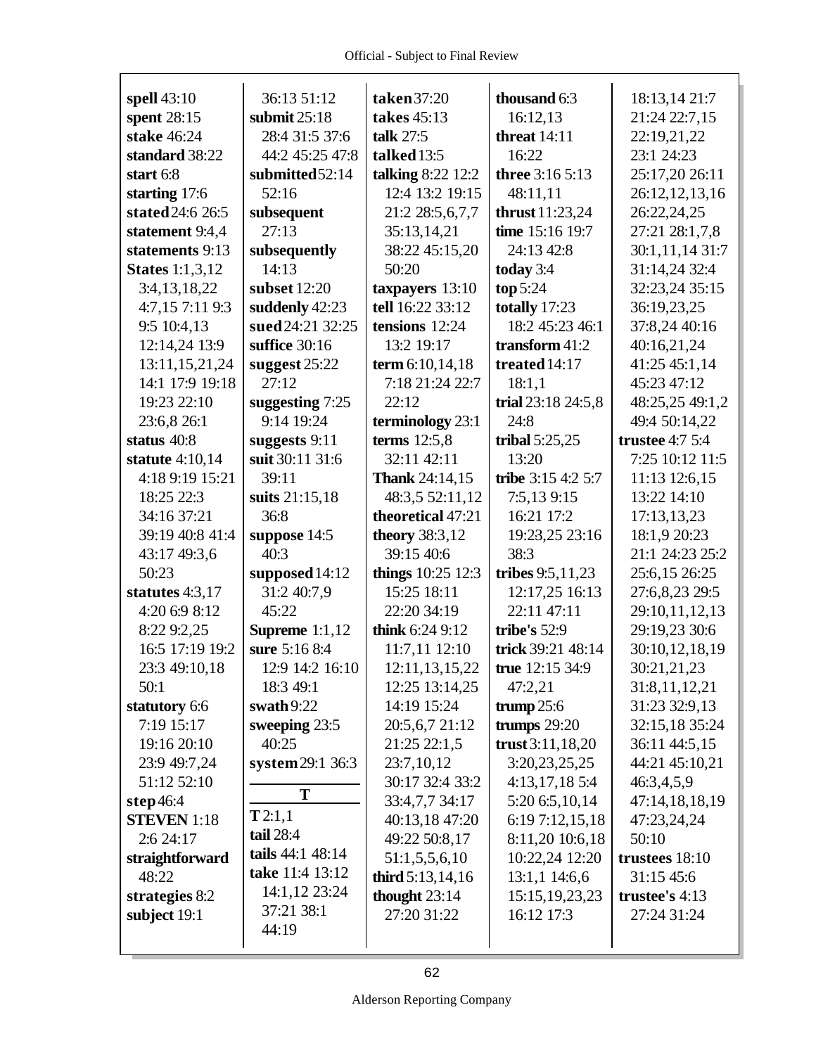**spell** 43:10
**spent** 28:15
**stake** 46:24
**standard** 38:22
**start** 6:8
**starting** 17:6
**stated** 24:6 26:5
**statement** 9:4,4
**statements** 9:13
**States** 1:1,3,12 3:4,13,18,22 4:7,15 7:11 9:3 9:5 10:4,13 12:14,24 13:9 13:11,15,21,24 14:1 17:9 19:18 19:23 22:10 23:6,8 26:1
**status** 40:8
**statute** 4:10,14 4:18 9:19 15:21 18:25 22:3 34:16 37:21 39:19 40:8 41:4 43:17 49:3,6 50:23
**statutes** 4:3,17 4:20 6:9 8:12 8:22 9:2,25 16:5 17:19 19:2 23:3 49:10,18 50:1
**statutory** 6:6 7:19 15:17 19:16 20:10 23:9 49:7,24 51:12 52:10
**step** 46:4
**STEVEN** 1:18 2:6 24:17
**straightforward** 48:22
**strategies** 8:2
**subject** 19:1 36:13 51:12
**submit** 25:18 28:4 31:5 37:6 44:2 45:25 47:8
**submitted** 52:14 52:16
**subsequent** 27:13
**subsequently** 14:13
**subset** 12:20
**suddenly** 42:23
**sued** 24:21 32:25
**suffice** 30:16
**suggest** 25:22 27:12
**suggesting** 7:25 9:14 19:24
**suggests** 9:11
**suit** 30:11 31:6 39:11
**suits** 21:15,18 36:8
**suppose** 14:5 40:3
**supposed** 14:12 31:2 40:7,9 45:22
**Supreme** 1:1,12
**sure** 5:16 8:4 12:9 14:2 16:10 18:3 49:1
**swath** 9:22
**sweeping** 23:5 40:25
**system** 29:1 36:3

**T**

**T** 2:1,1
**tail** 28:4
**tails** 44:1 48:14
**take** 11:4 13:12 14:1,12 23:24 37:21 38:1 44:19
**taken** 37:20
**takes** 45:13
**talk** 27:5
**talked** 13:5
**talking** 8:22 12:2 12:4 13:2 19:15 21:2 28:5,6,7,7 35:13,14,21 38:22 45:15,20 50:20
**taxpayers** 13:10
**tell** 16:22 33:12
**tensions** 12:24 13:2 19:17
**term** 6:10,14,18 7:18 21:24 22:7 22:12
**terminology** 23:1
**terms** 12:5,8 32:11 42:11
**Thank** 24:14,15 48:3,5 52:11,12
**theoretical** 47:21
**theory** 38:3,12 39:15 40:6
**things** 10:25 12:3 15:25 18:11 22:20 34:19
**think** 6:24 9:12 11:7,11 12:10 12:11,13,15,22 12:25 13:14,25 14:19 15:24 20:5,6,7 21:12 21:25 22:1,5 23:7,10,12 30:17 32:4 33:2 33:4,7,7 34:17 40:13,18 47:20 49:22 50:8,17 51:1,5,5,6,10
**third** 5:13,14,16
**thought** 23:14 27:20 31:22
**thousand** 6:3 16:12,13
**threat** 14:11 16:22
**three** 3:16 5:13 48:11,11
**thrust** 11:23,24
**time** 15:16 19:7 24:13 42:8
**today** 3:4
**top** 5:24
**totally** 17:23 18:2 45:23 46:1
**transform** 41:2
**treated** 14:17 18:1,1
**trial** 23:18 24:5,8 24:8
**tribal** 5:25,25 13:20
**tribe** 3:15 4:2 5:7 7:5,13 9:15 16:21 17:2 19:23,25 23:16 38:3
**tribes** 9:5,11,23 12:17,25 16:13 22:11 47:11
**tribe's** 52:9
**trick** 39:21 48:14
**true** 12:15 34:9 47:2,21
**trump** 25:6
**trumps** 29:20
**trust** 3:11,18,20 3:20,23,25,25 4:13,17,18 5:4 5:20 6:5,10,14 6:19 7:12,15,18 8:11,20 10:6,18 10:22,24 12:20 13:1,1 14:6,6 15:15,19,23,23 16:12 17:3 18:13,14 21:7 21:24 22:7,15 22:19,21,22 23:1 24:23 25:17,20 26:11 26:12,12,13,16 26:22,24,25 27:21 28:1,7,8 30:1,11,14 31:7 31:14,24 32:4 32:23,24 35:15 36:19,23,25 37:8,24 40:16 40:16,21,24 41:25 45:1,14 45:23 47:12 48:25,25 49:1,2 49:4 50:14,22
**trustee** 4:7 5:4 7:25 10:12 11:5 11:13 12:6,15 13:22 14:10 17:13,13,23 18:1,9 20:23 21:1 24:23 25:2 25:6,15 26:25 27:6,8,23 29:5 29:10,11,12,13 29:19,23 30:6 30:10,12,18,19 30:21,21,23 31:8,11,12,21 31:23 32:9,13 32:15,18 35:24 36:11 44:5,15 44:21 45:10,21 46:3,4,5,9 47:14,18,18,19 47:23,24,24 50:10
**trustees** 18:10 31:15 45:6
**trustee's** 4:13 27:24 31:24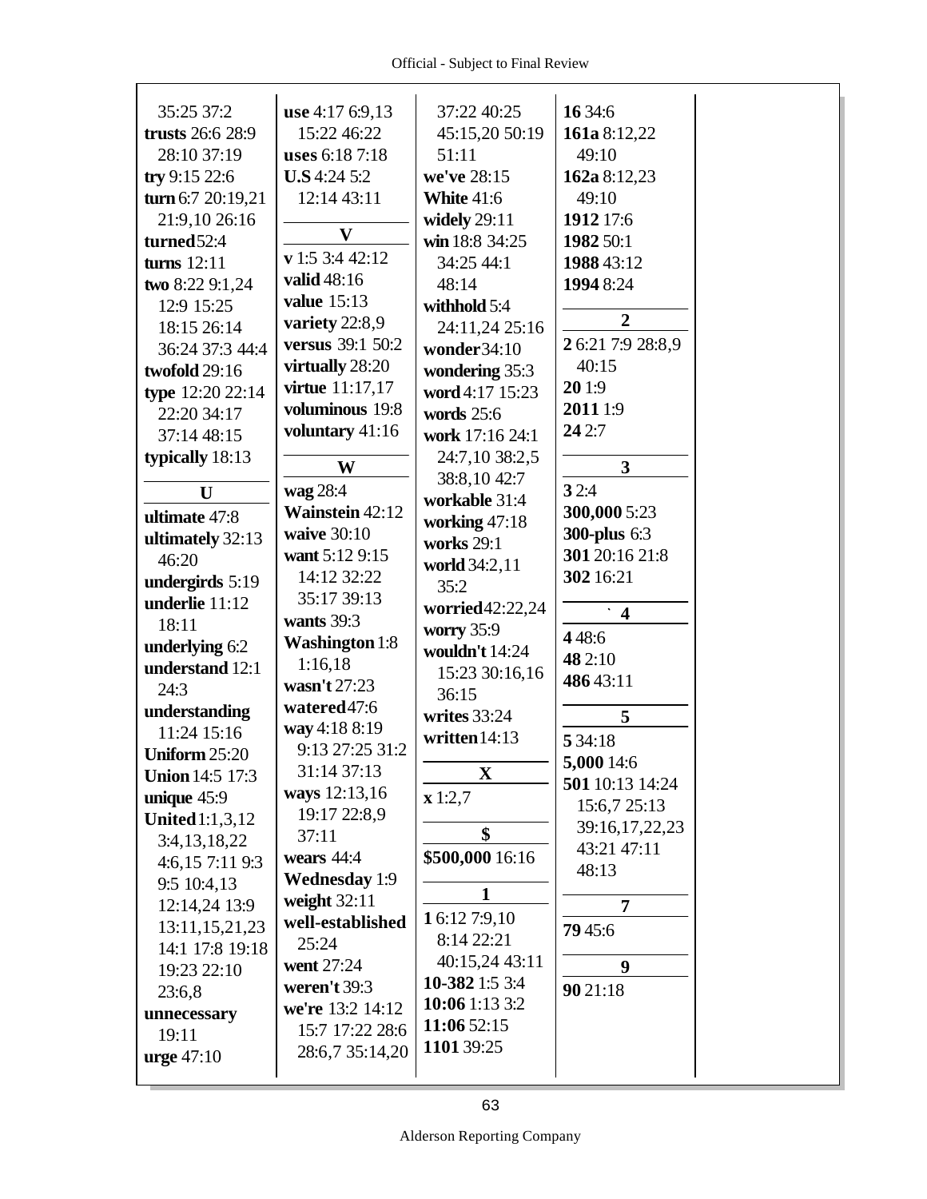35:25 37:2
**trusts** 26:6 28:9 28:10 37:19
**try** 9:15 22:6
**turn** 6:7 20:19,21 21:9,10 26:16
**turned** 52:4
**turns** 12:11
**two** 8:22 9:1,24 12:9 15:25 18:15 26:14 36:24 37:3 44:4
**twofold** 29:16
**type** 12:20 22:14 22:20 34:17 37:14 48:15
**typically** 18:13

**U**

**ultimate** 47:8
**ultimately** 32:13 46:20
**undergirds** 5:19
**underlie** 11:12 18:11
**underlying** 6:2
**understand** 12:1 24:3
**understanding** 11:24 15:16
**Uniform** 25:20
**Union** 14:5 17:3
**unique** 45:9
**United** 1:1,3,12 3:4,13,18,22 4:6,15 7:11 9:3 9:5 10:4,13 12:14,24 13:9 13:11,15,21,23 14:1 17:8 19:18 19:23 22:10 23:6,8
**unnecessary** 19:11
**urge** 47:10
**use** 4:17 6:9,13 15:22 46:22
**uses** 6:18 7:18
**U.S** 4:24 5:2 12:14 43:11

**V**

**v** 1:5 3:4 42:12
**valid** 48:16
**value** 15:13
**variety** 22:8,9
**versus** 39:1 50:2
**virtually** 28:20
**virtue** 11:17,17
**voluminous** 19:8
**voluntary** 41:16

**W**

**wag** 28:4
**Wainstein** 42:12
**waive** 30:10
**want** 5:12 9:15 14:12 32:22 35:17 39:13
**wants** 39:3
**Washington** 1:8 1:16,18
**wasn't** 27:23
**watered** 47:6
**way** 4:18 8:19 9:13 27:25 31:2 31:14 37:13
**ways** 12:13,16 19:17 22:8,9 37:11
**wears** 44:4
**Wednesday** 1:9
**weight** 32:11
**well-established** 25:24
**went** 27:24
**weren't** 39:3
**we're** 13:2 14:12 15:7 17:22 28:6 28:6,7 35:14,20 37:22 40:25 45:15,20 50:19 51:11
**we've** 28:15
**White** 41:6
**widely** 29:11
**win** 18:8 34:25 34:25 44:1 48:14
**withhold** 5:4 24:11,24 25:16
**wonder** 34:10
**wondering** 35:3
**word** 4:17 15:23
**words** 25:6
**work** 17:16 24:1 24:7,10 38:2,5 38:8,10 42:7
**workable** 31:4
**working** 47:18
**works** 29:1
**world** 34:2,11 35:2
**worried** 42:22,24
**worry** 35:9
**wouldn't** 14:24 15:23 30:16,16 36:15
**writes** 33:24
**written** 14:13

**X**

**x** 1:2,7

**$**

**$500,000** 16:16

**1**

**1** 6:12 7:9,10 8:14 22:21 40:15,24 43:11
**10-382** 1:5 3:4
**10:06** 1:13 3:2
**11:06** 52:15
**1101** 39:25
**16** 34:6
**161a** 8:12,22 49:10
**162a** 8:12,23 49:10
**1912** 17:6
**1982** 50:1
**1988** 43:12
**1994** 8:24

**2**

**2** 6:21 7:9 28:8,9 40:15
**20** 1:9
**2011** 1:9
**24** 2:7

**3**

**3** 2:4
**300,000** 5:23
**300-plus** 6:3
**301** 20:16 21:8
**302** 16:21

**4**

**4** 48:6
**48** 2:10
**486** 43:11

**5**

**5** 34:18
**5,000** 14:6
**501** 10:13 14:24 15:6,7 25:13 39:16,17,22,23 43:21 47:11 48:13

**7**

**79** 45:6

**9**

**90** 21:18